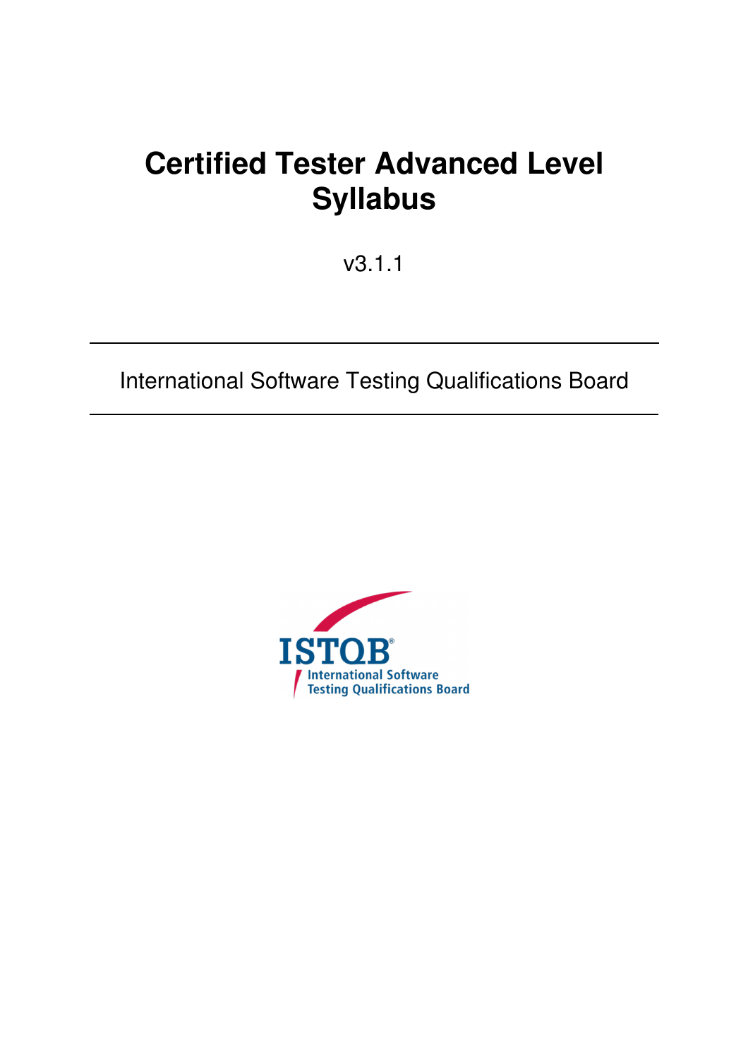# Certified Tester Advanced Level Syllabus

v3.1.1

International Software Testing Qualifications Board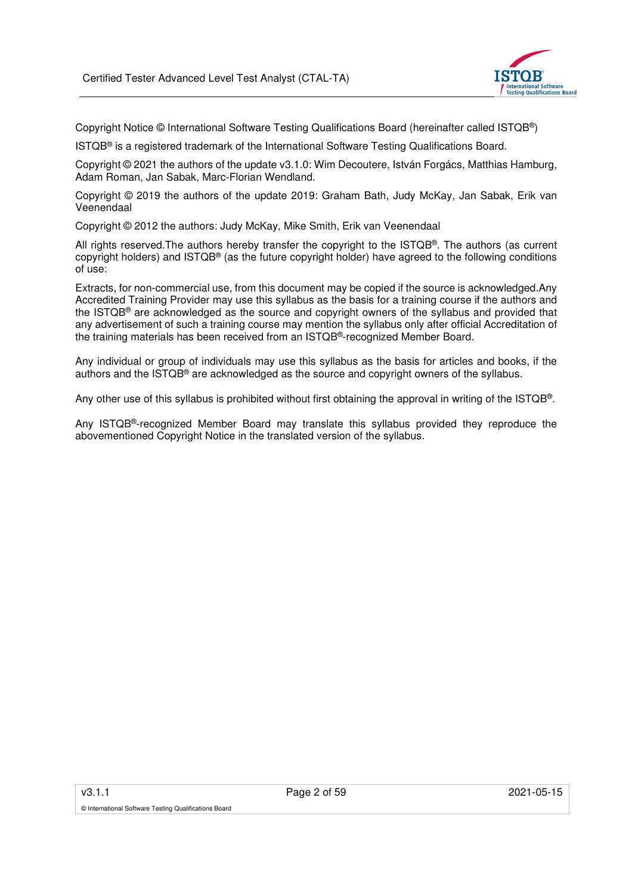Copyright Notice © International Software Testing Qualifications Board (hereinafter called ISTQB®)

ISTQB® is a registered trademark of the International Software Testing Qualifications Board.

Copyright © 2021 the authors of the update v3.1.0: Wim Decoutere, István Forgács, Matthias Hamburg, Adam Roman, Jan Sabak, Marc-Florian Wendland.

Copyright © 2019 the authors of the update 2019: Graham Bath, Judy McKay, Jan Sabak, Erik van Veenendaal

Copyright © 2012 the authors: Judy McKay, Mike Smith, Erik van Veenendaal

All rights reserved.The authors hereby transfer the copyright to the ISTQB®. The authors (as current copyright holders) and ISTQB® (as the future copyright holder) have agreed to the following conditions of use:

Extracts, for non-commercial use, from this document may be copied if the source is acknowledged.Any Accredited Training Provider may use this syllabus as the basis for a training course if the authors and the ISTQB® are acknowledged as the source and copyright owners of the syllabus and provided that any advertisement of such a training course may mention the syllabus only after official Accreditation of the training materials has been received from an ISTQB®-recognized Member Board.

Any individual or group of individuals may use this syllabus as the basis for articles and books, if the authors and the ISTQB® are acknowledged as the source and copyright owners of the syllabus.

Any other use of this syllabus is prohibited without first obtaining the approval in writing of the ISTQB®.

Any ISTQB®-recognized Member Board may translate this syllabus provided they reproduce the abovementioned Copyright Notice in the translated version of the syllabus.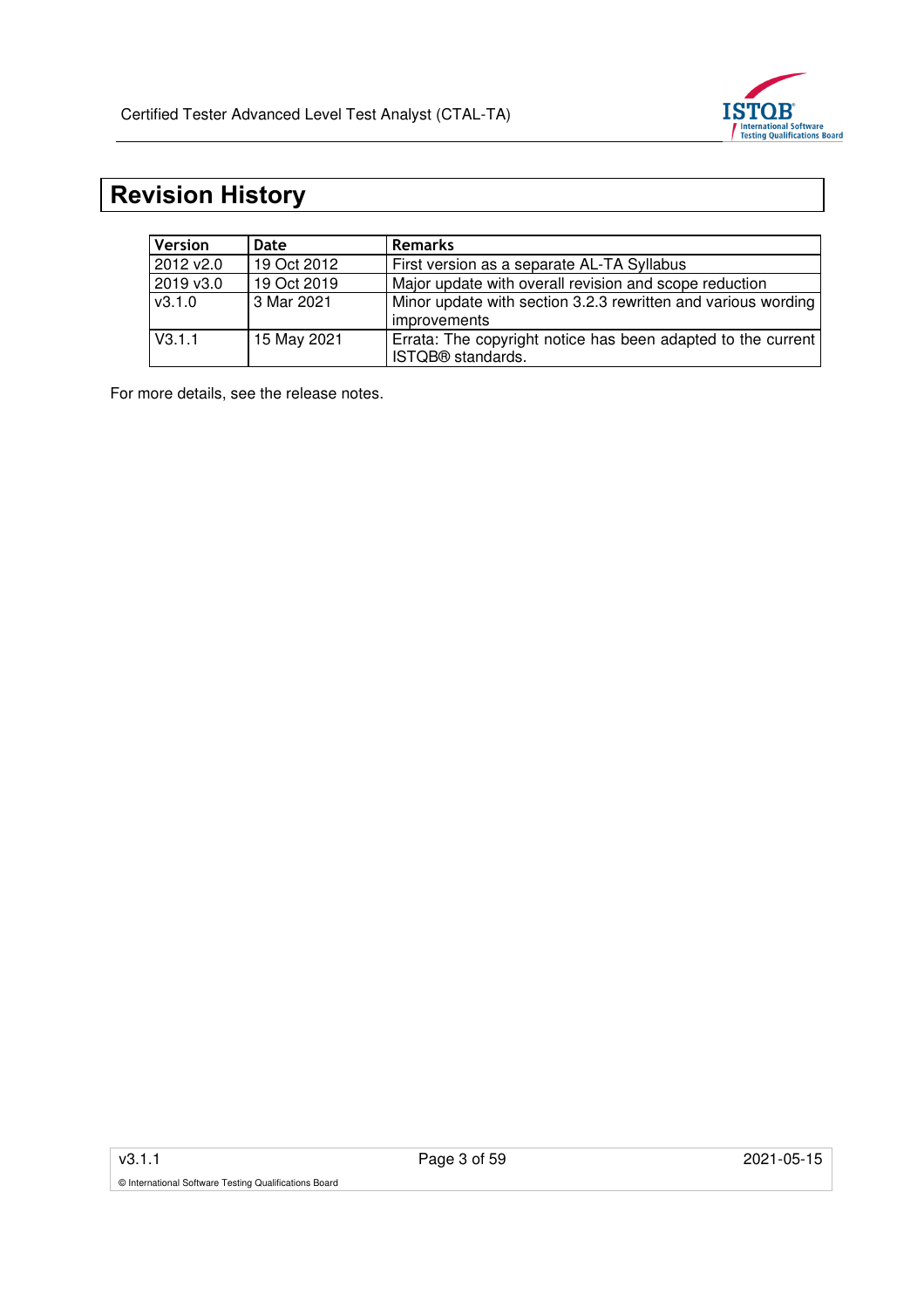# Revision History

| Version | Date | Remarks |
| --- | --- | --- |
| 2012 v2.0 | 19 Oct 2012 | First version as a separate AL-TA Syllabus |
| 2019 v3.0 | 19 Oct 2019 | Major update with overall revision and scope reduction |
| v3.1.0 | 3 Mar 2021 | Minor update with section 3.2.3 rewritten and various wording improvements |
| V3.1.1 | 15 May 2021 | Errata: The copyright notice has been adapted to the current ISTQB® standards. |

For more details, see the release notes.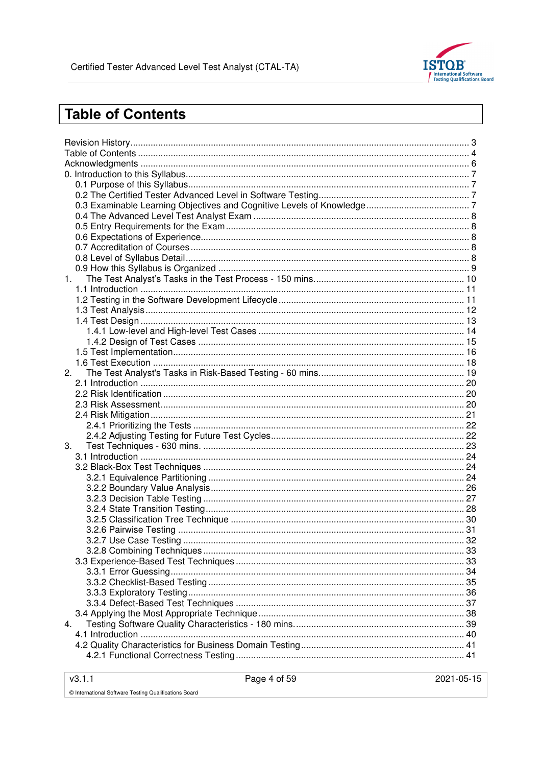# Table of Contents

Revision History ..... 3
Table of Contents ..... 4
Acknowledgments ..... 6
0. Introduction to this Syllabus ..... 7
- 0.1 Purpose of this Syllabus ..... 7
- 0.2 The Certified Tester Advanced Level in Software Testing ..... 7
- 0.3 Examinable Learning Objectives and Cognitive Levels of Knowledge ..... 7
- 0.4 The Advanced Level Test Analyst Exam ..... 8
- 0.5 Entry Requirements for the Exam ..... 8
- 0.6 Expectations of Experience ..... 8
- 0.7 Accreditation of Courses ..... 8
- 0.8 Level of Syllabus Detail ..... 8
- 0.9 How this Syllabus is Organized ..... 9

1. The Test Analyst's Tasks in the Test Process - 150 mins. ..... 10
   - 1.1 Introduction ..... 11
   - 1.2 Testing in the Software Development Lifecycle ..... 11
   - 1.3 Test Analysis ..... 12
   - 1.4 Test Design ..... 13
     - 1.4.1 Low-level and High-level Test Cases ..... 14
     - 1.4.2 Design of Test Cases ..... 15
   - 1.5 Test Implementation ..... 16
   - 1.6 Test Execution ..... 18
2. The Test Analyst's Tasks in Risk-Based Testing - 60 mins. ..... 19
   - 2.1 Introduction ..... 20
   - 2.2 Risk Identification ..... 20
   - 2.3 Risk Assessment ..... 20
   - 2.4 Risk Mitigation ..... 21
     - 2.4.1 Prioritizing the Tests ..... 22
     - 2.4.2 Adjusting Testing for Future Test Cycles ..... 22
3. Test Techniques - 630 mins. ..... 23
   - 3.1 Introduction ..... 24
   - 3.2 Black-Box Test Techniques ..... 24
     - 3.2.1 Equivalence Partitioning ..... 24
     - 3.2.2 Boundary Value Analysis ..... 26
     - 3.2.3 Decision Table Testing ..... 27
     - 3.2.4 State Transition Testing ..... 28
     - 3.2.5 Classification Tree Technique ..... 30
     - 3.2.6 Pairwise Testing ..... 31
     - 3.2.7 Use Case Testing ..... 32
     - 3.2.8 Combining Techniques ..... 33
   - 3.3 Experience-Based Test Techniques ..... 33
     - 3.3.1 Error Guessing ..... 34
     - 3.3.2 Checklist-Based Testing ..... 35
     - 3.3.3 Exploratory Testing ..... 36
     - 3.3.4 Defect-Based Test Techniques ..... 37
   - 3.4 Applying the Most Appropriate Technique ..... 38
4. Testing Software Quality Characteristics - 180 mins. ..... 39
   - 4.1 Introduction ..... 40
   - 4.2 Quality Characteristics for Business Domain Testing ..... 41
     - 4.2.1 Functional Correctness Testing ..... 41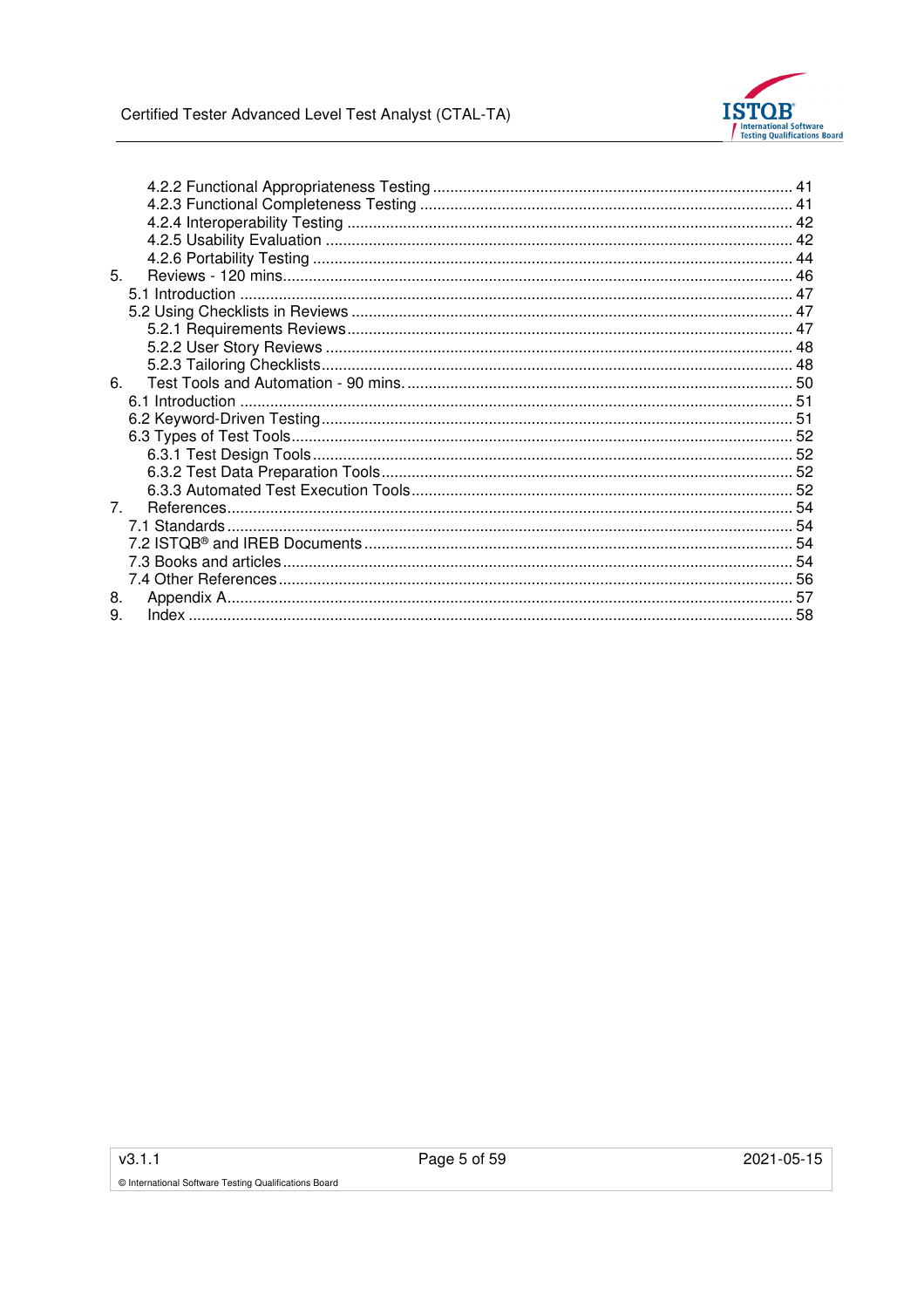4.2.2 Functional Appropriateness Testing ............................................................................ 41
4.2.3 Functional Completeness Testing ............................................................................... 41
4.2.4 Interoperability Testing ................................................................................................ 42
4.2.5 Usability Evaluation ..................................................................................................... 42
4.2.6 Portability Testing ........................................................................................................ 44

5. Reviews - 120 mins............................................................................................................... 46
5.1 Introduction ......................................................................................................................... 47
5.2 Using Checklists in Reviews ............................................................................................... 47
5.2.1 Requirements Reviews................................................................................................ 47
5.2.2 User Story Reviews ..................................................................................................... 48
5.2.3 Tailoring Checklists...................................................................................................... 48

6. Test Tools and Automation - 90 mins. .................................................................................. 50
6.1 Introduction ......................................................................................................................... 51
6.2 Keyword-Driven Testing...................................................................................................... 51
6.3 Types of Test Tools............................................................................................................. 52
6.3.1 Test Design Tools ........................................................................................................ 52
6.3.2 Test Data Preparation Tools ........................................................................................ 52
6.3.3 Automated Test Execution Tools ................................................................................. 52

7. References............................................................................................................................ 54
7.1 Standards ............................................................................................................................ 54
7.2 ISTQB® and IREB Documents ............................................................................................ 54
7.3 Books and articles ............................................................................................................... 54
7.4 Other References ................................................................................................................ 56

8. Appendix A............................................................................................................................ 57

9. Index ..................................................................................................................................... 58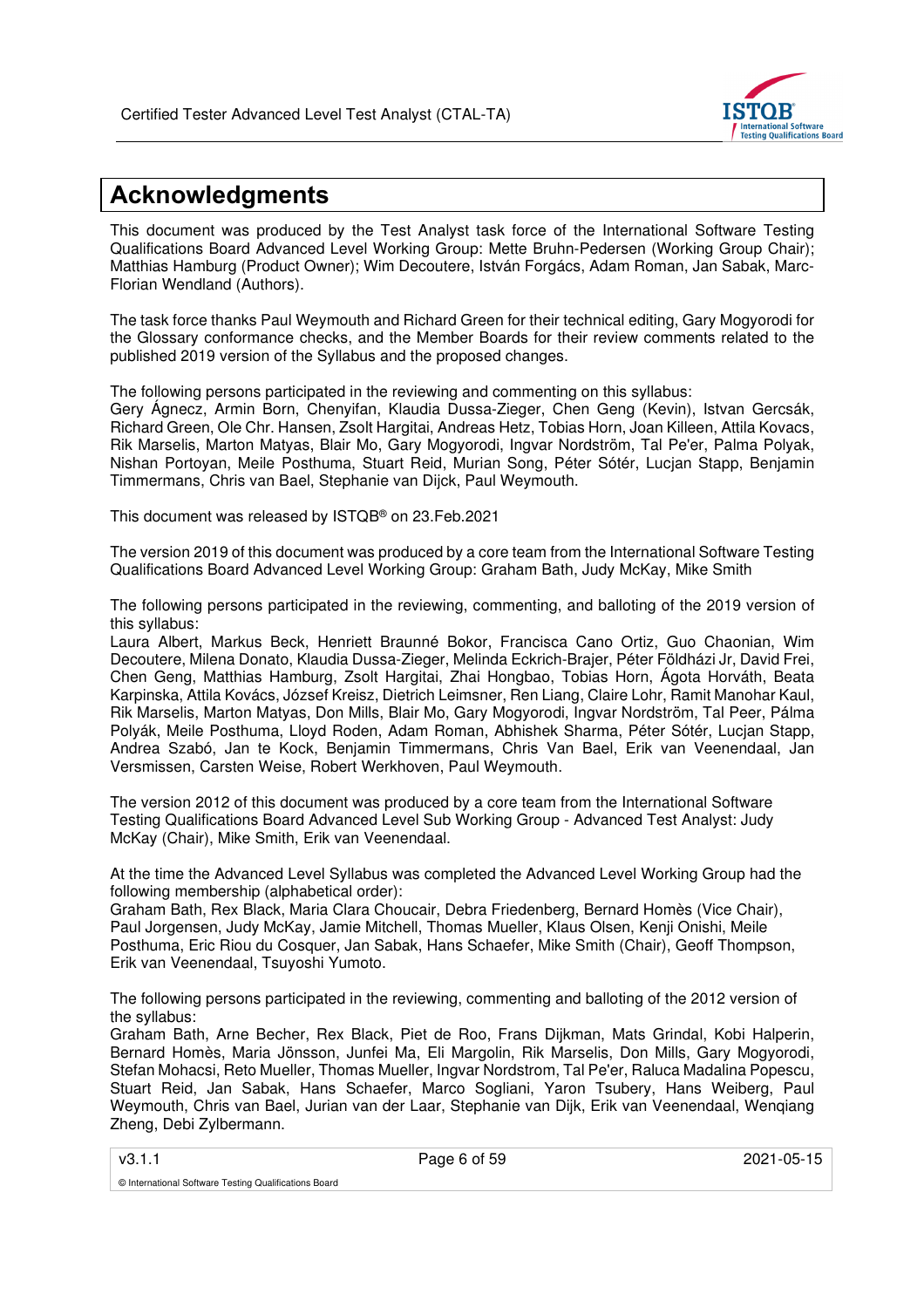# Acknowledgments

This document was produced by the Test Analyst task force of the International Software Testing Qualifications Board Advanced Level Working Group: Mette Bruhn-Pedersen (Working Group Chair); Matthias Hamburg (Product Owner); Wim Decoutere, István Forgács, Adam Roman, Jan Sabak, Marc-Florian Wendland (Authors).

The task force thanks Paul Weymouth and Richard Green for their technical editing, Gary Mogyorodi for the Glossary conformance checks, and the Member Boards for their review comments related to the published 2019 version of the Syllabus and the proposed changes.

The following persons participated in the reviewing and commenting on this syllabus:
Gery Ágnecz, Armin Born, Chenyifan, Klaudia Dussa-Zieger, Chen Geng (Kevin), Istvan Gercsák, Richard Green, Ole Chr. Hansen, Zsolt Hargitai, Andreas Hetz, Tobias Horn, Joan Killeen, Attila Kovacs, Rik Marselis, Marton Matyas, Blair Mo, Gary Mogyorodi, Ingvar Nordström, Tal Pe'er, Palma Polyak, Nishan Portoyan, Meile Posthuma, Stuart Reid, Murian Song, Péter Sótér, Lucjan Stapp, Benjamin Timmermans, Chris van Bael, Stephanie van Dijck, Paul Weymouth.

This document was released by ISTQB® on 23.Feb.2021

The version 2019 of this document was produced by a core team from the International Software Testing Qualifications Board Advanced Level Working Group: Graham Bath, Judy McKay, Mike Smith

The following persons participated in the reviewing, commenting, and balloting of the 2019 version of this syllabus:
Laura Albert, Markus Beck, Henriett Braunné Bokor, Francisca Cano Ortiz, Guo Chaonian, Wim Decoutere, Milena Donato, Klaudia Dussa-Zieger, Melinda Eckrich-Brajer, Péter Földházi Jr, David Frei, Chen Geng, Matthias Hamburg, Zsolt Hargitai, Zhai Hongbao, Tobias Horn, Ágota Horváth, Beata Karpinska, Attila Kovács, József Kreisz, Dietrich Leimsner, Ren Liang, Claire Lohr, Ramit Manohar Kaul, Rik Marselis, Marton Matyas, Don Mills, Blair Mo, Gary Mogyorodi, Ingvar Nordström, Tal Peer, Pálma Polyák, Meile Posthuma, Lloyd Roden, Adam Roman, Abhishek Sharma, Péter Sótér, Lucjan Stapp, Andrea Szabó, Jan te Kock, Benjamin Timmermans, Chris Van Bael, Erik van Veenendaal, Jan Versmissen, Carsten Weise, Robert Werkhoven, Paul Weymouth.

The version 2012 of this document was produced by a core team from the International Software Testing Qualifications Board Advanced Level Sub Working Group - Advanced Test Analyst: Judy McKay (Chair), Mike Smith, Erik van Veenendaal.

At the time the Advanced Level Syllabus was completed the Advanced Level Working Group had the following membership (alphabetical order):
Graham Bath, Rex Black, Maria Clara Choucair, Debra Friedenberg, Bernard Homès (Vice Chair), Paul Jorgensen, Judy McKay, Jamie Mitchell, Thomas Mueller, Klaus Olsen, Kenji Onishi, Meile Posthuma, Eric Riou du Cosquer, Jan Sabak, Hans Schaefer, Mike Smith (Chair), Geoff Thompson, Erik van Veenendaal, Tsuyoshi Yumoto.

The following persons participated in the reviewing, commenting and balloting of the 2012 version of the syllabus:
Graham Bath, Arne Becher, Rex Black, Piet de Roo, Frans Dijkman, Mats Grindal, Kobi Halperin, Bernard Homès, Maria Jönsson, Junfei Ma, Eli Margolin, Rik Marselis, Don Mills, Gary Mogyorodi, Stefan Mohacsi, Reto Mueller, Thomas Mueller, Ingvar Nordstrom, Tal Pe'er, Raluca Madalina Popescu, Stuart Reid, Jan Sabak, Hans Schaefer, Marco Sogliani, Yaron Tsubery, Hans Weiberg, Paul Weymouth, Chris van Bael, Jurian van der Laar, Stephanie van Dijk, Erik van Veenendaal, Wenqiang Zheng, Debi Zylbermann.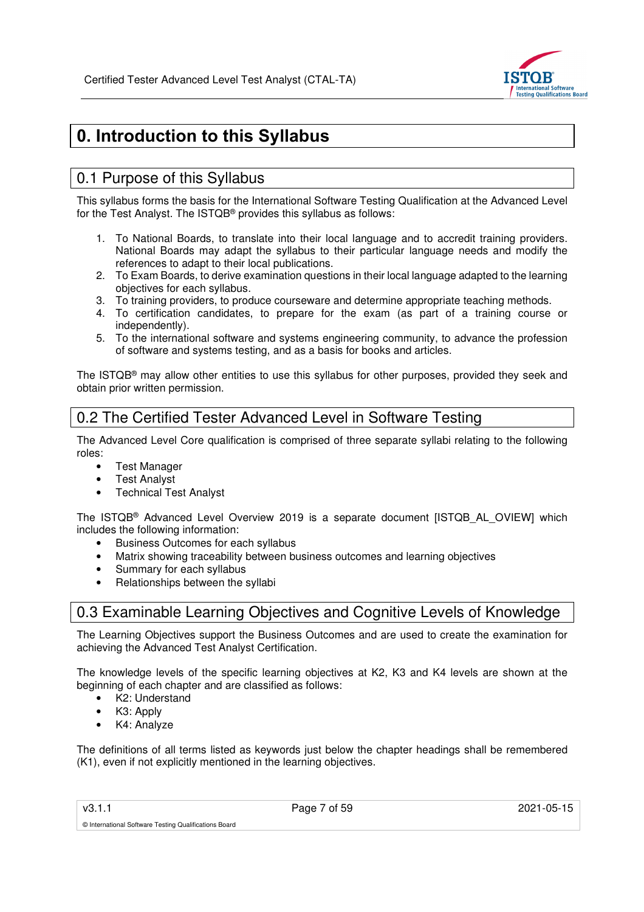# 0. Introduction to this Syllabus

## 0.1 Purpose of this Syllabus

This syllabus forms the basis for the International Software Testing Qualification at the Advanced Level for the Test Analyst. The ISTQB® provides this syllabus as follows:

1. To National Boards, to translate into their local language and to accredit training providers. National Boards may adapt the syllabus to their particular language needs and modify the references to adapt to their local publications.
2. To Exam Boards, to derive examination questions in their local language adapted to the learning objectives for each syllabus.
3. To training providers, to produce courseware and determine appropriate teaching methods.
4. To certification candidates, to prepare for the exam (as part of a training course or independently).
5. To the international software and systems engineering community, to advance the profession of software and systems testing, and as a basis for books and articles.

The ISTQB® may allow other entities to use this syllabus for other purposes, provided they seek and obtain prior written permission.

## 0.2 The Certified Tester Advanced Level in Software Testing

The Advanced Level Core qualification is comprised of three separate syllabi relating to the following roles:

- Test Manager
- Test Analyst
- Technical Test Analyst

The ISTQB® Advanced Level Overview 2019 is a separate document [ISTQB_AL_OVIEW] which includes the following information:

- Business Outcomes for each syllabus
- Matrix showing traceability between business outcomes and learning objectives
- Summary for each syllabus
- Relationships between the syllabi

## 0.3 Examinable Learning Objectives and Cognitive Levels of Knowledge

The Learning Objectives support the Business Outcomes and are used to create the examination for achieving the Advanced Test Analyst Certification.

The knowledge levels of the specific learning objectives at K2, K3 and K4 levels are shown at the beginning of each chapter and are classified as follows:

- K2: Understand
- K3: Apply
- K4: Analyze

The definitions of all terms listed as keywords just below the chapter headings shall be remembered (K1), even if not explicitly mentioned in the learning objectives.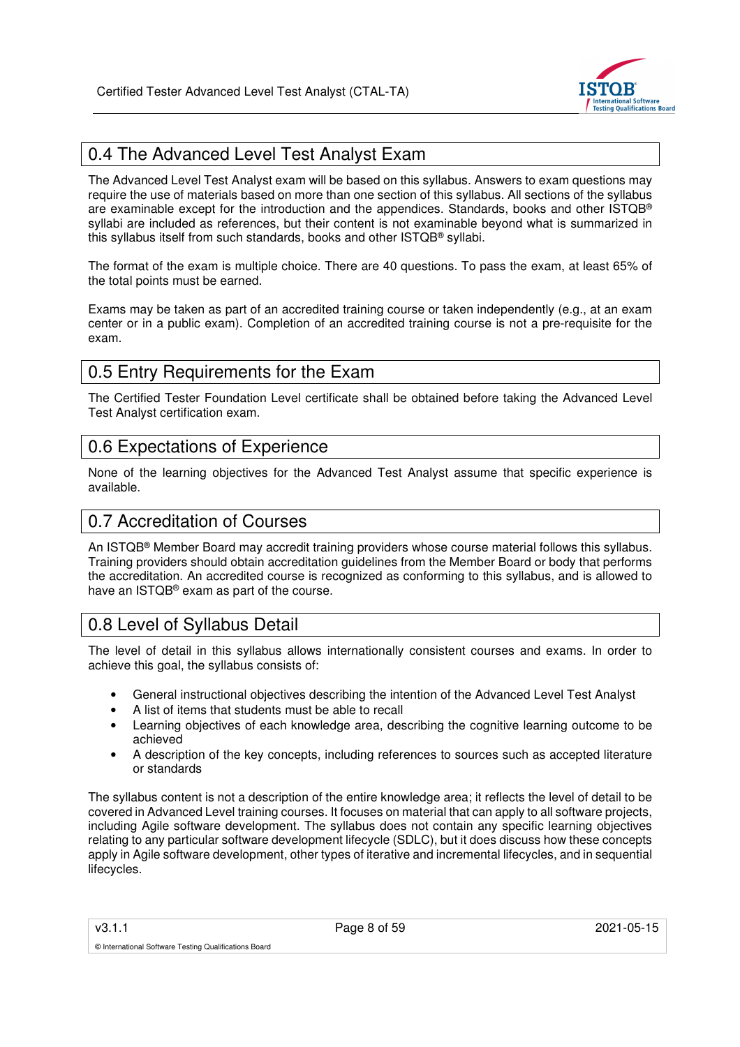## 0.4 The Advanced Level Test Analyst Exam

The Advanced Level Test Analyst exam will be based on this syllabus. Answers to exam questions may require the use of materials based on more than one section of this syllabus. All sections of the syllabus are examinable except for the introduction and the appendices. Standards, books and other ISTQB® syllabi are included as references, but their content is not examinable beyond what is summarized in this syllabus itself from such standards, books and other ISTQB® syllabi.

The format of the exam is multiple choice. There are 40 questions. To pass the exam, at least 65% of the total points must be earned.

Exams may be taken as part of an accredited training course or taken independently (e.g., at an exam center or in a public exam). Completion of an accredited training course is not a pre-requisite for the exam.

## 0.5 Entry Requirements for the Exam

The Certified Tester Foundation Level certificate shall be obtained before taking the Advanced Level Test Analyst certification exam.

## 0.6 Expectations of Experience

None of the learning objectives for the Advanced Test Analyst assume that specific experience is available.

## 0.7 Accreditation of Courses

An ISTQB® Member Board may accredit training providers whose course material follows this syllabus. Training providers should obtain accreditation guidelines from the Member Board or body that performs the accreditation. An accredited course is recognized as conforming to this syllabus, and is allowed to have an ISTQB® exam as part of the course.

## 0.8 Level of Syllabus Detail

The level of detail in this syllabus allows internationally consistent courses and exams. In order to achieve this goal, the syllabus consists of:

- General instructional objectives describing the intention of the Advanced Level Test Analyst
- A list of items that students must be able to recall
- Learning objectives of each knowledge area, describing the cognitive learning outcome to be achieved
- A description of the key concepts, including references to sources such as accepted literature or standards

The syllabus content is not a description of the entire knowledge area; it reflects the level of detail to be covered in Advanced Level training courses. It focuses on material that can apply to all software projects, including Agile software development. The syllabus does not contain any specific learning objectives relating to any particular software development lifecycle (SDLC), but it does discuss how these concepts apply in Agile software development, other types of iterative and incremental lifecycles, and in sequential lifecycles.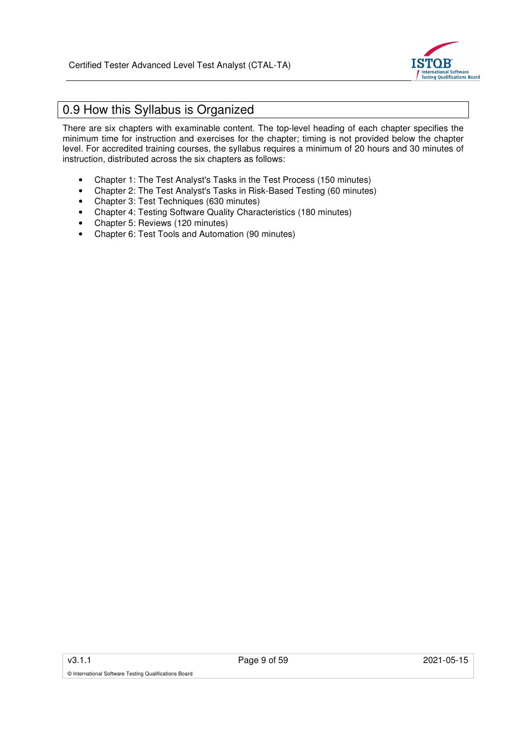## 0.9 How this Syllabus is Organized

There are six chapters with examinable content. The top-level heading of each chapter specifies the minimum time for instruction and exercises for the chapter; timing is not provided below the chapter level. For accredited training courses, the syllabus requires a minimum of 20 hours and 30 minutes of instruction, distributed across the six chapters as follows:

- Chapter 1: The Test Analyst's Tasks in the Test Process (150 minutes)
- Chapter 2: The Test Analyst's Tasks in Risk-Based Testing (60 minutes)
- Chapter 3: Test Techniques (630 minutes)
- Chapter 4: Testing Software Quality Characteristics (180 minutes)
- Chapter 5: Reviews (120 minutes)
- Chapter 6: Test Tools and Automation (90 minutes)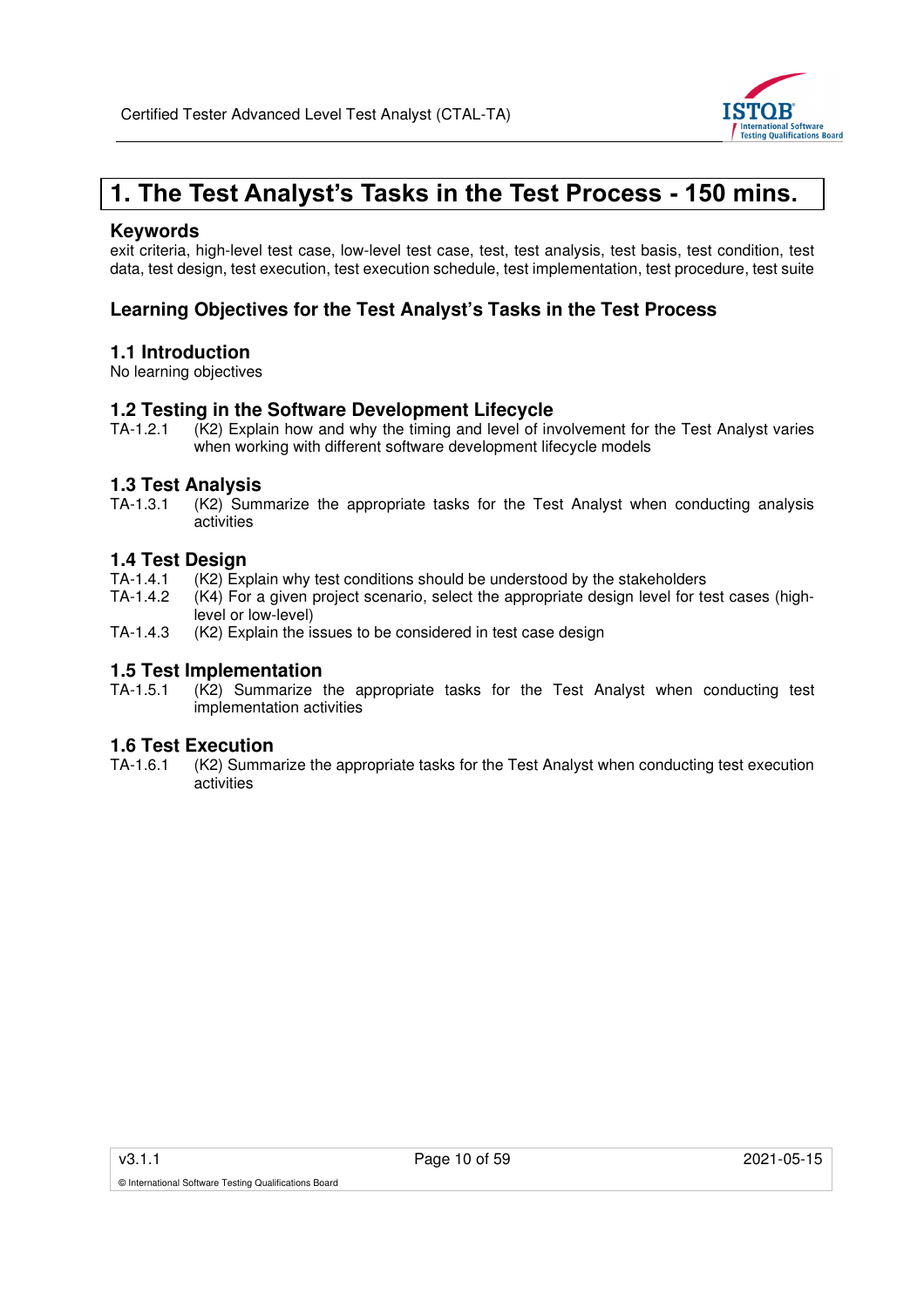# 1. The Test Analyst's Tasks in the Test Process - 150 mins.

### Keywords

exit criteria, high-level test case, low-level test case, test, test analysis, test basis, test condition, test data, test design, test execution, test execution schedule, test implementation, test procedure, test suite

## Learning Objectives for the Test Analyst's Tasks in the Test Process

### 1.1 Introduction

No learning objectives

### 1.2 Testing in the Software Development Lifecycle

TA-1.2.1 (K2) Explain how and why the timing and level of involvement for the Test Analyst varies when working with different software development lifecycle models

### 1.3 Test Analysis

TA-1.3.1 (K2) Summarize the appropriate tasks for the Test Analyst when conducting analysis activities

### 1.4 Test Design

TA-1.4.1 (K2) Explain why test conditions should be understood by the stakeholders

TA-1.4.2 (K4) For a given project scenario, select the appropriate design level for test cases (high-level or low-level)

TA-1.4.3 (K2) Explain the issues to be considered in test case design

### 1.5 Test Implementation

TA-1.5.1 (K2) Summarize the appropriate tasks for the Test Analyst when conducting test implementation activities

### 1.6 Test Execution

TA-1.6.1 (K2) Summarize the appropriate tasks for the Test Analyst when conducting test execution activities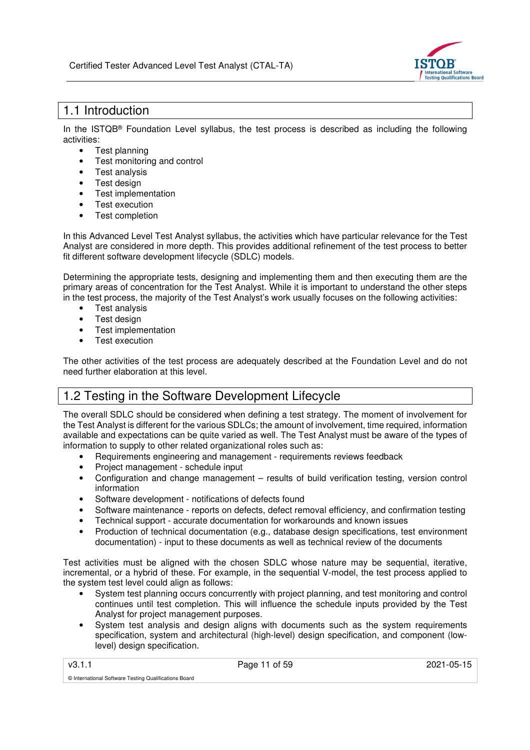## 1.1 Introduction

In the ISTQB® Foundation Level syllabus, the test process is described as including the following activities:

- Test planning
- Test monitoring and control
- Test analysis
- Test design
- Test implementation
- Test execution
- Test completion

In this Advanced Level Test Analyst syllabus, the activities which have particular relevance for the Test Analyst are considered in more depth. This provides additional refinement of the test process to better fit different software development lifecycle (SDLC) models.

Determining the appropriate tests, designing and implementing them and then executing them are the primary areas of concentration for the Test Analyst. While it is important to understand the other steps in the test process, the majority of the Test Analyst's work usually focuses on the following activities:

- Test analysis
- Test design
- Test implementation
- Test execution

The other activities of the test process are adequately described at the Foundation Level and do not need further elaboration at this level.

## 1.2 Testing in the Software Development Lifecycle

The overall SDLC should be considered when defining a test strategy. The moment of involvement for the Test Analyst is different for the various SDLCs; the amount of involvement, time required, information available and expectations can be quite varied as well. The Test Analyst must be aware of the types of information to supply to other related organizational roles such as:

- Requirements engineering and management - requirements reviews feedback
- Project management - schedule input
- Configuration and change management – results of build verification testing, version control information
- Software development - notifications of defects found
- Software maintenance - reports on defects, defect removal efficiency, and confirmation testing
- Technical support - accurate documentation for workarounds and known issues
- Production of technical documentation (e.g., database design specifications, test environment documentation) - input to these documents as well as technical review of the documents

Test activities must be aligned with the chosen SDLC whose nature may be sequential, iterative, incremental, or a hybrid of these. For example, in the sequential V-model, the test process applied to the system test level could align as follows:

- System test planning occurs concurrently with project planning, and test monitoring and control continues until test completion. This will influence the schedule inputs provided by the Test Analyst for project management purposes.
- System test analysis and design aligns with documents such as the system requirements specification, system and architectural (high-level) design specification, and component (low-level) design specification.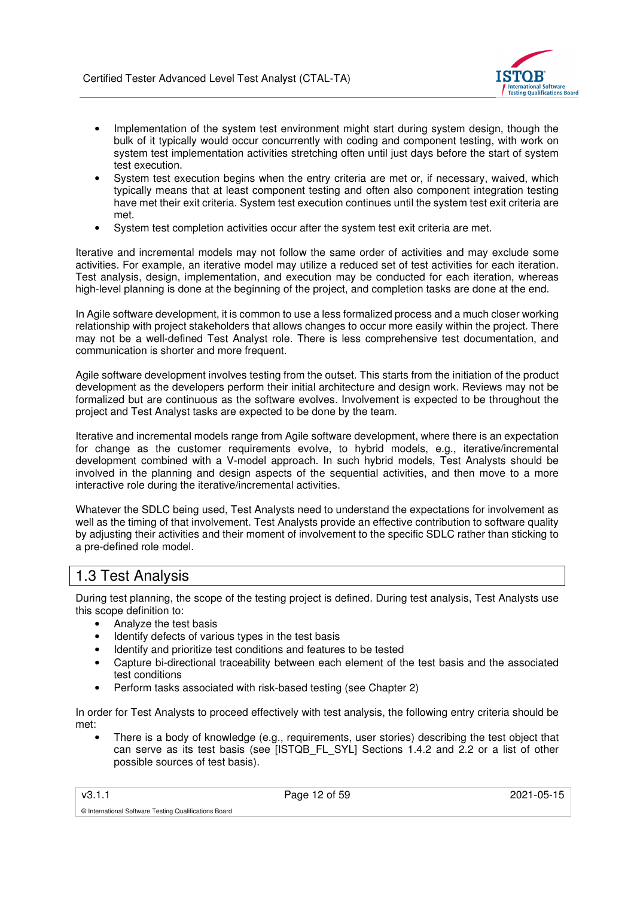- Implementation of the system test environment might start during system design, though the bulk of it typically would occur concurrently with coding and component testing, with work on system test implementation activities stretching often until just days before the start of system test execution.
- System test execution begins when the entry criteria are met or, if necessary, waived, which typically means that at least component testing and often also component integration testing have met their exit criteria. System test execution continues until the system test exit criteria are met.
- System test completion activities occur after the system test exit criteria are met.

Iterative and incremental models may not follow the same order of activities and may exclude some activities. For example, an iterative model may utilize a reduced set of test activities for each iteration. Test analysis, design, implementation, and execution may be conducted for each iteration, whereas high-level planning is done at the beginning of the project, and completion tasks are done at the end.

In Agile software development, it is common to use a less formalized process and a much closer working relationship with project stakeholders that allows changes to occur more easily within the project. There may not be a well-defined Test Analyst role. There is less comprehensive test documentation, and communication is shorter and more frequent.

Agile software development involves testing from the outset. This starts from the initiation of the product development as the developers perform their initial architecture and design work. Reviews may not be formalized but are continuous as the software evolves. Involvement is expected to be throughout the project and Test Analyst tasks are expected to be done by the team.

Iterative and incremental models range from Agile software development, where there is an expectation for change as the customer requirements evolve, to hybrid models, e.g., iterative/incremental development combined with a V-model approach. In such hybrid models, Test Analysts should be involved in the planning and design aspects of the sequential activities, and then move to a more interactive role during the iterative/incremental activities.

Whatever the SDLC being used, Test Analysts need to understand the expectations for involvement as well as the timing of that involvement. Test Analysts provide an effective contribution to software quality by adjusting their activities and their moment of involvement to the specific SDLC rather than sticking to a pre-defined role model.

## 1.3 Test Analysis

During test planning, the scope of the testing project is defined. During test analysis, Test Analysts use this scope definition to:

- Analyze the test basis
- Identify defects of various types in the test basis
- Identify and prioritize test conditions and features to be tested
- Capture bi-directional traceability between each element of the test basis and the associated test conditions
- Perform tasks associated with risk-based testing (see Chapter 2)

In order for Test Analysts to proceed effectively with test analysis, the following entry criteria should be met:

- There is a body of knowledge (e.g., requirements, user stories) describing the test object that can serve as its test basis (see [ISTQB_FL_SYL] Sections 1.4.2 and 2.2 or a list of other possible sources of test basis).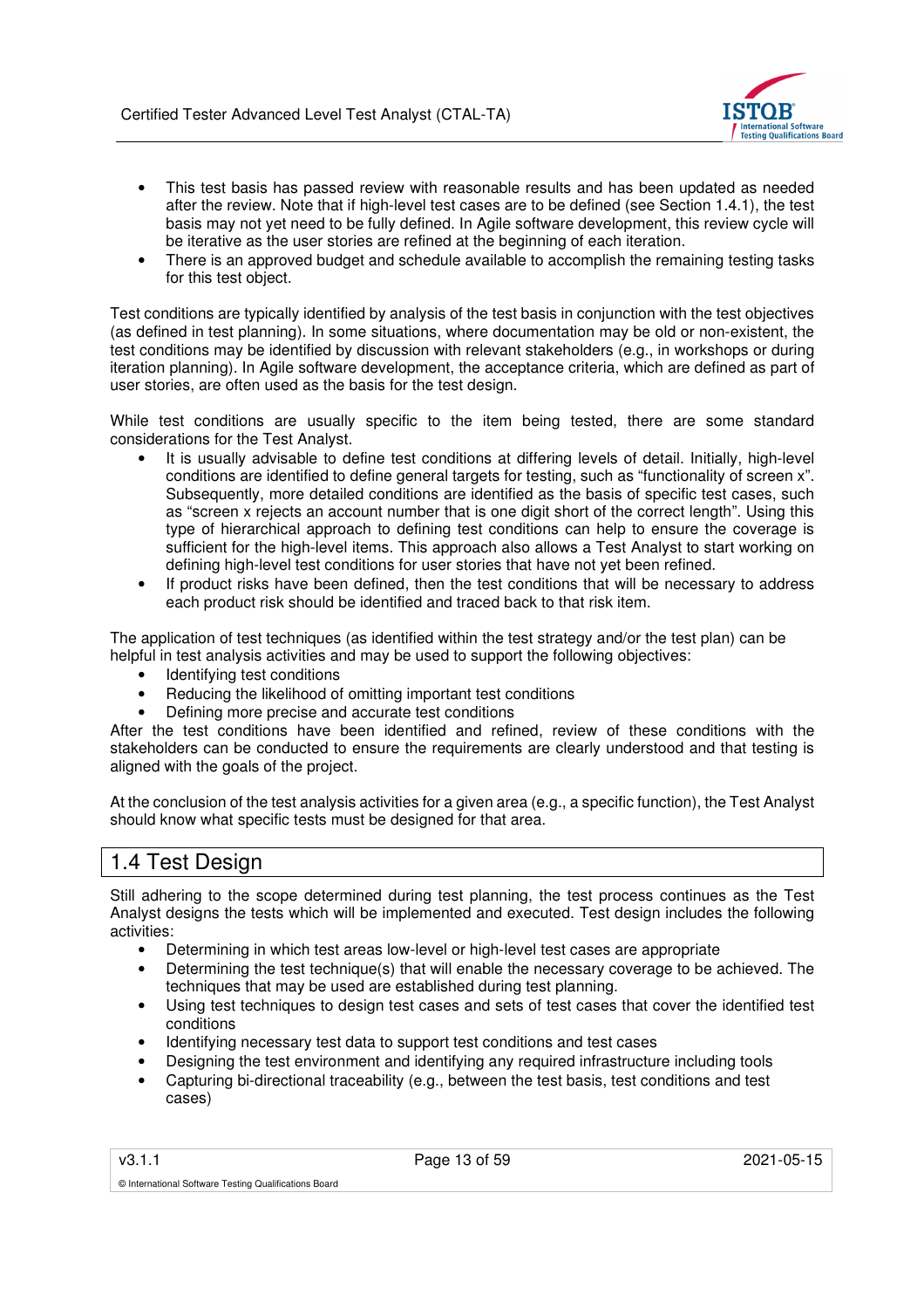- This test basis has passed review with reasonable results and has been updated as needed after the review. Note that if high-level test cases are to be defined (see Section 1.4.1), the test basis may not yet need to be fully defined. In Agile software development, this review cycle will be iterative as the user stories are refined at the beginning of each iteration.
- There is an approved budget and schedule available to accomplish the remaining testing tasks for this test object.

Test conditions are typically identified by analysis of the test basis in conjunction with the test objectives (as defined in test planning). In some situations, where documentation may be old or non-existent, the test conditions may be identified by discussion with relevant stakeholders (e.g., in workshops or during iteration planning). In Agile software development, the acceptance criteria, which are defined as part of user stories, are often used as the basis for the test design.

While test conditions are usually specific to the item being tested, there are some standard considerations for the Test Analyst.

- It is usually advisable to define test conditions at differing levels of detail. Initially, high-level conditions are identified to define general targets for testing, such as "functionality of screen x". Subsequently, more detailed conditions are identified as the basis of specific test cases, such as "screen x rejects an account number that is one digit short of the correct length". Using this type of hierarchical approach to defining test conditions can help to ensure the coverage is sufficient for the high-level items. This approach also allows a Test Analyst to start working on defining high-level test conditions for user stories that have not yet been refined.
- If product risks have been defined, then the test conditions that will be necessary to address each product risk should be identified and traced back to that risk item.

The application of test techniques (as identified within the test strategy and/or the test plan) can be helpful in test analysis activities and may be used to support the following objectives:

- Identifying test conditions
- Reducing the likelihood of omitting important test conditions
- Defining more precise and accurate test conditions

After the test conditions have been identified and refined, review of these conditions with the stakeholders can be conducted to ensure the requirements are clearly understood and that testing is aligned with the goals of the project.

At the conclusion of the test analysis activities for a given area (e.g., a specific function), the Test Analyst should know what specific tests must be designed for that area.

## 1.4 Test Design

Still adhering to the scope determined during test planning, the test process continues as the Test Analyst designs the tests which will be implemented and executed. Test design includes the following activities:

- Determining in which test areas low-level or high-level test cases are appropriate
- Determining the test technique(s) that will enable the necessary coverage to be achieved. The techniques that may be used are established during test planning.
- Using test techniques to design test cases and sets of test cases that cover the identified test conditions
- Identifying necessary test data to support test conditions and test cases
- Designing the test environment and identifying any required infrastructure including tools
- Capturing bi-directional traceability (e.g., between the test basis, test conditions and test cases)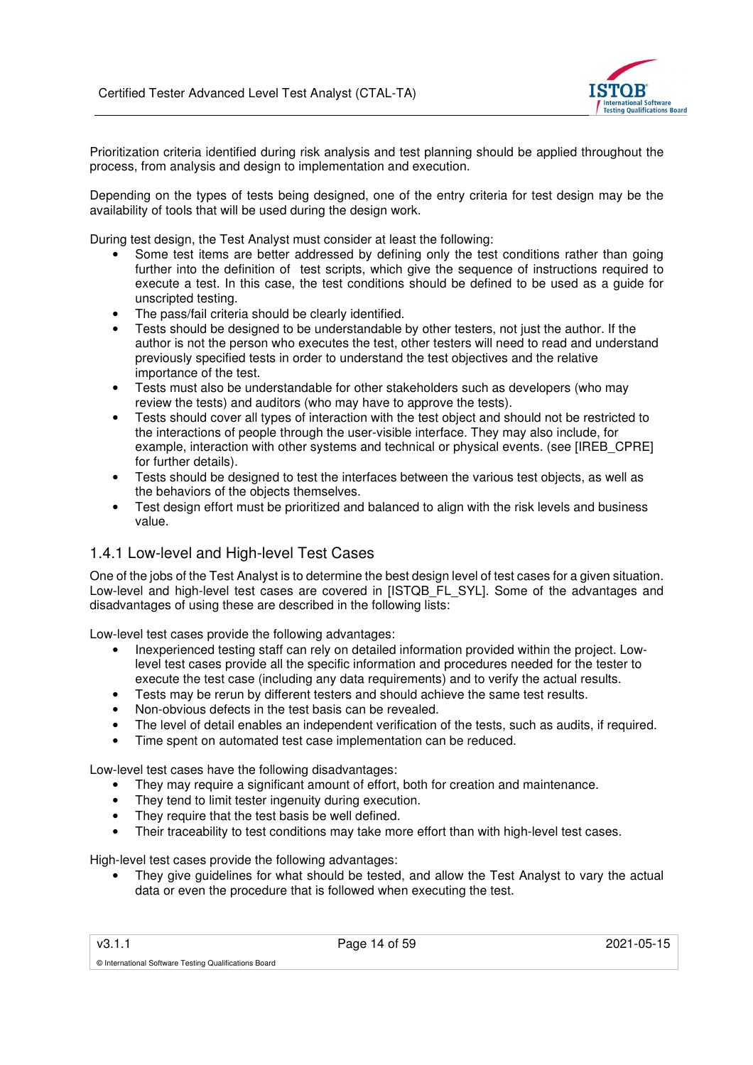Prioritization criteria identified during risk analysis and test planning should be applied throughout the process, from analysis and design to implementation and execution.

Depending on the types of tests being designed, one of the entry criteria for test design may be the availability of tools that will be used during the design work.

During test design, the Test Analyst must consider at least the following:

- Some test items are better addressed by defining only the test conditions rather than going further into the definition of test scripts, which give the sequence of instructions required to execute a test. In this case, the test conditions should be defined to be used as a guide for unscripted testing.
- The pass/fail criteria should be clearly identified.
- Tests should be designed to be understandable by other testers, not just the author. If the author is not the person who executes the test, other testers will need to read and understand previously specified tests in order to understand the test objectives and the relative importance of the test.
- Tests must also be understandable for other stakeholders such as developers (who may review the tests) and auditors (who may have to approve the tests).
- Tests should cover all types of interaction with the test object and should not be restricted to the interactions of people through the user-visible interface. They may also include, for example, interaction with other systems and technical or physical events. (see [IREB_CPRE] for further details).
- Tests should be designed to test the interfaces between the various test objects, as well as the behaviors of the objects themselves.
- Test design effort must be prioritized and balanced to align with the risk levels and business value.

### 1.4.1 Low-level and High-level Test Cases

One of the jobs of the Test Analyst is to determine the best design level of test cases for a given situation. Low-level and high-level test cases are covered in [ISTQB_FL_SYL]. Some of the advantages and disadvantages of using these are described in the following lists:

Low-level test cases provide the following advantages:

- Inexperienced testing staff can rely on detailed information provided within the project. Low-level test cases provide all the specific information and procedures needed for the tester to execute the test case (including any data requirements) and to verify the actual results.
- Tests may be rerun by different testers and should achieve the same test results.
- Non-obvious defects in the test basis can be revealed.
- The level of detail enables an independent verification of the tests, such as audits, if required.
- Time spent on automated test case implementation can be reduced.

Low-level test cases have the following disadvantages:

- They may require a significant amount of effort, both for creation and maintenance.
- They tend to limit tester ingenuity during execution.
- They require that the test basis be well defined.
- Their traceability to test conditions may take more effort than with high-level test cases.

High-level test cases provide the following advantages:

- They give guidelines for what should be tested, and allow the Test Analyst to vary the actual data or even the procedure that is followed when executing the test.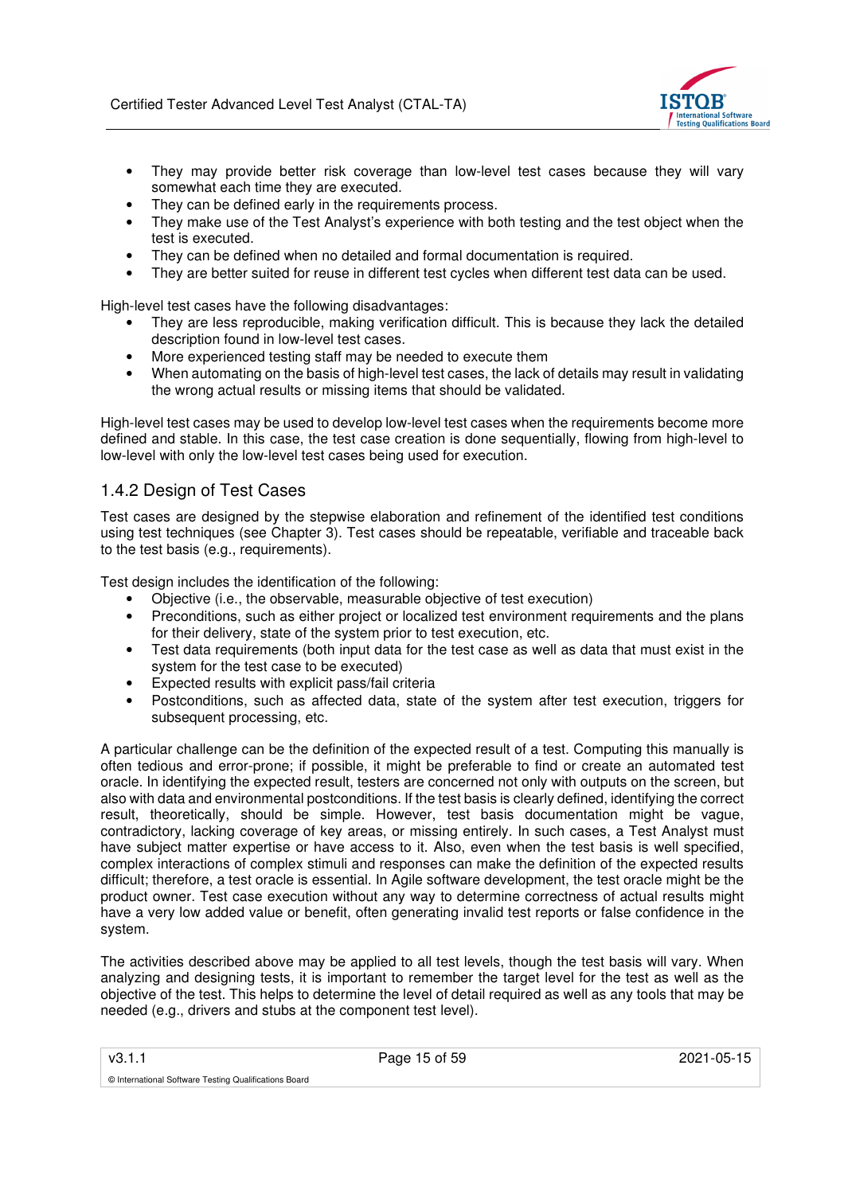- They may provide better risk coverage than low-level test cases because they will vary somewhat each time they are executed.
- They can be defined early in the requirements process.
- They make use of the Test Analyst's experience with both testing and the test object when the test is executed.
- They can be defined when no detailed and formal documentation is required.
- They are better suited for reuse in different test cycles when different test data can be used.

High-level test cases have the following disadvantages:

- They are less reproducible, making verification difficult. This is because they lack the detailed description found in low-level test cases.
- More experienced testing staff may be needed to execute them
- When automating on the basis of high-level test cases, the lack of details may result in validating the wrong actual results or missing items that should be validated.

High-level test cases may be used to develop low-level test cases when the requirements become more defined and stable. In this case, the test case creation is done sequentially, flowing from high-level to low-level with only the low-level test cases being used for execution.

### 1.4.2 Design of Test Cases

Test cases are designed by the stepwise elaboration and refinement of the identified test conditions using test techniques (see Chapter 3). Test cases should be repeatable, verifiable and traceable back to the test basis (e.g., requirements).

Test design includes the identification of the following:

- Objective (i.e., the observable, measurable objective of test execution)
- Preconditions, such as either project or localized test environment requirements and the plans for their delivery, state of the system prior to test execution, etc.
- Test data requirements (both input data for the test case as well as data that must exist in the system for the test case to be executed)
- Expected results with explicit pass/fail criteria
- Postconditions, such as affected data, state of the system after test execution, triggers for subsequent processing, etc.

A particular challenge can be the definition of the expected result of a test. Computing this manually is often tedious and error-prone; if possible, it might be preferable to find or create an automated test oracle. In identifying the expected result, testers are concerned not only with outputs on the screen, but also with data and environmental postconditions. If the test basis is clearly defined, identifying the correct result, theoretically, should be simple. However, test basis documentation might be vague, contradictory, lacking coverage of key areas, or missing entirely. In such cases, a Test Analyst must have subject matter expertise or have access to it. Also, even when the test basis is well specified, complex interactions of complex stimuli and responses can make the definition of the expected results difficult; therefore, a test oracle is essential. In Agile software development, the test oracle might be the product owner. Test case execution without any way to determine correctness of actual results might have a very low added value or benefit, often generating invalid test reports or false confidence in the system.

The activities described above may be applied to all test levels, though the test basis will vary. When analyzing and designing tests, it is important to remember the target level for the test as well as the objective of the test. This helps to determine the level of detail required as well as any tools that may be needed (e.g., drivers and stubs at the component test level).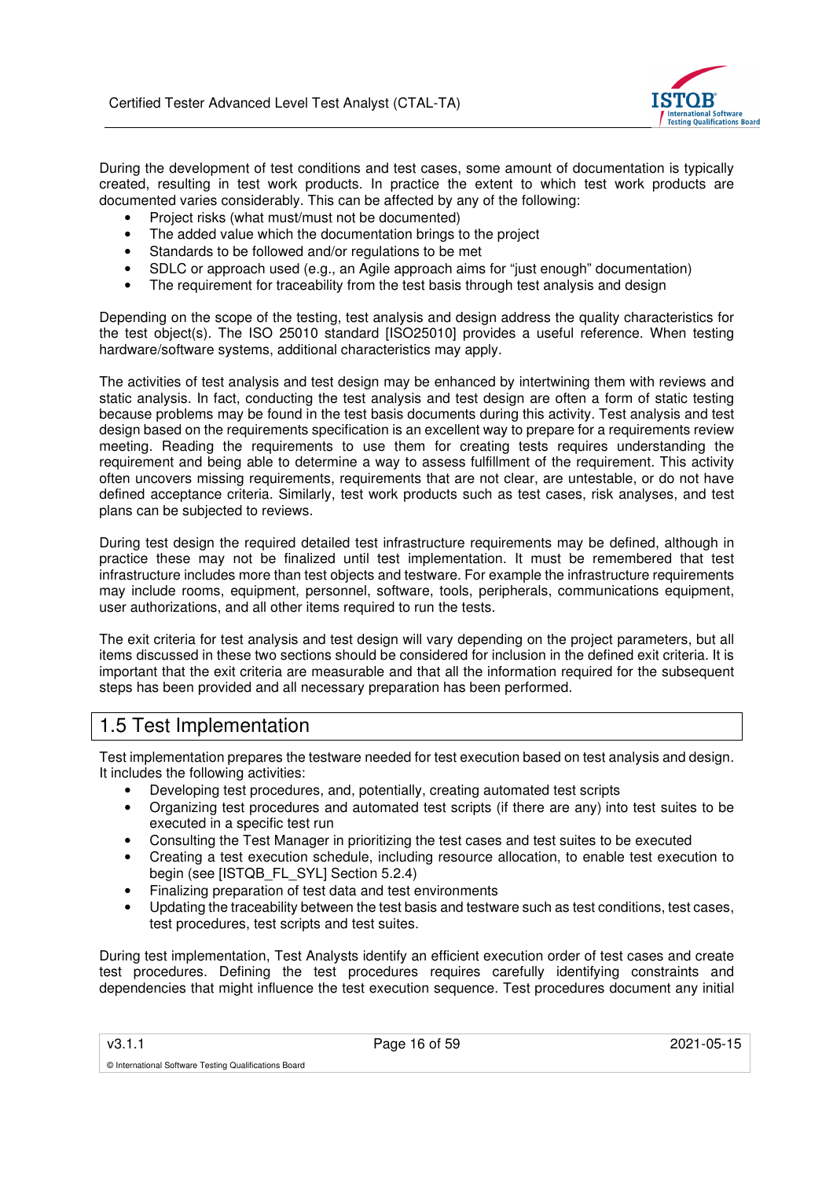During the development of test conditions and test cases, some amount of documentation is typically created, resulting in test work products. In practice the extent to which test work products are documented varies considerably. This can be affected by any of the following:

- Project risks (what must/must not be documented)
- The added value which the documentation brings to the project
- Standards to be followed and/or regulations to be met
- SDLC or approach used (e.g., an Agile approach aims for "just enough" documentation)
- The requirement for traceability from the test basis through test analysis and design

Depending on the scope of the testing, test analysis and design address the quality characteristics for the test object(s). The ISO 25010 standard [ISO25010] provides a useful reference. When testing hardware/software systems, additional characteristics may apply.

The activities of test analysis and test design may be enhanced by intertwining them with reviews and static analysis. In fact, conducting the test analysis and test design are often a form of static testing because problems may be found in the test basis documents during this activity. Test analysis and test design based on the requirements specification is an excellent way to prepare for a requirements review meeting. Reading the requirements to use them for creating tests requires understanding the requirement and being able to determine a way to assess fulfillment of the requirement. This activity often uncovers missing requirements, requirements that are not clear, are untestable, or do not have defined acceptance criteria. Similarly, test work products such as test cases, risk analyses, and test plans can be subjected to reviews.

During test design the required detailed test infrastructure requirements may be defined, although in practice these may not be finalized until test implementation. It must be remembered that test infrastructure includes more than test objects and testware. For example the infrastructure requirements may include rooms, equipment, personnel, software, tools, peripherals, communications equipment, user authorizations, and all other items required to run the tests.

The exit criteria for test analysis and test design will vary depending on the project parameters, but all items discussed in these two sections should be considered for inclusion in the defined exit criteria. It is important that the exit criteria are measurable and that all the information required for the subsequent steps has been provided and all necessary preparation has been performed.

## 1.5 Test Implementation

Test implementation prepares the testware needed for test execution based on test analysis and design. It includes the following activities:

- Developing test procedures, and, potentially, creating automated test scripts
- Organizing test procedures and automated test scripts (if there are any) into test suites to be executed in a specific test run
- Consulting the Test Manager in prioritizing the test cases and test suites to be executed
- Creating a test execution schedule, including resource allocation, to enable test execution to begin (see [ISTQB_FL_SYL] Section 5.2.4)
- Finalizing preparation of test data and test environments
- Updating the traceability between the test basis and testware such as test conditions, test cases, test procedures, test scripts and test suites.

During test implementation, Test Analysts identify an efficient execution order of test cases and create test procedures. Defining the test procedures requires carefully identifying constraints and dependencies that might influence the test execution sequence. Test procedures document any initial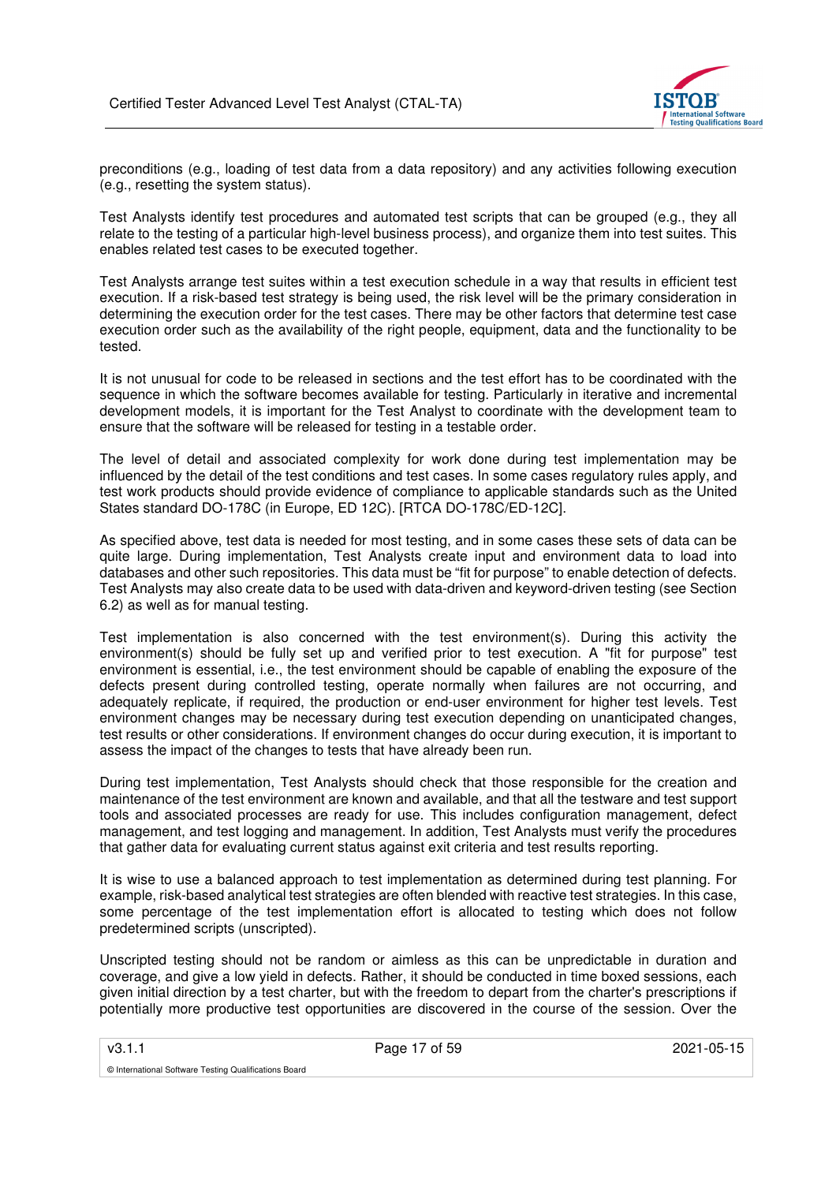preconditions (e.g., loading of test data from a data repository) and any activities following execution (e.g., resetting the system status).

Test Analysts identify test procedures and automated test scripts that can be grouped (e.g., they all relate to the testing of a particular high-level business process), and organize them into test suites. This enables related test cases to be executed together.

Test Analysts arrange test suites within a test execution schedule in a way that results in efficient test execution. If a risk-based test strategy is being used, the risk level will be the primary consideration in determining the execution order for the test cases. There may be other factors that determine test case execution order such as the availability of the right people, equipment, data and the functionality to be tested.

It is not unusual for code to be released in sections and the test effort has to be coordinated with the sequence in which the software becomes available for testing. Particularly in iterative and incremental development models, it is important for the Test Analyst to coordinate with the development team to ensure that the software will be released for testing in a testable order.

The level of detail and associated complexity for work done during test implementation may be influenced by the detail of the test conditions and test cases. In some cases regulatory rules apply, and test work products should provide evidence of compliance to applicable standards such as the United States standard DO-178C (in Europe, ED 12C). [RTCA DO-178C/ED-12C].

As specified above, test data is needed for most testing, and in some cases these sets of data can be quite large. During implementation, Test Analysts create input and environment data to load into databases and other such repositories. This data must be "fit for purpose" to enable detection of defects. Test Analysts may also create data to be used with data-driven and keyword-driven testing (see Section 6.2) as well as for manual testing.

Test implementation is also concerned with the test environment(s). During this activity the environment(s) should be fully set up and verified prior to test execution. A "fit for purpose" test environment is essential, i.e., the test environment should be capable of enabling the exposure of the defects present during controlled testing, operate normally when failures are not occurring, and adequately replicate, if required, the production or end-user environment for higher test levels. Test environment changes may be necessary during test execution depending on unanticipated changes, test results or other considerations. If environment changes do occur during execution, it is important to assess the impact of the changes to tests that have already been run.

During test implementation, Test Analysts should check that those responsible for the creation and maintenance of the test environment are known and available, and that all the testware and test support tools and associated processes are ready for use. This includes configuration management, defect management, and test logging and management. In addition, Test Analysts must verify the procedures that gather data for evaluating current status against exit criteria and test results reporting.

It is wise to use a balanced approach to test implementation as determined during test planning. For example, risk-based analytical test strategies are often blended with reactive test strategies. In this case, some percentage of the test implementation effort is allocated to testing which does not follow predetermined scripts (unscripted).

Unscripted testing should not be random or aimless as this can be unpredictable in duration and coverage, and give a low yield in defects. Rather, it should be conducted in time boxed sessions, each given initial direction by a test charter, but with the freedom to depart from the charter's prescriptions if potentially more productive test opportunities are discovered in the course of the session. Over the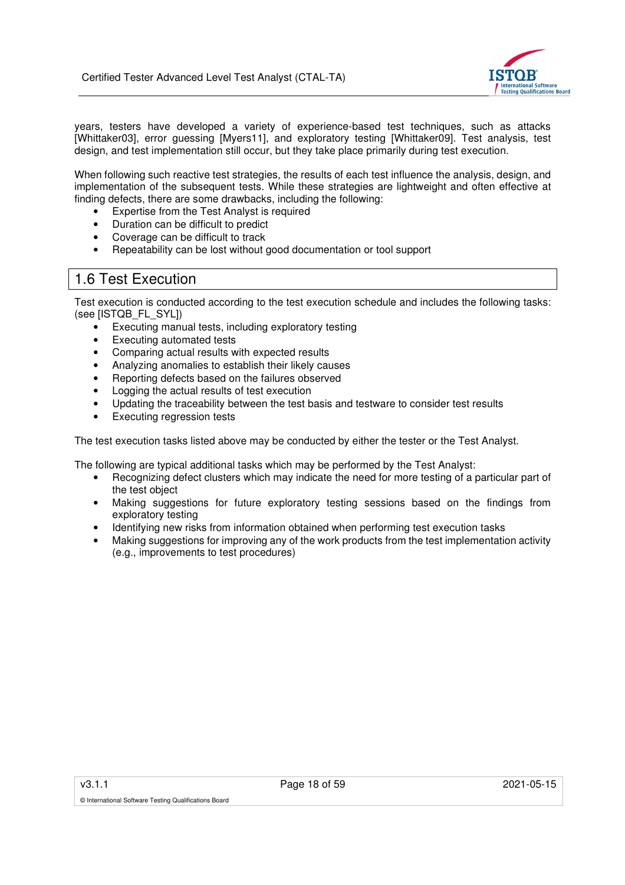years, testers have developed a variety of experience-based test techniques, such as attacks [Whittaker03], error guessing [Myers11], and exploratory testing [Whittaker09]. Test analysis, test design, and test implementation still occur, but they take place primarily during test execution.

When following such reactive test strategies, the results of each test influence the analysis, design, and implementation of the subsequent tests. While these strategies are lightweight and often effective at finding defects, there are some drawbacks, including the following:

- Expertise from the Test Analyst is required
- Duration can be difficult to predict
- Coverage can be difficult to track
- Repeatability can be lost without good documentation or tool support

## 1.6 Test Execution

Test execution is conducted according to the test execution schedule and includes the following tasks: (see [ISTQB_FL_SYL])

- Executing manual tests, including exploratory testing
- Executing automated tests
- Comparing actual results with expected results
- Analyzing anomalies to establish their likely causes
- Reporting defects based on the failures observed
- Logging the actual results of test execution
- Updating the traceability between the test basis and testware to consider test results
- Executing regression tests

The test execution tasks listed above may be conducted by either the tester or the Test Analyst.

The following are typical additional tasks which may be performed by the Test Analyst:

- Recognizing defect clusters which may indicate the need for more testing of a particular part of the test object
- Making suggestions for future exploratory testing sessions based on the findings from exploratory testing
- Identifying new risks from information obtained when performing test execution tasks
- Making suggestions for improving any of the work products from the test implementation activity (e.g., improvements to test procedures)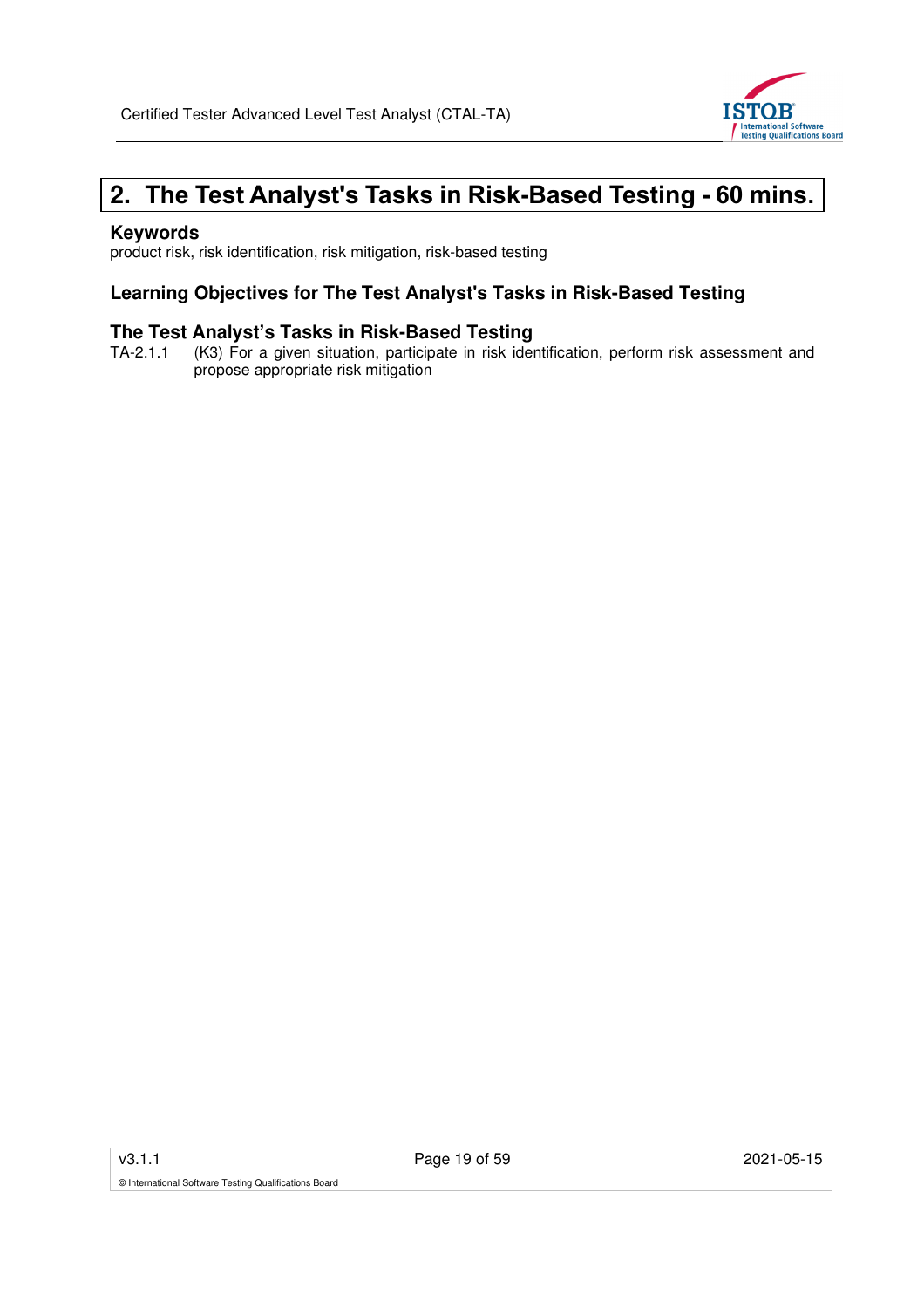# 2. The Test Analyst's Tasks in Risk-Based Testing - 60 mins.

### Keywords

product risk, risk identification, risk mitigation, risk-based testing

### Learning Objectives for The Test Analyst's Tasks in Risk-Based Testing

### The Test Analyst's Tasks in Risk-Based Testing

TA-2.1.1 (K3) For a given situation, participate in risk identification, perform risk assessment and propose appropriate risk mitigation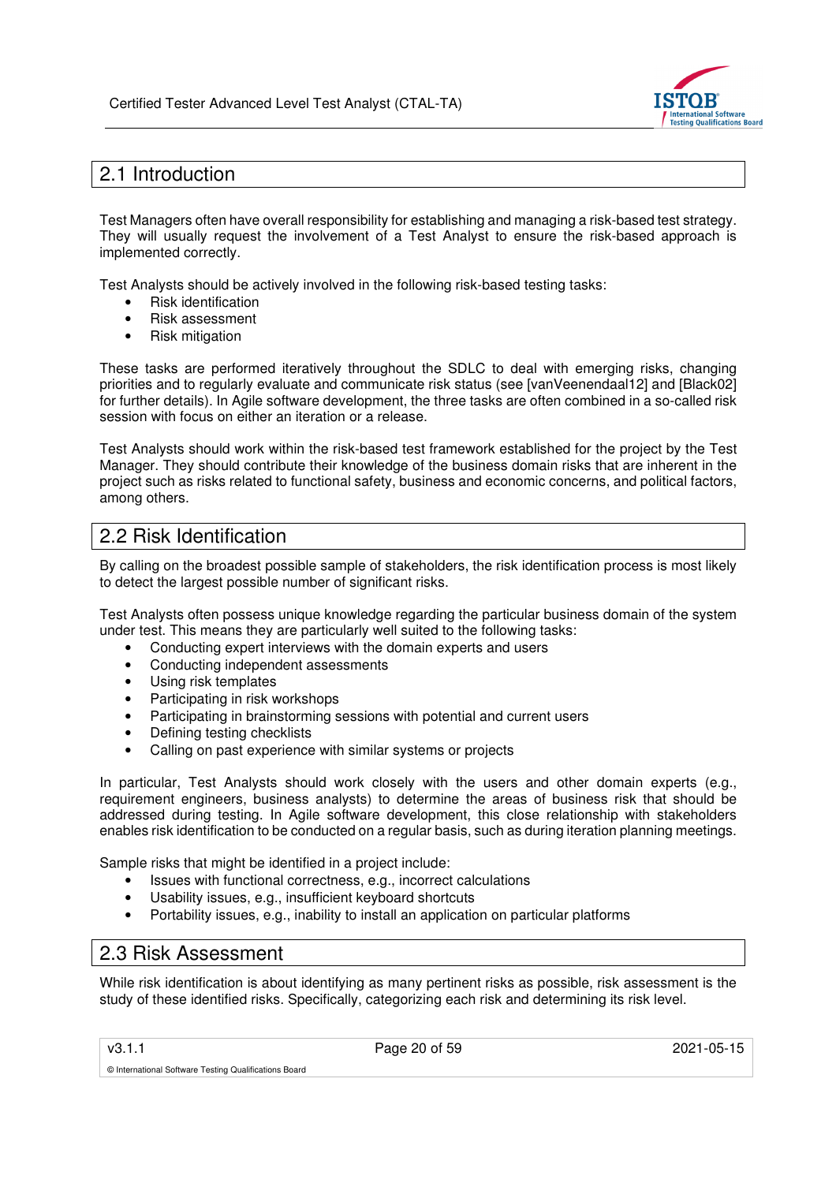## 2.1 Introduction

Test Managers often have overall responsibility for establishing and managing a risk-based test strategy. They will usually request the involvement of a Test Analyst to ensure the risk-based approach is implemented correctly.

Test Analysts should be actively involved in the following risk-based testing tasks:

- Risk identification
- Risk assessment
- Risk mitigation

These tasks are performed iteratively throughout the SDLC to deal with emerging risks, changing priorities and to regularly evaluate and communicate risk status (see [vanVeenendaal12] and [Black02] for further details). In Agile software development, the three tasks are often combined in a so-called risk session with focus on either an iteration or a release.

Test Analysts should work within the risk-based test framework established for the project by the Test Manager. They should contribute their knowledge of the business domain risks that are inherent in the project such as risks related to functional safety, business and economic concerns, and political factors, among others.

## 2.2 Risk Identification

By calling on the broadest possible sample of stakeholders, the risk identification process is most likely to detect the largest possible number of significant risks.

Test Analysts often possess unique knowledge regarding the particular business domain of the system under test. This means they are particularly well suited to the following tasks:

- Conducting expert interviews with the domain experts and users
- Conducting independent assessments
- Using risk templates
- Participating in risk workshops
- Participating in brainstorming sessions with potential and current users
- Defining testing checklists
- Calling on past experience with similar systems or projects

In particular, Test Analysts should work closely with the users and other domain experts (e.g., requirement engineers, business analysts) to determine the areas of business risk that should be addressed during testing. In Agile software development, this close relationship with stakeholders enables risk identification to be conducted on a regular basis, such as during iteration planning meetings.

Sample risks that might be identified in a project include:

- Issues with functional correctness, e.g., incorrect calculations
- Usability issues, e.g., insufficient keyboard shortcuts
- Portability issues, e.g., inability to install an application on particular platforms

## 2.3 Risk Assessment

While risk identification is about identifying as many pertinent risks as possible, risk assessment is the study of these identified risks. Specifically, categorizing each risk and determining its risk level.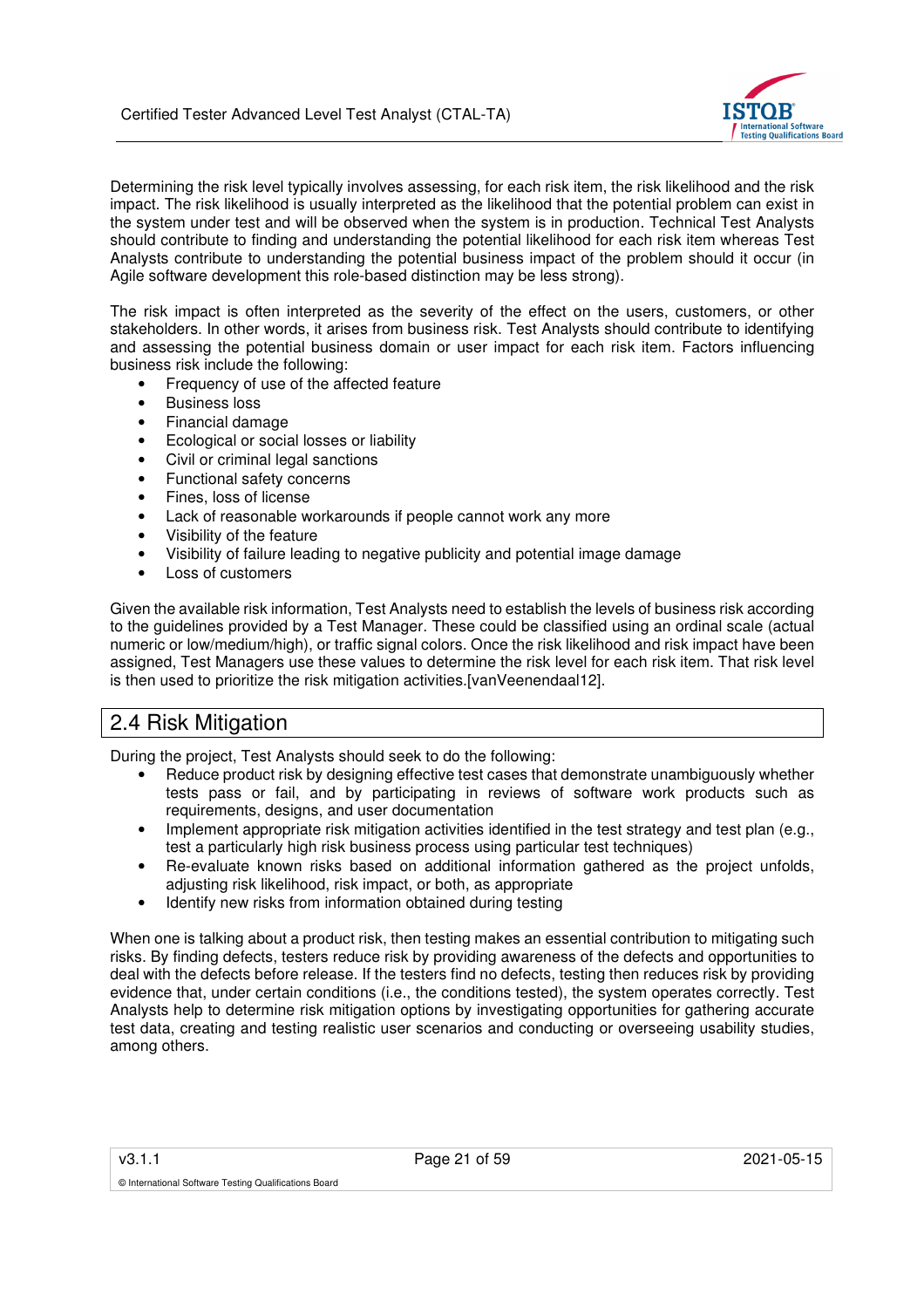Determining the risk level typically involves assessing, for each risk item, the risk likelihood and the risk impact. The risk likelihood is usually interpreted as the likelihood that the potential problem can exist in the system under test and will be observed when the system is in production. Technical Test Analysts should contribute to finding and understanding the potential likelihood for each risk item whereas Test Analysts contribute to understanding the potential business impact of the problem should it occur (in Agile software development this role-based distinction may be less strong).

The risk impact is often interpreted as the severity of the effect on the users, customers, or other stakeholders. In other words, it arises from business risk. Test Analysts should contribute to identifying and assessing the potential business domain or user impact for each risk item. Factors influencing business risk include the following:

- Frequency of use of the affected feature
- Business loss
- Financial damage
- Ecological or social losses or liability
- Civil or criminal legal sanctions
- Functional safety concerns
- Fines, loss of license
- Lack of reasonable workarounds if people cannot work any more
- Visibility of the feature
- Visibility of failure leading to negative publicity and potential image damage
- Loss of customers

Given the available risk information, Test Analysts need to establish the levels of business risk according to the guidelines provided by a Test Manager. These could be classified using an ordinal scale (actual numeric or low/medium/high), or traffic signal colors. Once the risk likelihood and risk impact have been assigned, Test Managers use these values to determine the risk level for each risk item. That risk level is then used to prioritize the risk mitigation activities.[vanVeenendaal12].

## 2.4 Risk Mitigation

During the project, Test Analysts should seek to do the following:

- Reduce product risk by designing effective test cases that demonstrate unambiguously whether tests pass or fail, and by participating in reviews of software work products such as requirements, designs, and user documentation
- Implement appropriate risk mitigation activities identified in the test strategy and test plan (e.g., test a particularly high risk business process using particular test techniques)
- Re-evaluate known risks based on additional information gathered as the project unfolds, adjusting risk likelihood, risk impact, or both, as appropriate
- Identify new risks from information obtained during testing

When one is talking about a product risk, then testing makes an essential contribution to mitigating such risks. By finding defects, testers reduce risk by providing awareness of the defects and opportunities to deal with the defects before release. If the testers find no defects, testing then reduces risk by providing evidence that, under certain conditions (i.e., the conditions tested), the system operates correctly. Test Analysts help to determine risk mitigation options by investigating opportunities for gathering accurate test data, creating and testing realistic user scenarios and conducting or overseeing usability studies, among others.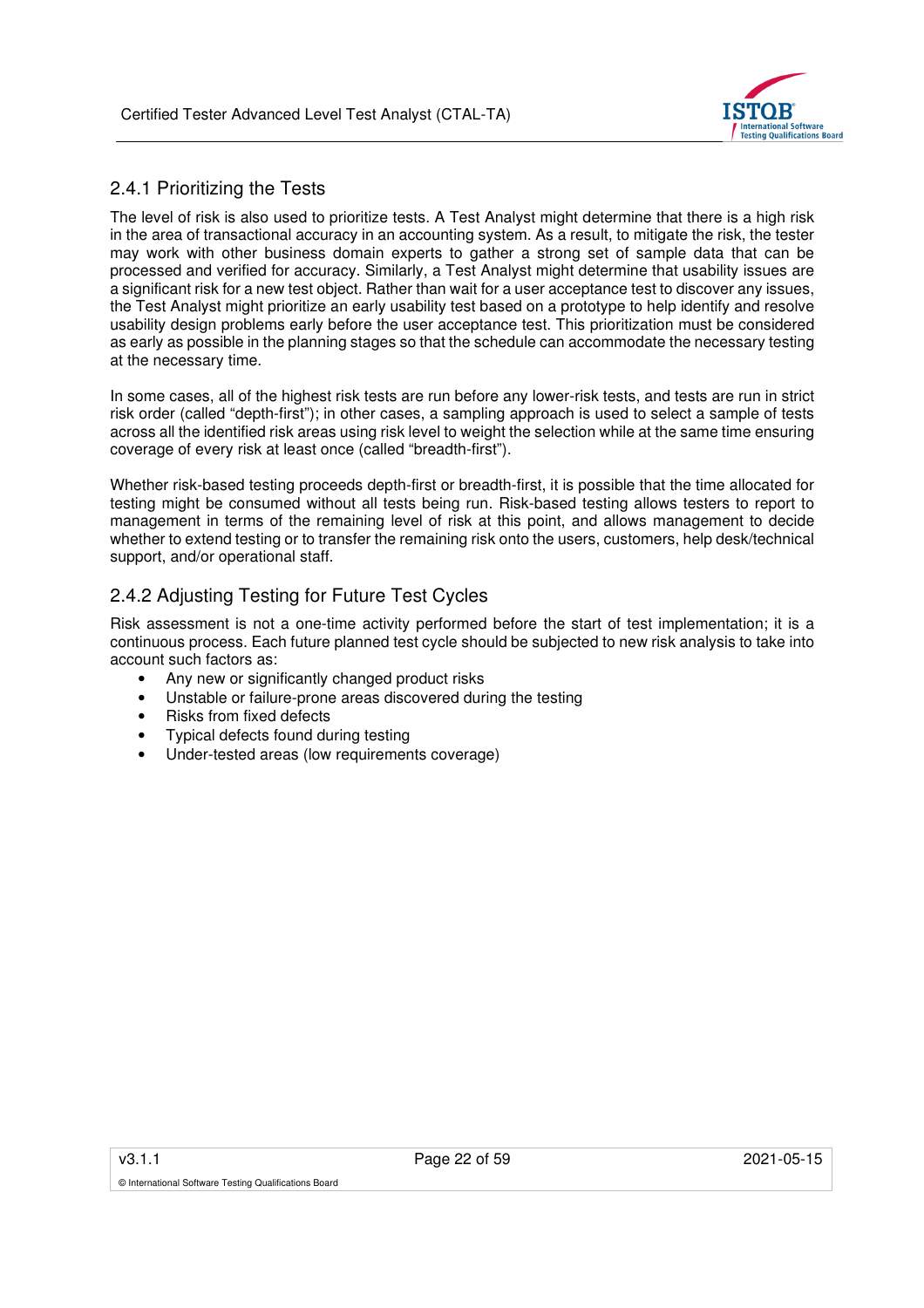### 2.4.1 Prioritizing the Tests

The level of risk is also used to prioritize tests. A Test Analyst might determine that there is a high risk in the area of transactional accuracy in an accounting system. As a result, to mitigate the risk, the tester may work with other business domain experts to gather a strong set of sample data that can be processed and verified for accuracy. Similarly, a Test Analyst might determine that usability issues are a significant risk for a new test object. Rather than wait for a user acceptance test to discover any issues, the Test Analyst might prioritize an early usability test based on a prototype to help identify and resolve usability design problems early before the user acceptance test. This prioritization must be considered as early as possible in the planning stages so that the schedule can accommodate the necessary testing at the necessary time.

In some cases, all of the highest risk tests are run before any lower-risk tests, and tests are run in strict risk order (called "depth-first"); in other cases, a sampling approach is used to select a sample of tests across all the identified risk areas using risk level to weight the selection while at the same time ensuring coverage of every risk at least once (called "breadth-first").

Whether risk-based testing proceeds depth-first or breadth-first, it is possible that the time allocated for testing might be consumed without all tests being run. Risk-based testing allows testers to report to management in terms of the remaining level of risk at this point, and allows management to decide whether to extend testing or to transfer the remaining risk onto the users, customers, help desk/technical support, and/or operational staff.

### 2.4.2 Adjusting Testing for Future Test Cycles

Risk assessment is not a one-time activity performed before the start of test implementation; it is a continuous process. Each future planned test cycle should be subjected to new risk analysis to take into account such factors as:

- Any new or significantly changed product risks
- Unstable or failure-prone areas discovered during the testing
- Risks from fixed defects
- Typical defects found during testing
- Under-tested areas (low requirements coverage)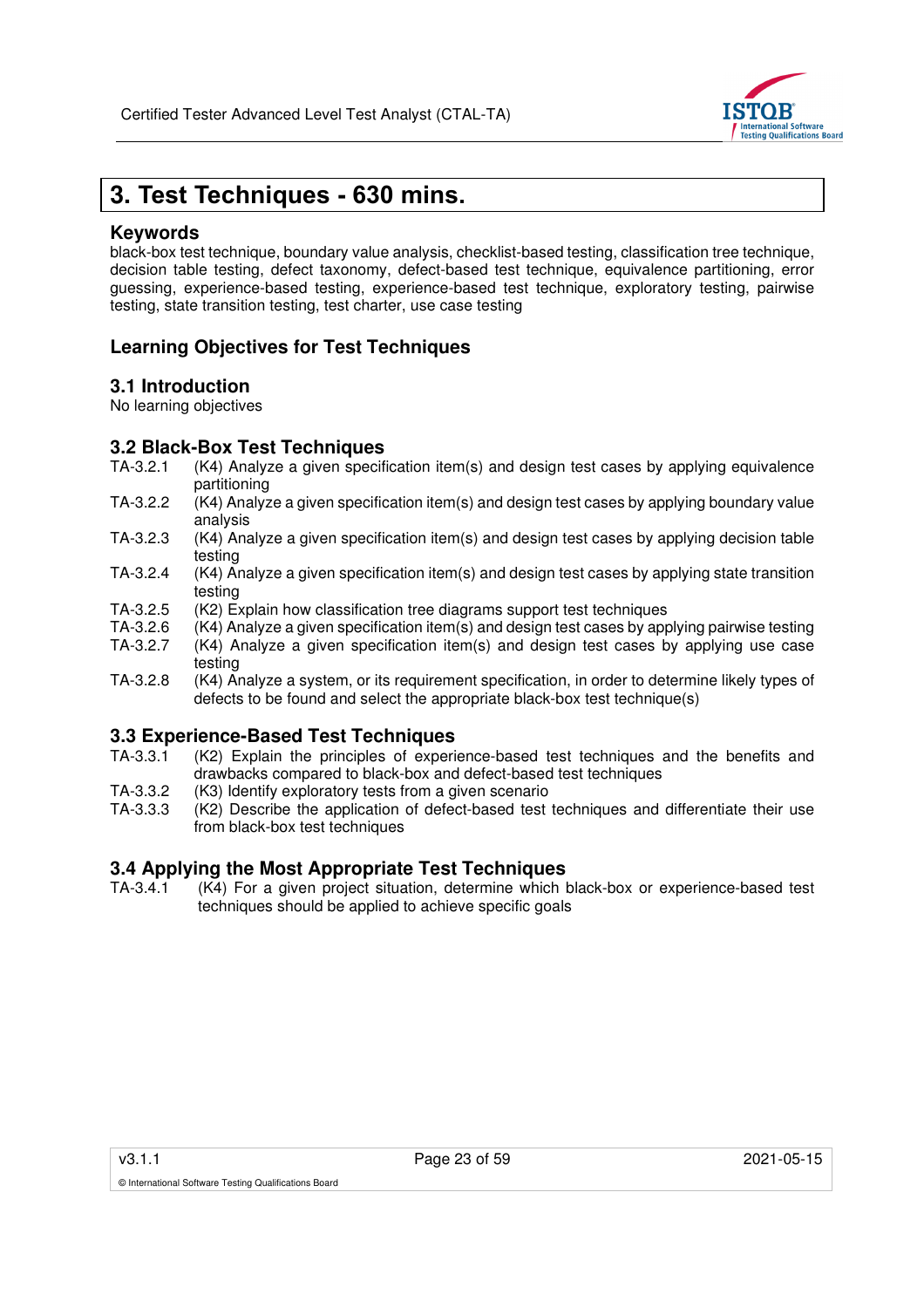# 3. Test Techniques - 630 mins.

### Keywords

black-box test technique, boundary value analysis, checklist-based testing, classification tree technique, decision table testing, defect taxonomy, defect-based test technique, equivalence partitioning, error guessing, experience-based testing, experience-based test technique, exploratory testing, pairwise testing, state transition testing, test charter, use case testing

## Learning Objectives for Test Techniques

### 3.1 Introduction

No learning objectives

### 3.2 Black-Box Test Techniques

TA-3.2.1 (K4) Analyze a given specification item(s) and design test cases by applying equivalence partitioning

TA-3.2.2 (K4) Analyze a given specification item(s) and design test cases by applying boundary value analysis

TA-3.2.3 (K4) Analyze a given specification item(s) and design test cases by applying decision table testing

TA-3.2.4 (K4) Analyze a given specification item(s) and design test cases by applying state transition testing

TA-3.2.5 (K2) Explain how classification tree diagrams support test techniques

TA-3.2.6 (K4) Analyze a given specification item(s) and design test cases by applying pairwise testing

TA-3.2.7 (K4) Analyze a given specification item(s) and design test cases by applying use case testing

TA-3.2.8 (K4) Analyze a system, or its requirement specification, in order to determine likely types of defects to be found and select the appropriate black-box test technique(s)

### 3.3 Experience-Based Test Techniques

TA-3.3.1 (K2) Explain the principles of experience-based test techniques and the benefits and drawbacks compared to black-box and defect-based test techniques

TA-3.3.2 (K3) Identify exploratory tests from a given scenario

TA-3.3.3 (K2) Describe the application of defect-based test techniques and differentiate their use from black-box test techniques

### 3.4 Applying the Most Appropriate Test Techniques

TA-3.4.1 (K4) For a given project situation, determine which black-box or experience-based test techniques should be applied to achieve specific goals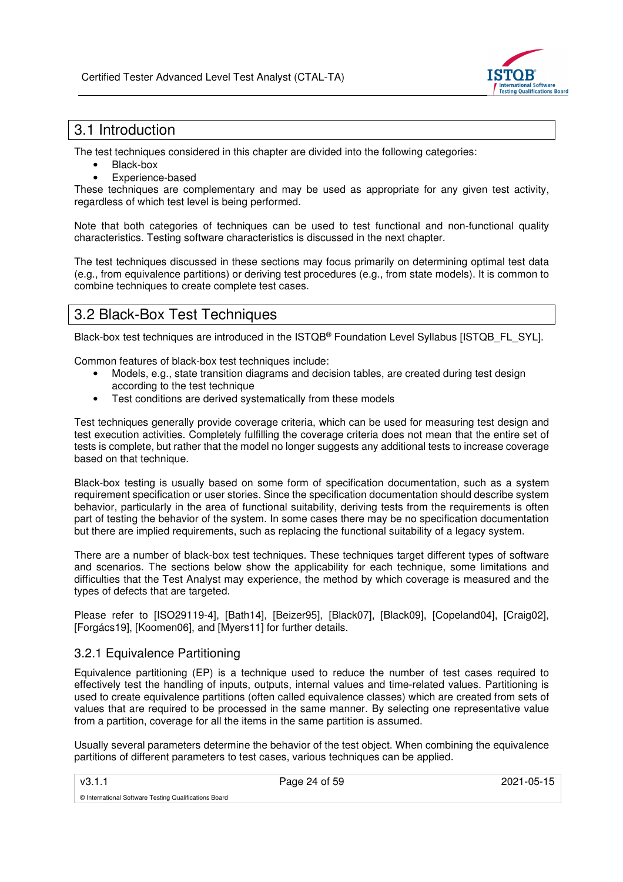## 3.1 Introduction

The test techniques considered in this chapter are divided into the following categories:

- Black-box
- Experience-based

These techniques are complementary and may be used as appropriate for any given test activity, regardless of which test level is being performed.

Note that both categories of techniques can be used to test functional and non-functional quality characteristics. Testing software characteristics is discussed in the next chapter.

The test techniques discussed in these sections may focus primarily on determining optimal test data (e.g., from equivalence partitions) or deriving test procedures (e.g., from state models). It is common to combine techniques to create complete test cases.

## 3.2 Black-Box Test Techniques

Black-box test techniques are introduced in the ISTQB® Foundation Level Syllabus [ISTQB_FL_SYL].

Common features of black-box test techniques include:

- Models, e.g., state transition diagrams and decision tables, are created during test design according to the test technique
- Test conditions are derived systematically from these models

Test techniques generally provide coverage criteria, which can be used for measuring test design and test execution activities. Completely fulfilling the coverage criteria does not mean that the entire set of tests is complete, but rather that the model no longer suggests any additional tests to increase coverage based on that technique.

Black-box testing is usually based on some form of specification documentation, such as a system requirement specification or user stories. Since the specification documentation should describe system behavior, particularly in the area of functional suitability, deriving tests from the requirements is often part of testing the behavior of the system. In some cases there may be no specification documentation but there are implied requirements, such as replacing the functional suitability of a legacy system.

There are a number of black-box test techniques. These techniques target different types of software and scenarios. The sections below show the applicability for each technique, some limitations and difficulties that the Test Analyst may experience, the method by which coverage is measured and the types of defects that are targeted.

Please refer to [ISO29119-4], [Bath14], [Beizer95], [Black07], [Black09], [Copeland04], [Craig02], [Forgács19], [Koomen06], and [Myers11] for further details.

### 3.2.1 Equivalence Partitioning

Equivalence partitioning (EP) is a technique used to reduce the number of test cases required to effectively test the handling of inputs, outputs, internal values and time-related values. Partitioning is used to create equivalence partitions (often called equivalence classes) which are created from sets of values that are required to be processed in the same manner. By selecting one representative value from a partition, coverage for all the items in the same partition is assumed.

Usually several parameters determine the behavior of the test object. When combining the equivalence partitions of different parameters to test cases, various techniques can be applied.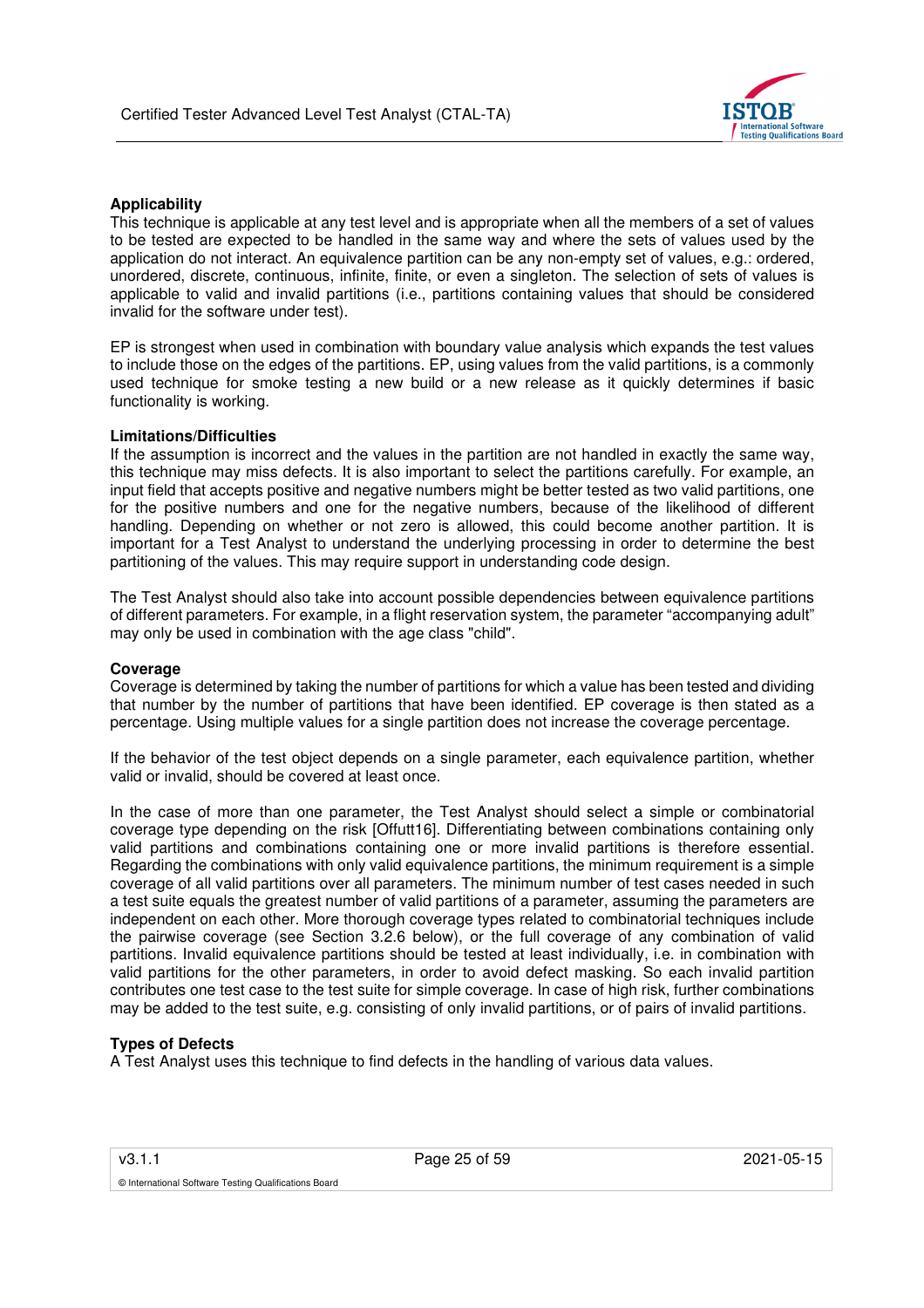**Applicability**

This technique is applicable at any test level and is appropriate when all the members of a set of values to be tested are expected to be handled in the same way and where the sets of values used by the application do not interact. An equivalence partition can be any non-empty set of values, e.g.: ordered, unordered, discrete, continuous, infinite, finite, or even a singleton. The selection of sets of values is applicable to valid and invalid partitions (i.e., partitions containing values that should be considered invalid for the software under test).

EP is strongest when used in combination with boundary value analysis which expands the test values to include those on the edges of the partitions. EP, using values from the valid partitions, is a commonly used technique for smoke testing a new build or a new release as it quickly determines if basic functionality is working.

**Limitations/Difficulties**

If the assumption is incorrect and the values in the partition are not handled in exactly the same way, this technique may miss defects. It is also important to select the partitions carefully. For example, an input field that accepts positive and negative numbers might be better tested as two valid partitions, one for the positive numbers and one for the negative numbers, because of the likelihood of different handling. Depending on whether or not zero is allowed, this could become another partition. It is important for a Test Analyst to understand the underlying processing in order to determine the best partitioning of the values. This may require support in understanding code design.

The Test Analyst should also take into account possible dependencies between equivalence partitions of different parameters. For example, in a flight reservation system, the parameter "accompanying adult" may only be used in combination with the age class "child".

**Coverage**

Coverage is determined by taking the number of partitions for which a value has been tested and dividing that number by the number of partitions that have been identified. EP coverage is then stated as a percentage. Using multiple values for a single partition does not increase the coverage percentage.

If the behavior of the test object depends on a single parameter, each equivalence partition, whether valid or invalid, should be covered at least once.

In the case of more than one parameter, the Test Analyst should select a simple or combinatorial coverage type depending on the risk [Offutt16]. Differentiating between combinations containing only valid partitions and combinations containing one or more invalid partitions is therefore essential. Regarding the combinations with only valid equivalence partitions, the minimum requirement is a simple coverage of all valid partitions over all parameters. The minimum number of test cases needed in such a test suite equals the greatest number of valid partitions of a parameter, assuming the parameters are independent on each other. More thorough coverage types related to combinatorial techniques include the pairwise coverage (see Section 3.2.6 below), or the full coverage of any combination of valid partitions. Invalid equivalence partitions should be tested at least individually, i.e. in combination with valid partitions for the other parameters, in order to avoid defect masking. So each invalid partition contributes one test case to the test suite for simple coverage. In case of high risk, further combinations may be added to the test suite, e.g. consisting of only invalid partitions, or of pairs of invalid partitions.

**Types of Defects**

A Test Analyst uses this technique to find defects in the handling of various data values.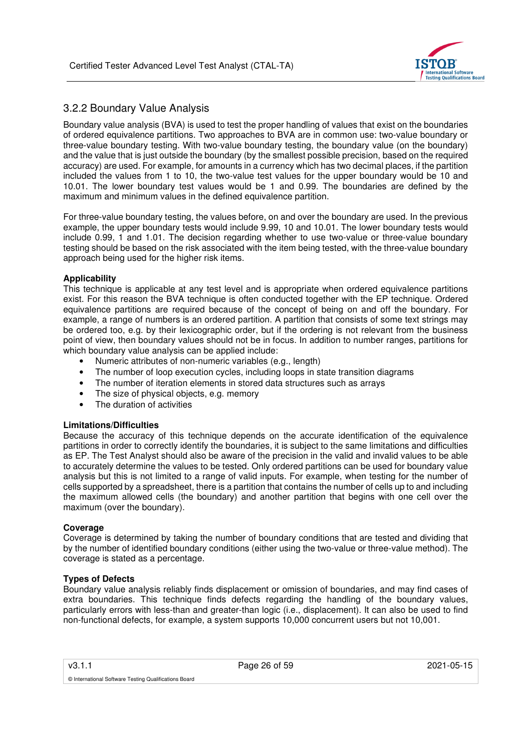### 3.2.2 Boundary Value Analysis

Boundary value analysis (BVA) is used to test the proper handling of values that exist on the boundaries of ordered equivalence partitions. Two approaches to BVA are in common use: two-value boundary or three-value boundary testing. With two-value boundary testing, the boundary value (on the boundary) and the value that is just outside the boundary (by the smallest possible precision, based on the required accuracy) are used. For example, for amounts in a currency which has two decimal places, if the partition included the values from 1 to 10, the two-value test values for the upper boundary would be 10 and 10.01. The lower boundary test values would be 1 and 0.99. The boundaries are defined by the maximum and minimum values in the defined equivalence partition.

For three-value boundary testing, the values before, on and over the boundary are used. In the previous example, the upper boundary tests would include 9.99, 10 and 10.01. The lower boundary tests would include 0.99, 1 and 1.01. The decision regarding whether to use two-value or three-value boundary testing should be based on the risk associated with the item being tested, with the three-value boundary approach being used for the higher risk items.

**Applicability**

This technique is applicable at any test level and is appropriate when ordered equivalence partitions exist. For this reason the BVA technique is often conducted together with the EP technique. Ordered equivalence partitions are required because of the concept of being on and off the boundary. For example, a range of numbers is an ordered partition. A partition that consists of some text strings may be ordered too, e.g. by their lexicographic order, but if the ordering is not relevant from the business point of view, then boundary values should not be in focus. In addition to number ranges, partitions for which boundary value analysis can be applied include:

- Numeric attributes of non-numeric variables (e.g., length)
- The number of loop execution cycles, including loops in state transition diagrams
- The number of iteration elements in stored data structures such as arrays
- The size of physical objects, e.g. memory
- The duration of activities

**Limitations/Difficulties**

Because the accuracy of this technique depends on the accurate identification of the equivalence partitions in order to correctly identify the boundaries, it is subject to the same limitations and difficulties as EP. The Test Analyst should also be aware of the precision in the valid and invalid values to be able to accurately determine the values to be tested. Only ordered partitions can be used for boundary value analysis but this is not limited to a range of valid inputs. For example, when testing for the number of cells supported by a spreadsheet, there is a partition that contains the number of cells up to and including the maximum allowed cells (the boundary) and another partition that begins with one cell over the maximum (over the boundary).

**Coverage**

Coverage is determined by taking the number of boundary conditions that are tested and dividing that by the number of identified boundary conditions (either using the two-value or three-value method). The coverage is stated as a percentage.

**Types of Defects**

Boundary value analysis reliably finds displacement or omission of boundaries, and may find cases of extra boundaries. This technique finds defects regarding the handling of the boundary values, particularly errors with less-than and greater-than logic (i.e., displacement). It can also be used to find non-functional defects, for example, a system supports 10,000 concurrent users but not 10,001.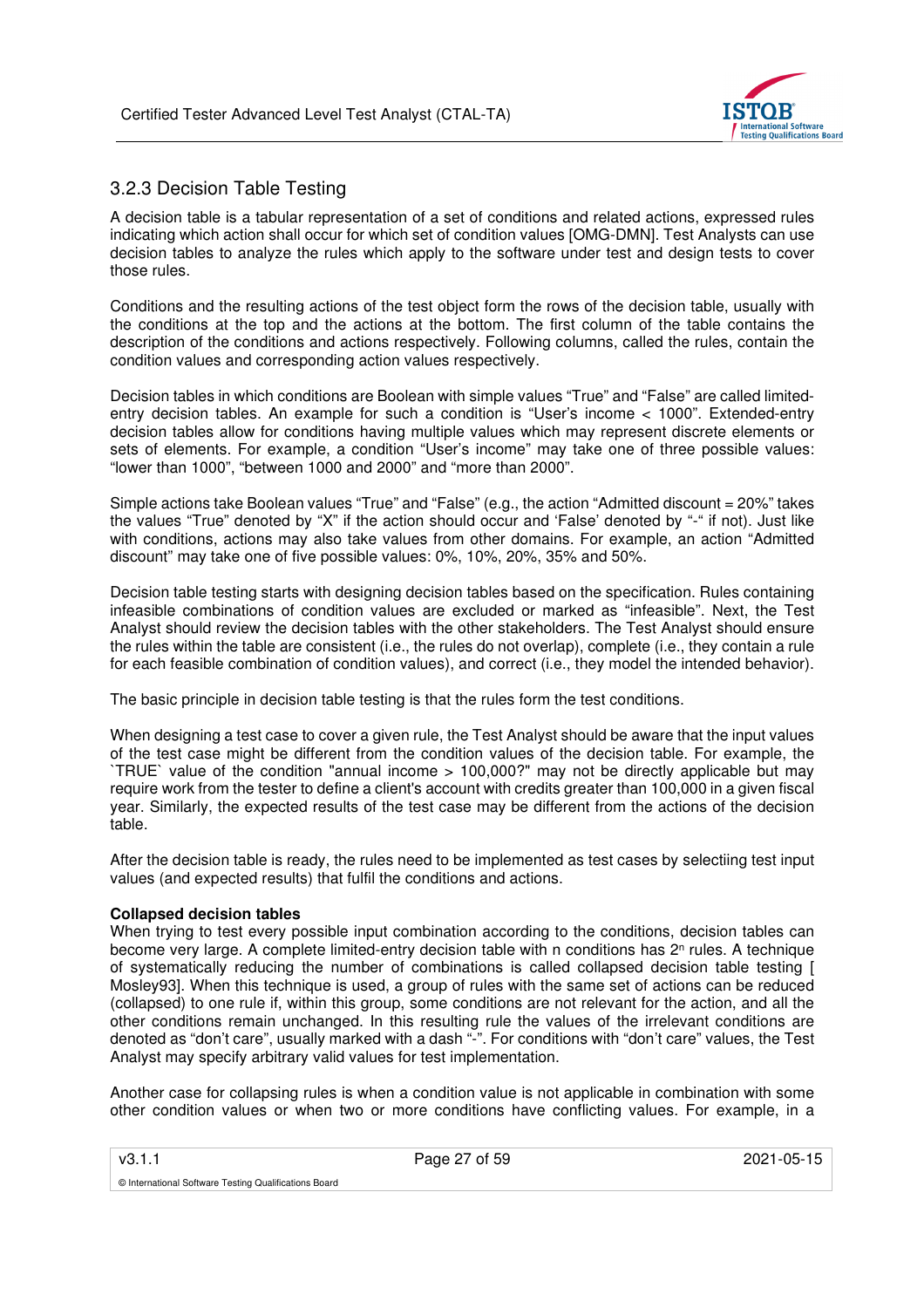### 3.2.3 Decision Table Testing

A decision table is a tabular representation of a set of conditions and related actions, expressed rules indicating which action shall occur for which set of condition values [OMG-DMN]. Test Analysts can use decision tables to analyze the rules which apply to the software under test and design tests to cover those rules.

Conditions and the resulting actions of the test object form the rows of the decision table, usually with the conditions at the top and the actions at the bottom. The first column of the table contains the description of the conditions and actions respectively. Following columns, called the rules, contain the condition values and corresponding action values respectively.

Decision tables in which conditions are Boolean with simple values "True" and "False" are called limited-entry decision tables. An example for such a condition is "User's income < 1000". Extended-entry decision tables allow for conditions having multiple values which may represent discrete elements or sets of elements. For example, a condition "User's income" may take one of three possible values: "lower than 1000", "between 1000 and 2000" and "more than 2000".

Simple actions take Boolean values "True" and "False" (e.g., the action "Admitted discount = 20%" takes the values "True" denoted by "X" if the action should occur and 'False' denoted by "-" if not). Just like with conditions, actions may also take values from other domains. For example, an action "Admitted discount" may take one of five possible values: 0%, 10%, 20%, 35% and 50%.

Decision table testing starts with designing decision tables based on the specification. Rules containing infeasible combinations of condition values are excluded or marked as "infeasible". Next, the Test Analyst should review the decision tables with the other stakeholders. The Test Analyst should ensure the rules within the table are consistent (i.e., the rules do not overlap), complete (i.e., they contain a rule for each feasible combination of condition values), and correct (i.e., they model the intended behavior).

The basic principle in decision table testing is that the rules form the test conditions.

When designing a test case to cover a given rule, the Test Analyst should be aware that the input values of the test case might be different from the condition values of the decision table. For example, the `TRUE` value of the condition "annual income > 100,000?" may not be directly applicable but may require work from the tester to define a client's account with credits greater than 100,000 in a given fiscal year. Similarly, the expected results of the test case may be different from the actions of the decision table.

After the decision table is ready, the rules need to be implemented as test cases by selectiing test input values (and expected results) that fulfil the conditions and actions.

**Collapsed decision tables**

When trying to test every possible input combination according to the conditions, decision tables can become very large. A complete limited-entry decision table with n conditions has $2^n$ rules. A technique of systematically reducing the number of combinations is called collapsed decision table testing [ Mosley93]. When this technique is used, a group of rules with the same set of actions can be reduced (collapsed) to one rule if, within this group, some conditions are not relevant for the action, and all the other conditions remain unchanged. In this resulting rule the values of the irrelevant conditions are denoted as "don't care", usually marked with a dash "-". For conditions with "don't care" values, the Test Analyst may specify arbitrary valid values for test implementation.

Another case for collapsing rules is when a condition value is not applicable in combination with some other condition values or when two or more conditions have conflicting values. For example, in a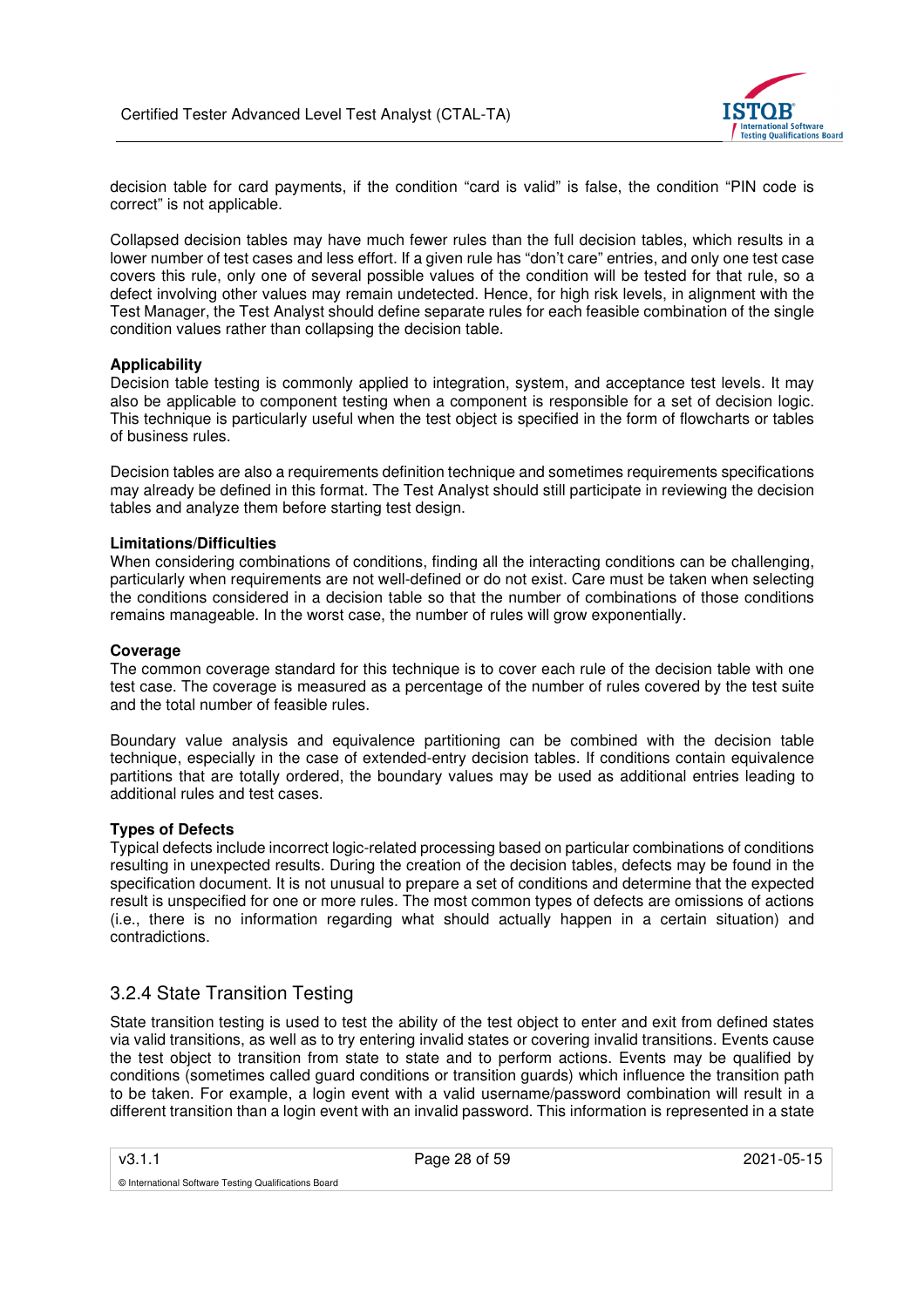decision table for card payments, if the condition "card is valid" is false, the condition "PIN code is correct" is not applicable.

Collapsed decision tables may have much fewer rules than the full decision tables, which results in a lower number of test cases and less effort. If a given rule has "don't care" entries, and only one test case covers this rule, only one of several possible values of the condition will be tested for that rule, so a defect involving other values may remain undetected. Hence, for high risk levels, in alignment with the Test Manager, the Test Analyst should define separate rules for each feasible combination of the single condition values rather than collapsing the decision table.

**Applicability**

Decision table testing is commonly applied to integration, system, and acceptance test levels. It may also be applicable to component testing when a component is responsible for a set of decision logic. This technique is particularly useful when the test object is specified in the form of flowcharts or tables of business rules.

Decision tables are also a requirements definition technique and sometimes requirements specifications may already be defined in this format. The Test Analyst should still participate in reviewing the decision tables and analyze them before starting test design.

**Limitations/Difficulties**

When considering combinations of conditions, finding all the interacting conditions can be challenging, particularly when requirements are not well-defined or do not exist. Care must be taken when selecting the conditions considered in a decision table so that the number of combinations of those conditions remains manageable. In the worst case, the number of rules will grow exponentially.

**Coverage**

The common coverage standard for this technique is to cover each rule of the decision table with one test case. The coverage is measured as a percentage of the number of rules covered by the test suite and the total number of feasible rules.

Boundary value analysis and equivalence partitioning can be combined with the decision table technique, especially in the case of extended-entry decision tables. If conditions contain equivalence partitions that are totally ordered, the boundary values may be used as additional entries leading to additional rules and test cases.

**Types of Defects**

Typical defects include incorrect logic-related processing based on particular combinations of conditions resulting in unexpected results. During the creation of the decision tables, defects may be found in the specification document. It is not unusual to prepare a set of conditions and determine that the expected result is unspecified for one or more rules. The most common types of defects are omissions of actions (i.e., there is no information regarding what should actually happen in a certain situation) and contradictions.

## 3.2.4 State Transition Testing

State transition testing is used to test the ability of the test object to enter and exit from defined states via valid transitions, as well as to try entering invalid states or covering invalid transitions. Events cause the test object to transition from state to state and to perform actions. Events may be qualified by conditions (sometimes called guard conditions or transition guards) which influence the transition path to be taken. For example, a login event with a valid username/password combination will result in a different transition than a login event with an invalid password. This information is represented in a state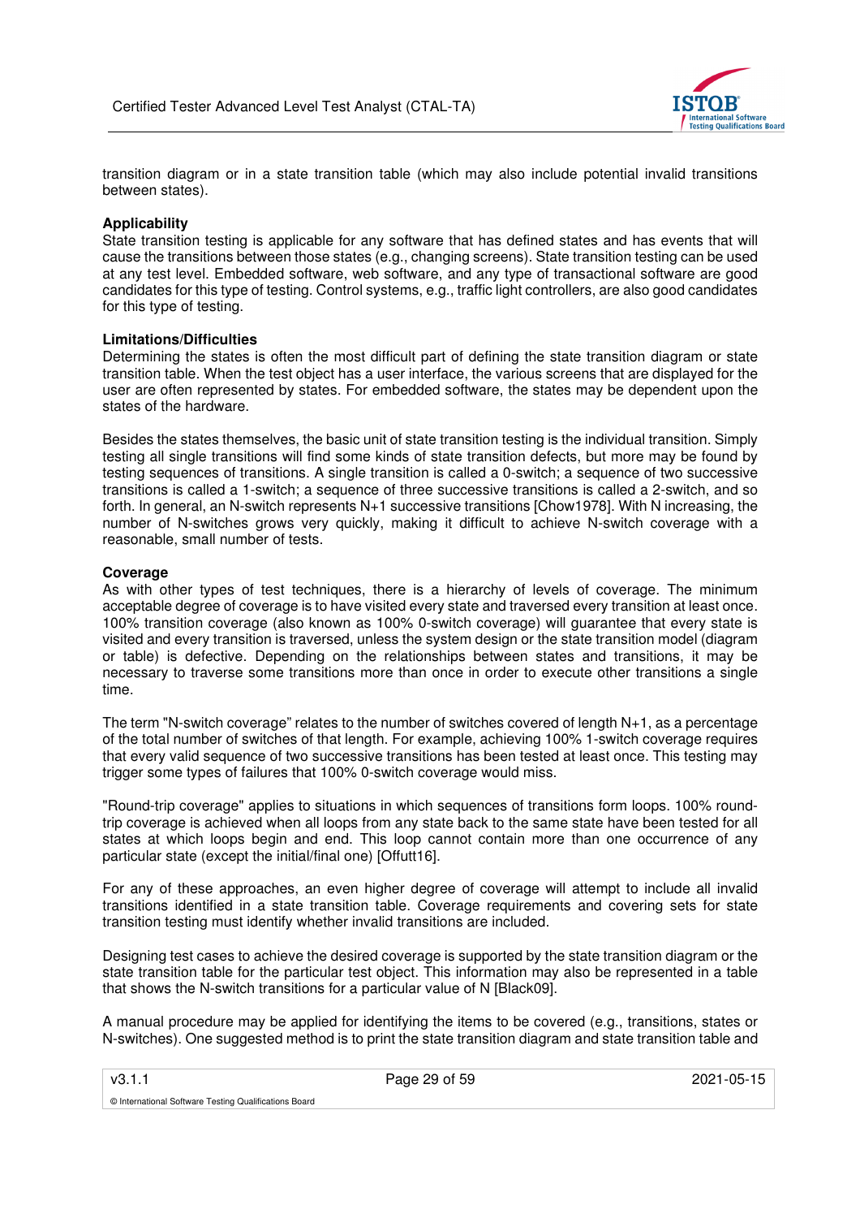transition diagram or in a state transition table (which may also include potential invalid transitions between states).

**Applicability**

State transition testing is applicable for any software that has defined states and has events that will cause the transitions between those states (e.g., changing screens). State transition testing can be used at any test level. Embedded software, web software, and any type of transactional software are good candidates for this type of testing. Control systems, e.g., traffic light controllers, are also good candidates for this type of testing.

**Limitations/Difficulties**

Determining the states is often the most difficult part of defining the state transition diagram or state transition table. When the test object has a user interface, the various screens that are displayed for the user are often represented by states. For embedded software, the states may be dependent upon the states of the hardware.

Besides the states themselves, the basic unit of state transition testing is the individual transition. Simply testing all single transitions will find some kinds of state transition defects, but more may be found by testing sequences of transitions. A single transition is called a 0-switch; a sequence of two successive transitions is called a 1-switch; a sequence of three successive transitions is called a 2-switch, and so forth. In general, an N-switch represents N+1 successive transitions [Chow1978]. With N increasing, the number of N-switches grows very quickly, making it difficult to achieve N-switch coverage with a reasonable, small number of tests.

**Coverage**

As with other types of test techniques, there is a hierarchy of levels of coverage. The minimum acceptable degree of coverage is to have visited every state and traversed every transition at least once. 100% transition coverage (also known as 100% 0-switch coverage) will guarantee that every state is visited and every transition is traversed, unless the system design or the state transition model (diagram or table) is defective. Depending on the relationships between states and transitions, it may be necessary to traverse some transitions more than once in order to execute other transitions a single time.

The term "N-switch coverage" relates to the number of switches covered of length N+1, as a percentage of the total number of switches of that length. For example, achieving 100% 1-switch coverage requires that every valid sequence of two successive transitions has been tested at least once. This testing may trigger some types of failures that 100% 0-switch coverage would miss.

"Round-trip coverage" applies to situations in which sequences of transitions form loops. 100% round-trip coverage is achieved when all loops from any state back to the same state have been tested for all states at which loops begin and end. This loop cannot contain more than one occurrence of any particular state (except the initial/final one) [Offutt16].

For any of these approaches, an even higher degree of coverage will attempt to include all invalid transitions identified in a state transition table. Coverage requirements and covering sets for state transition testing must identify whether invalid transitions are included.

Designing test cases to achieve the desired coverage is supported by the state transition diagram or the state transition table for the particular test object. This information may also be represented in a table that shows the N-switch transitions for a particular value of N [Black09].

A manual procedure may be applied for identifying the items to be covered (e.g., transitions, states or N-switches). One suggested method is to print the state transition diagram and state transition table and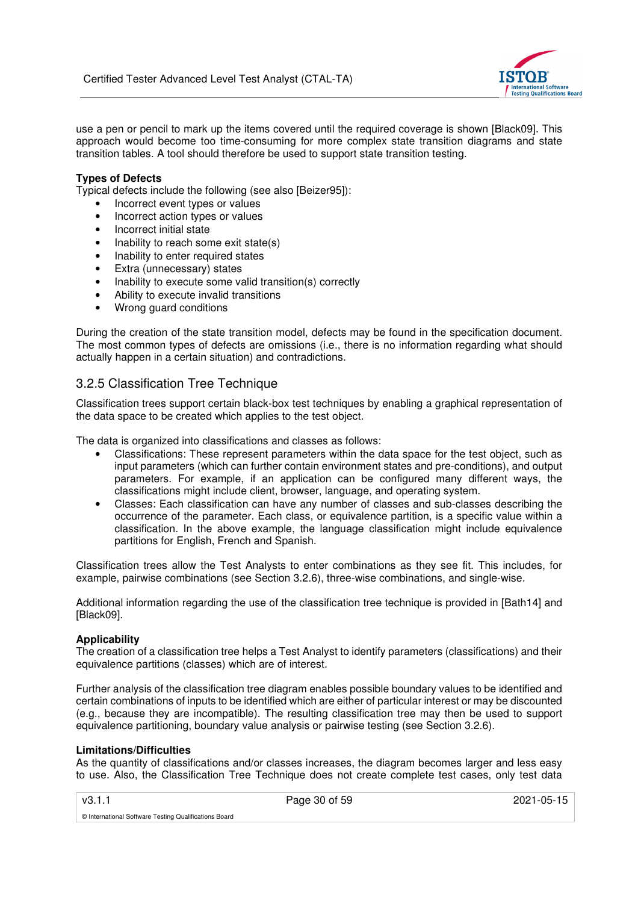use a pen or pencil to mark up the items covered until the required coverage is shown [Black09]. This approach would become too time-consuming for more complex state transition diagrams and state transition tables. A tool should therefore be used to support state transition testing.

**Types of Defects**

Typical defects include the following (see also [Beizer95]):

- Incorrect event types or values
- Incorrect action types or values
- Incorrect initial state
- Inability to reach some exit state(s)
- Inability to enter required states
- Extra (unnecessary) states
- Inability to execute some valid transition(s) correctly
- Ability to execute invalid transitions
- Wrong guard conditions

During the creation of the state transition model, defects may be found in the specification document. The most common types of defects are omissions (i.e., there is no information regarding what should actually happen in a certain situation) and contradictions.

### 3.2.5 Classification Tree Technique

Classification trees support certain black-box test techniques by enabling a graphical representation of the data space to be created which applies to the test object.

The data is organized into classifications and classes as follows:

- Classifications: These represent parameters within the data space for the test object, such as input parameters (which can further contain environment states and pre-conditions), and output parameters. For example, if an application can be configured many different ways, the classifications might include client, browser, language, and operating system.
- Classes: Each classification can have any number of classes and sub-classes describing the occurrence of the parameter. Each class, or equivalence partition, is a specific value within a classification. In the above example, the language classification might include equivalence partitions for English, French and Spanish.

Classification trees allow the Test Analysts to enter combinations as they see fit. This includes, for example, pairwise combinations (see Section 3.2.6), three-wise combinations, and single-wise.

Additional information regarding the use of the classification tree technique is provided in [Bath14] and [Black09].

**Applicability**

The creation of a classification tree helps a Test Analyst to identify parameters (classifications) and their equivalence partitions (classes) which are of interest.

Further analysis of the classification tree diagram enables possible boundary values to be identified and certain combinations of inputs to be identified which are either of particular interest or may be discounted (e.g., because they are incompatible). The resulting classification tree may then be used to support equivalence partitioning, boundary value analysis or pairwise testing (see Section 3.2.6).

**Limitations/Difficulties**

As the quantity of classifications and/or classes increases, the diagram becomes larger and less easy to use. Also, the Classification Tree Technique does not create complete test cases, only test data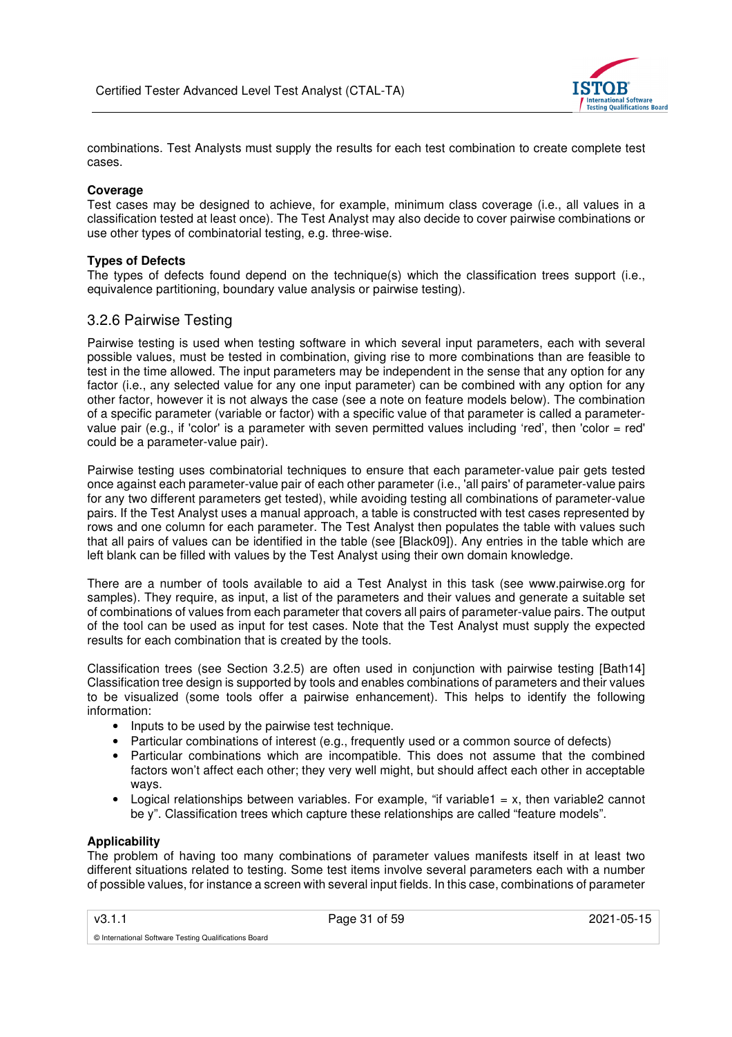combinations. Test Analysts must supply the results for each test combination to create complete test cases.

**Coverage**

Test cases may be designed to achieve, for example, minimum class coverage (i.e., all values in a classification tested at least once). The Test Analyst may also decide to cover pairwise combinations or use other types of combinatorial testing, e.g. three-wise.

**Types of Defects**

The types of defects found depend on the technique(s) which the classification trees support (i.e., equivalence partitioning, boundary value analysis or pairwise testing).

### 3.2.6 Pairwise Testing

Pairwise testing is used when testing software in which several input parameters, each with several possible values, must be tested in combination, giving rise to more combinations than are feasible to test in the time allowed. The input parameters may be independent in the sense that any option for any factor (i.e., any selected value for any one input parameter) can be combined with any option for any other factor, however it is not always the case (see a note on feature models below). The combination of a specific parameter (variable or factor) with a specific value of that parameter is called a parameter-value pair (e.g., if 'color' is a parameter with seven permitted values including 'red', then 'color = red' could be a parameter-value pair).

Pairwise testing uses combinatorial techniques to ensure that each parameter-value pair gets tested once against each parameter-value pair of each other parameter (i.e., 'all pairs' of parameter-value pairs for any two different parameters get tested), while avoiding testing all combinations of parameter-value pairs. If the Test Analyst uses a manual approach, a table is constructed with test cases represented by rows and one column for each parameter. The Test Analyst then populates the table with values such that all pairs of values can be identified in the table (see [Black09]). Any entries in the table which are left blank can be filled with values by the Test Analyst using their own domain knowledge.

There are a number of tools available to aid a Test Analyst in this task (see www.pairwise.org for samples). They require, as input, a list of the parameters and their values and generate a suitable set of combinations of values from each parameter that covers all pairs of parameter-value pairs. The output of the tool can be used as input for test cases. Note that the Test Analyst must supply the expected results for each combination that is created by the tools.

Classification trees (see Section 3.2.5) are often used in conjunction with pairwise testing [Bath14] Classification tree design is supported by tools and enables combinations of parameters and their values to be visualized (some tools offer a pairwise enhancement). This helps to identify the following information:

- Inputs to be used by the pairwise test technique.
- Particular combinations of interest (e.g., frequently used or a common source of defects)
- Particular combinations which are incompatible. This does not assume that the combined factors won't affect each other; they very well might, but should affect each other in acceptable ways.
- Logical relationships between variables. For example, "if variable1 = x, then variable2 cannot be y". Classification trees which capture these relationships are called "feature models".

**Applicability**

The problem of having too many combinations of parameter values manifests itself in at least two different situations related to testing. Some test items involve several parameters each with a number of possible values, for instance a screen with several input fields. In this case, combinations of parameter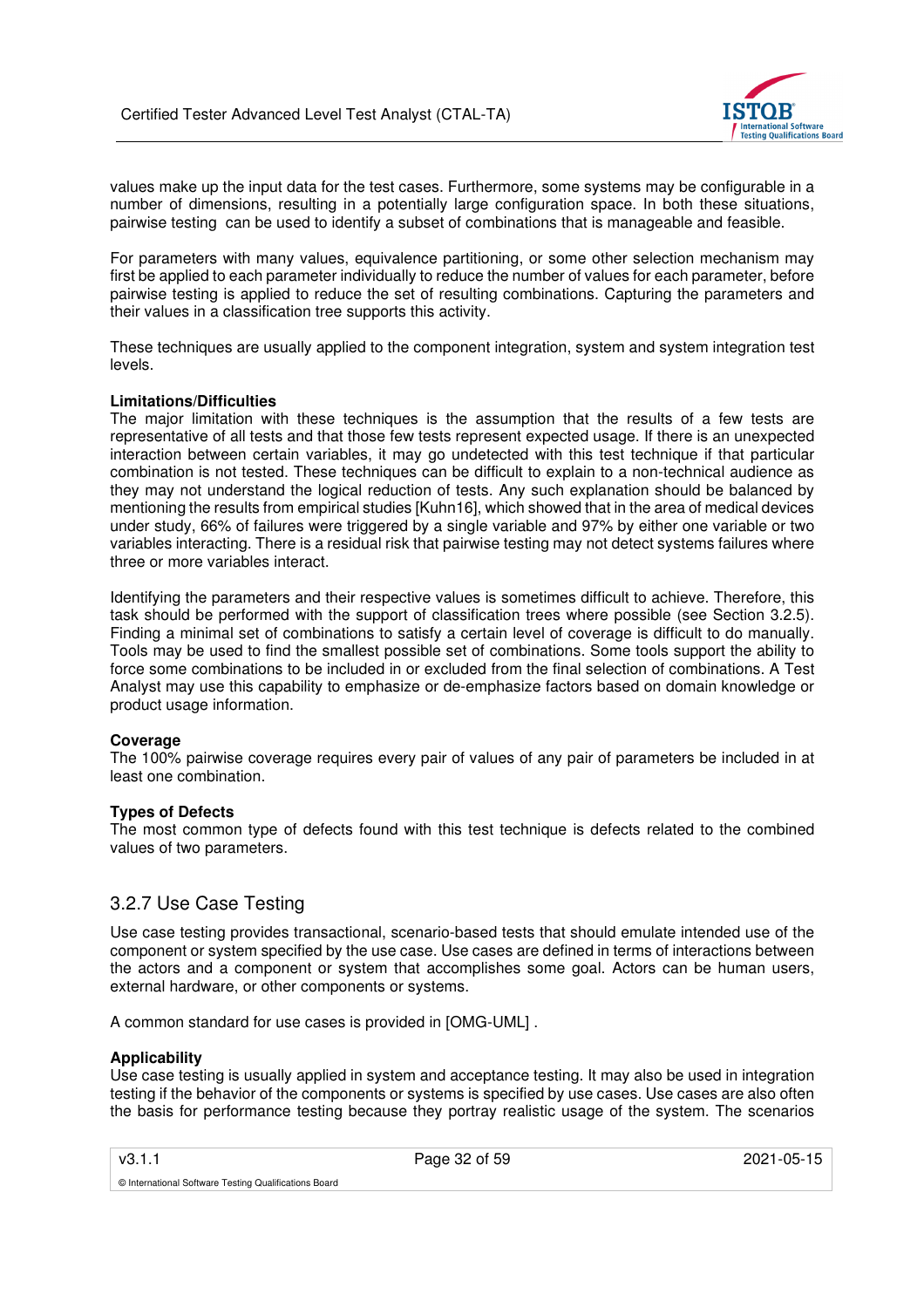values make up the input data for the test cases. Furthermore, some systems may be configurable in a number of dimensions, resulting in a potentially large configuration space. In both these situations, pairwise testing can be used to identify a subset of combinations that is manageable and feasible.

For parameters with many values, equivalence partitioning, or some other selection mechanism may first be applied to each parameter individually to reduce the number of values for each parameter, before pairwise testing is applied to reduce the set of resulting combinations. Capturing the parameters and their values in a classification tree supports this activity.

These techniques are usually applied to the component integration, system and system integration test levels.

**Limitations/Difficulties**

The major limitation with these techniques is the assumption that the results of a few tests are representative of all tests and that those few tests represent expected usage. If there is an unexpected interaction between certain variables, it may go undetected with this test technique if that particular combination is not tested. These techniques can be difficult to explain to a non-technical audience as they may not understand the logical reduction of tests. Any such explanation should be balanced by mentioning the results from empirical studies [Kuhn16], which showed that in the area of medical devices under study, 66% of failures were triggered by a single variable and 97% by either one variable or two variables interacting. There is a residual risk that pairwise testing may not detect systems failures where three or more variables interact.

Identifying the parameters and their respective values is sometimes difficult to achieve. Therefore, this task should be performed with the support of classification trees where possible (see Section 3.2.5). Finding a minimal set of combinations to satisfy a certain level of coverage is difficult to do manually. Tools may be used to find the smallest possible set of combinations. Some tools support the ability to force some combinations to be included in or excluded from the final selection of combinations. A Test Analyst may use this capability to emphasize or de-emphasize factors based on domain knowledge or product usage information.

**Coverage**

The 100% pairwise coverage requires every pair of values of any pair of parameters be included in at least one combination.

**Types of Defects**

The most common type of defects found with this test technique is defects related to the combined values of two parameters.

### 3.2.7 Use Case Testing

Use case testing provides transactional, scenario-based tests that should emulate intended use of the component or system specified by the use case. Use cases are defined in terms of interactions between the actors and a component or system that accomplishes some goal. Actors can be human users, external hardware, or other components or systems.

A common standard for use cases is provided in [OMG-UML] .

**Applicability**

Use case testing is usually applied in system and acceptance testing. It may also be used in integration testing if the behavior of the components or systems is specified by use cases. Use cases are also often the basis for performance testing because they portray realistic usage of the system. The scenarios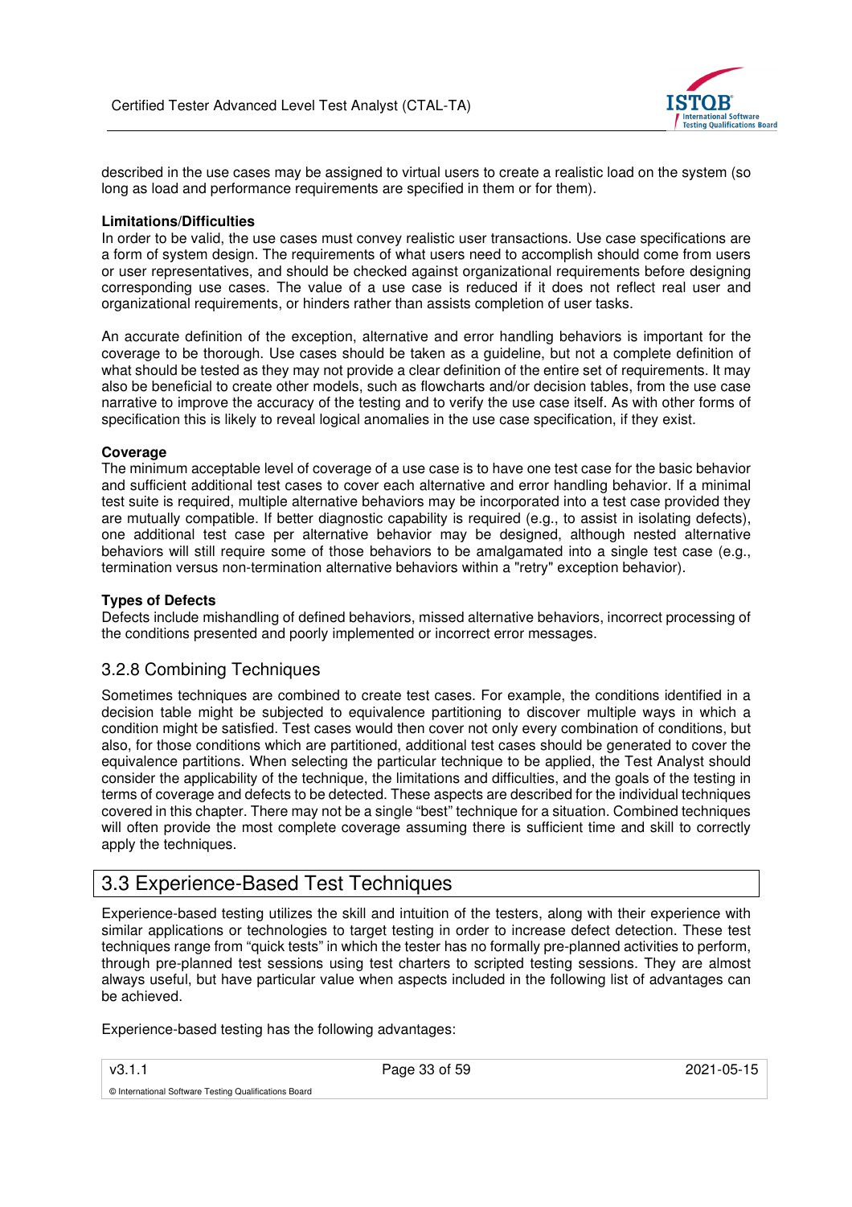described in the use cases may be assigned to virtual users to create a realistic load on the system (so long as load and performance requirements are specified in them or for them).

**Limitations/Difficulties**

In order to be valid, the use cases must convey realistic user transactions. Use case specifications are a form of system design. The requirements of what users need to accomplish should come from users or user representatives, and should be checked against organizational requirements before designing corresponding use cases. The value of a use case is reduced if it does not reflect real user and organizational requirements, or hinders rather than assists completion of user tasks.

An accurate definition of the exception, alternative and error handling behaviors is important for the coverage to be thorough. Use cases should be taken as a guideline, but not a complete definition of what should be tested as they may not provide a clear definition of the entire set of requirements. It may also be beneficial to create other models, such as flowcharts and/or decision tables, from the use case narrative to improve the accuracy of the testing and to verify the use case itself. As with other forms of specification this is likely to reveal logical anomalies in the use case specification, if they exist.

**Coverage**

The minimum acceptable level of coverage of a use case is to have one test case for the basic behavior and sufficient additional test cases to cover each alternative and error handling behavior. If a minimal test suite is required, multiple alternative behaviors may be incorporated into a test case provided they are mutually compatible. If better diagnostic capability is required (e.g., to assist in isolating defects), one additional test case per alternative behavior may be designed, although nested alternative behaviors will still require some of those behaviors to be amalgamated into a single test case (e.g., termination versus non-termination alternative behaviors within a "retry" exception behavior).

**Types of Defects**

Defects include mishandling of defined behaviors, missed alternative behaviors, incorrect processing of the conditions presented and poorly implemented or incorrect error messages.

### 3.2.8 Combining Techniques

Sometimes techniques are combined to create test cases. For example, the conditions identified in a decision table might be subjected to equivalence partitioning to discover multiple ways in which a condition might be satisfied. Test cases would then cover not only every combination of conditions, but also, for those conditions which are partitioned, additional test cases should be generated to cover the equivalence partitions. When selecting the particular technique to be applied, the Test Analyst should consider the applicability of the technique, the limitations and difficulties, and the goals of the testing in terms of coverage and defects to be detected. These aspects are described for the individual techniques covered in this chapter. There may not be a single "best" technique for a situation. Combined techniques will often provide the most complete coverage assuming there is sufficient time and skill to correctly apply the techniques.

## 3.3 Experience-Based Test Techniques

Experience-based testing utilizes the skill and intuition of the testers, along with their experience with similar applications or technologies to target testing in order to increase defect detection. These test techniques range from "quick tests" in which the tester has no formally pre-planned activities to perform, through pre-planned test sessions using test charters to scripted testing sessions. They are almost always useful, but have particular value when aspects included in the following list of advantages can be achieved.

Experience-based testing has the following advantages: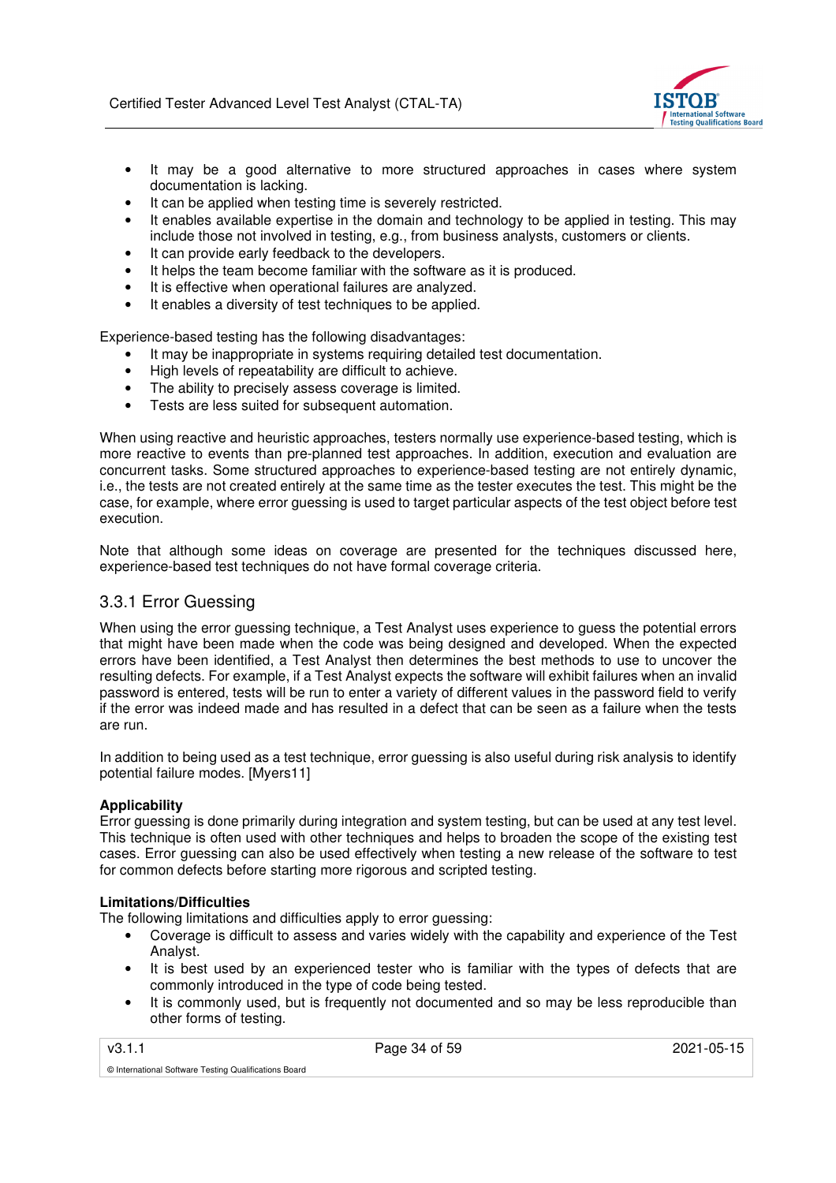- It may be a good alternative to more structured approaches in cases where system documentation is lacking.
- It can be applied when testing time is severely restricted.
- It enables available expertise in the domain and technology to be applied in testing. This may include those not involved in testing, e.g., from business analysts, customers or clients.
- It can provide early feedback to the developers.
- It helps the team become familiar with the software as it is produced.
- It is effective when operational failures are analyzed.
- It enables a diversity of test techniques to be applied.

Experience-based testing has the following disadvantages:

- It may be inappropriate in systems requiring detailed test documentation.
- High levels of repeatability are difficult to achieve.
- The ability to precisely assess coverage is limited.
- Tests are less suited for subsequent automation.

When using reactive and heuristic approaches, testers normally use experience-based testing, which is more reactive to events than pre-planned test approaches. In addition, execution and evaluation are concurrent tasks. Some structured approaches to experience-based testing are not entirely dynamic, i.e., the tests are not created entirely at the same time as the tester executes the test. This might be the case, for example, where error guessing is used to target particular aspects of the test object before test execution.

Note that although some ideas on coverage are presented for the techniques discussed here, experience-based test techniques do not have formal coverage criteria.

### 3.3.1 Error Guessing

When using the error guessing technique, a Test Analyst uses experience to guess the potential errors that might have been made when the code was being designed and developed. When the expected errors have been identified, a Test Analyst then determines the best methods to use to uncover the resulting defects. For example, if a Test Analyst expects the software will exhibit failures when an invalid password is entered, tests will be run to enter a variety of different values in the password field to verify if the error was indeed made and has resulted in a defect that can be seen as a failure when the tests are run.

In addition to being used as a test technique, error guessing is also useful during risk analysis to identify potential failure modes. [Myers11]

**Applicability**

Error guessing is done primarily during integration and system testing, but can be used at any test level. This technique is often used with other techniques and helps to broaden the scope of the existing test cases. Error guessing can also be used effectively when testing a new release of the software to test for common defects before starting more rigorous and scripted testing.

**Limitations/Difficulties**

The following limitations and difficulties apply to error guessing:

- Coverage is difficult to assess and varies widely with the capability and experience of the Test Analyst.
- It is best used by an experienced tester who is familiar with the types of defects that are commonly introduced in the type of code being tested.
- It is commonly used, but is frequently not documented and so may be less reproducible than other forms of testing.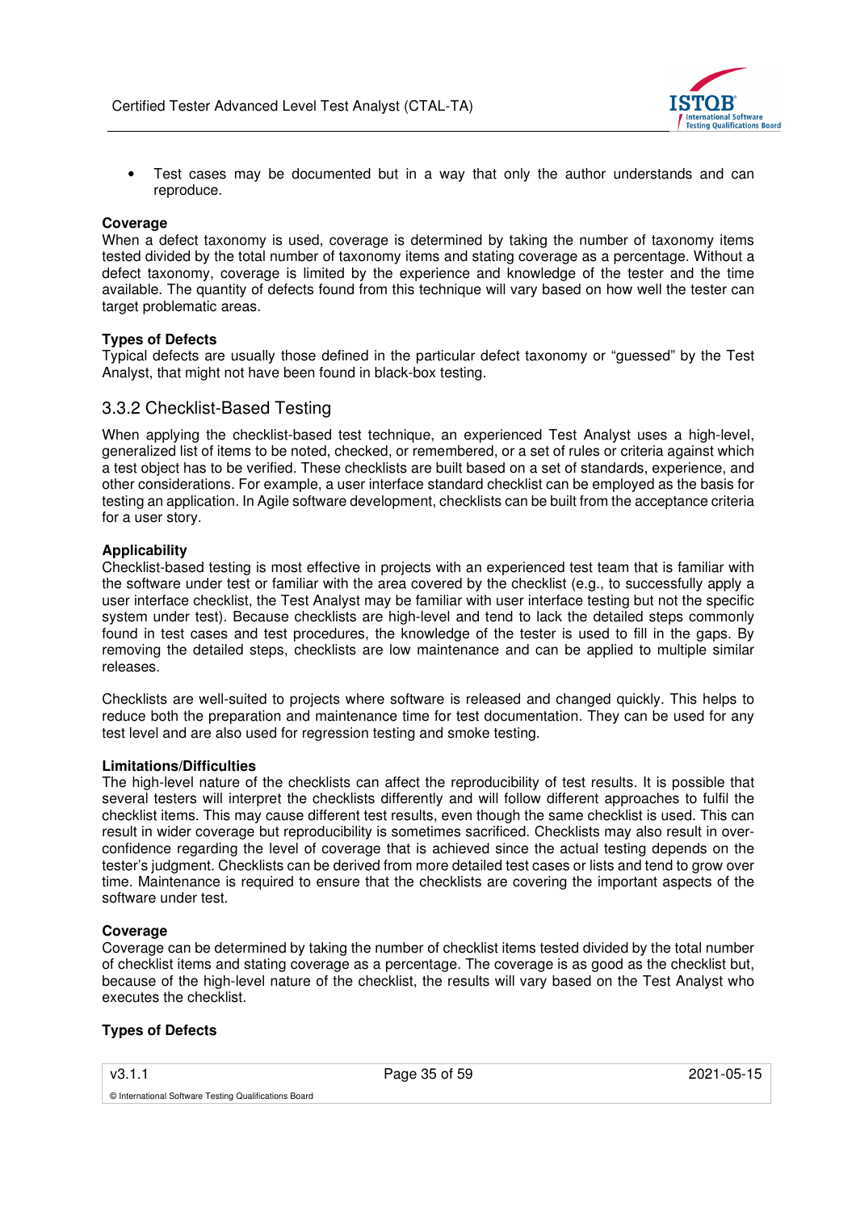- Test cases may be documented but in a way that only the author understands and can reproduce.

**Coverage**
When a defect taxonomy is used, coverage is determined by taking the number of taxonomy items tested divided by the total number of taxonomy items and stating coverage as a percentage. Without a defect taxonomy, coverage is limited by the experience and knowledge of the tester and the time available. The quantity of defects found from this technique will vary based on how well the tester can target problematic areas.

**Types of Defects**
Typical defects are usually those defined in the particular defect taxonomy or "guessed" by the Test Analyst, that might not have been found in black-box testing.

### 3.3.2 Checklist-Based Testing

When applying the checklist-based test technique, an experienced Test Analyst uses a high-level, generalized list of items to be noted, checked, or remembered, or a set of rules or criteria against which a test object has to be verified. These checklists are built based on a set of standards, experience, and other considerations. For example, a user interface standard checklist can be employed as the basis for testing an application. In Agile software development, checklists can be built from the acceptance criteria for a user story.

**Applicability**
Checklist-based testing is most effective in projects with an experienced test team that is familiar with the software under test or familiar with the area covered by the checklist (e.g., to successfully apply a user interface checklist, the Test Analyst may be familiar with user interface testing but not the specific system under test). Because checklists are high-level and tend to lack the detailed steps commonly found in test cases and test procedures, the knowledge of the tester is used to fill in the gaps. By removing the detailed steps, checklists are low maintenance and can be applied to multiple similar releases.

Checklists are well-suited to projects where software is released and changed quickly. This helps to reduce both the preparation and maintenance time for test documentation. They can be used for any test level and are also used for regression testing and smoke testing.

**Limitations/Difficulties**
The high-level nature of the checklists can affect the reproducibility of test results. It is possible that several testers will interpret the checklists differently and will follow different approaches to fulfil the checklist items. This may cause different test results, even though the same checklist is used. This can result in wider coverage but reproducibility is sometimes sacrificed. Checklists may also result in over-confidence regarding the level of coverage that is achieved since the actual testing depends on the tester's judgment. Checklists can be derived from more detailed test cases or lists and tend to grow over time. Maintenance is required to ensure that the checklists are covering the important aspects of the software under test.

**Coverage**
Coverage can be determined by taking the number of checklist items tested divided by the total number of checklist items and stating coverage as a percentage. The coverage is as good as the checklist but, because of the high-level nature of the checklist, the results will vary based on the Test Analyst who executes the checklist.

**Types of Defects**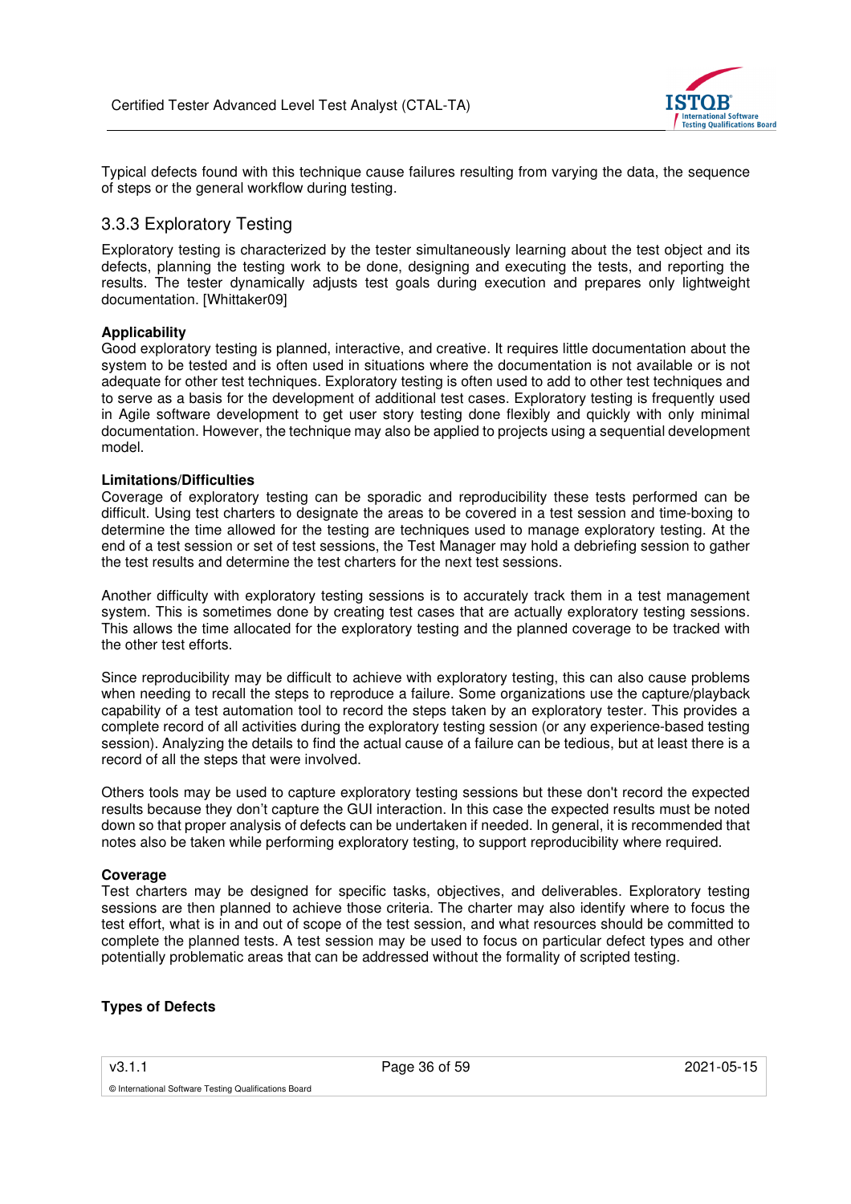Typical defects found with this technique cause failures resulting from varying the data, the sequence of steps or the general workflow during testing.

### 3.3.3 Exploratory Testing

Exploratory testing is characterized by the tester simultaneously learning about the test object and its defects, planning the testing work to be done, designing and executing the tests, and reporting the results. The tester dynamically adjusts test goals during execution and prepares only lightweight documentation. [Whittaker09]

**Applicability**

Good exploratory testing is planned, interactive, and creative. It requires little documentation about the system to be tested and is often used in situations where the documentation is not available or is not adequate for other test techniques. Exploratory testing is often used to add to other test techniques and to serve as a basis for the development of additional test cases. Exploratory testing is frequently used in Agile software development to get user story testing done flexibly and quickly with only minimal documentation. However, the technique may also be applied to projects using a sequential development model.

**Limitations/Difficulties**

Coverage of exploratory testing can be sporadic and reproducibility these tests performed can be difficult. Using test charters to designate the areas to be covered in a test session and time-boxing to determine the time allowed for the testing are techniques used to manage exploratory testing. At the end of a test session or set of test sessions, the Test Manager may hold a debriefing session to gather the test results and determine the test charters for the next test sessions.

Another difficulty with exploratory testing sessions is to accurately track them in a test management system. This is sometimes done by creating test cases that are actually exploratory testing sessions. This allows the time allocated for the exploratory testing and the planned coverage to be tracked with the other test efforts.

Since reproducibility may be difficult to achieve with exploratory testing, this can also cause problems when needing to recall the steps to reproduce a failure. Some organizations use the capture/playback capability of a test automation tool to record the steps taken by an exploratory tester. This provides a complete record of all activities during the exploratory testing session (or any experience-based testing session). Analyzing the details to find the actual cause of a failure can be tedious, but at least there is a record of all the steps that were involved.

Others tools may be used to capture exploratory testing sessions but these don't record the expected results because they don't capture the GUI interaction. In this case the expected results must be noted down so that proper analysis of defects can be undertaken if needed. In general, it is recommended that notes also be taken while performing exploratory testing, to support reproducibility where required.

**Coverage**

Test charters may be designed for specific tasks, objectives, and deliverables. Exploratory testing sessions are then planned to achieve those criteria. The charter may also identify where to focus the test effort, what is in and out of scope of the test session, and what resources should be committed to complete the planned tests. A test session may be used to focus on particular defect types and other potentially problematic areas that can be addressed without the formality of scripted testing.

**Types of Defects**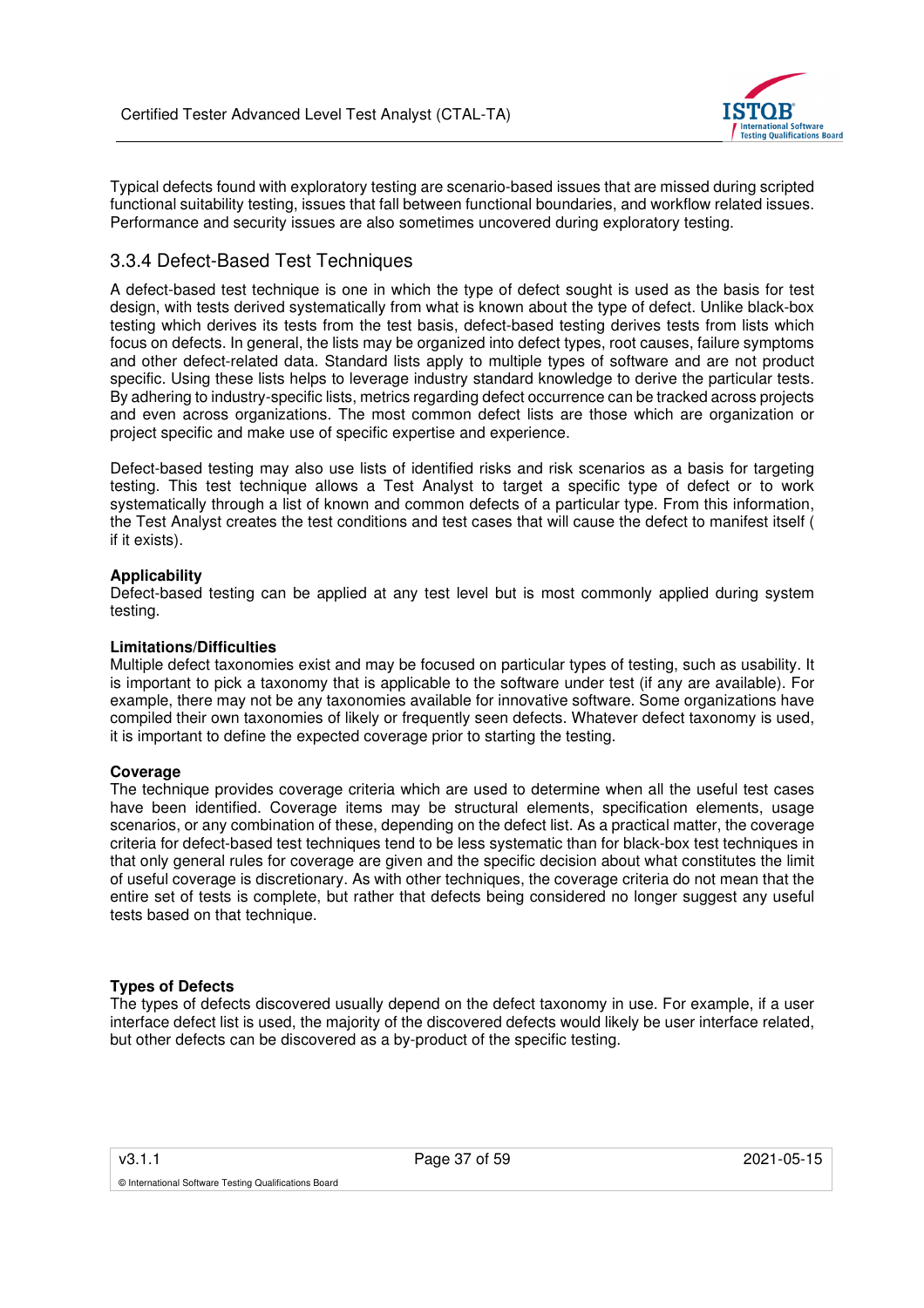Typical defects found with exploratory testing are scenario-based issues that are missed during scripted functional suitability testing, issues that fall between functional boundaries, and workflow related issues. Performance and security issues are also sometimes uncovered during exploratory testing.

## 3.3.4 Defect-Based Test Techniques

A defect-based test technique is one in which the type of defect sought is used as the basis for test design, with tests derived systematically from what is known about the type of defect. Unlike black-box testing which derives its tests from the test basis, defect-based testing derives tests from lists which focus on defects. In general, the lists may be organized into defect types, root causes, failure symptoms and other defect-related data. Standard lists apply to multiple types of software and are not product specific. Using these lists helps to leverage industry standard knowledge to derive the particular tests. By adhering to industry-specific lists, metrics regarding defect occurrence can be tracked across projects and even across organizations. The most common defect lists are those which are organization or project specific and make use of specific expertise and experience.

Defect-based testing may also use lists of identified risks and risk scenarios as a basis for targeting testing. This test technique allows a Test Analyst to target a specific type of defect or to work systematically through a list of known and common defects of a particular type. From this information, the Test Analyst creates the test conditions and test cases that will cause the defect to manifest itself ( if it exists).

**Applicability**
Defect-based testing can be applied at any test level but is most commonly applied during system testing.

**Limitations/Difficulties**
Multiple defect taxonomies exist and may be focused on particular types of testing, such as usability. It is important to pick a taxonomy that is applicable to the software under test (if any are available). For example, there may not be any taxonomies available for innovative software. Some organizations have compiled their own taxonomies of likely or frequently seen defects. Whatever defect taxonomy is used, it is important to define the expected coverage prior to starting the testing.

**Coverage**
The technique provides coverage criteria which are used to determine when all the useful test cases have been identified. Coverage items may be structural elements, specification elements, usage scenarios, or any combination of these, depending on the defect list. As a practical matter, the coverage criteria for defect-based test techniques tend to be less systematic than for black-box test techniques in that only general rules for coverage are given and the specific decision about what constitutes the limit of useful coverage is discretionary. As with other techniques, the coverage criteria do not mean that the entire set of tests is complete, but rather that defects being considered no longer suggest any useful tests based on that technique.

**Types of Defects**
The types of defects discovered usually depend on the defect taxonomy in use. For example, if a user interface defect list is used, the majority of the discovered defects would likely be user interface related, but other defects can be discovered as a by-product of the specific testing.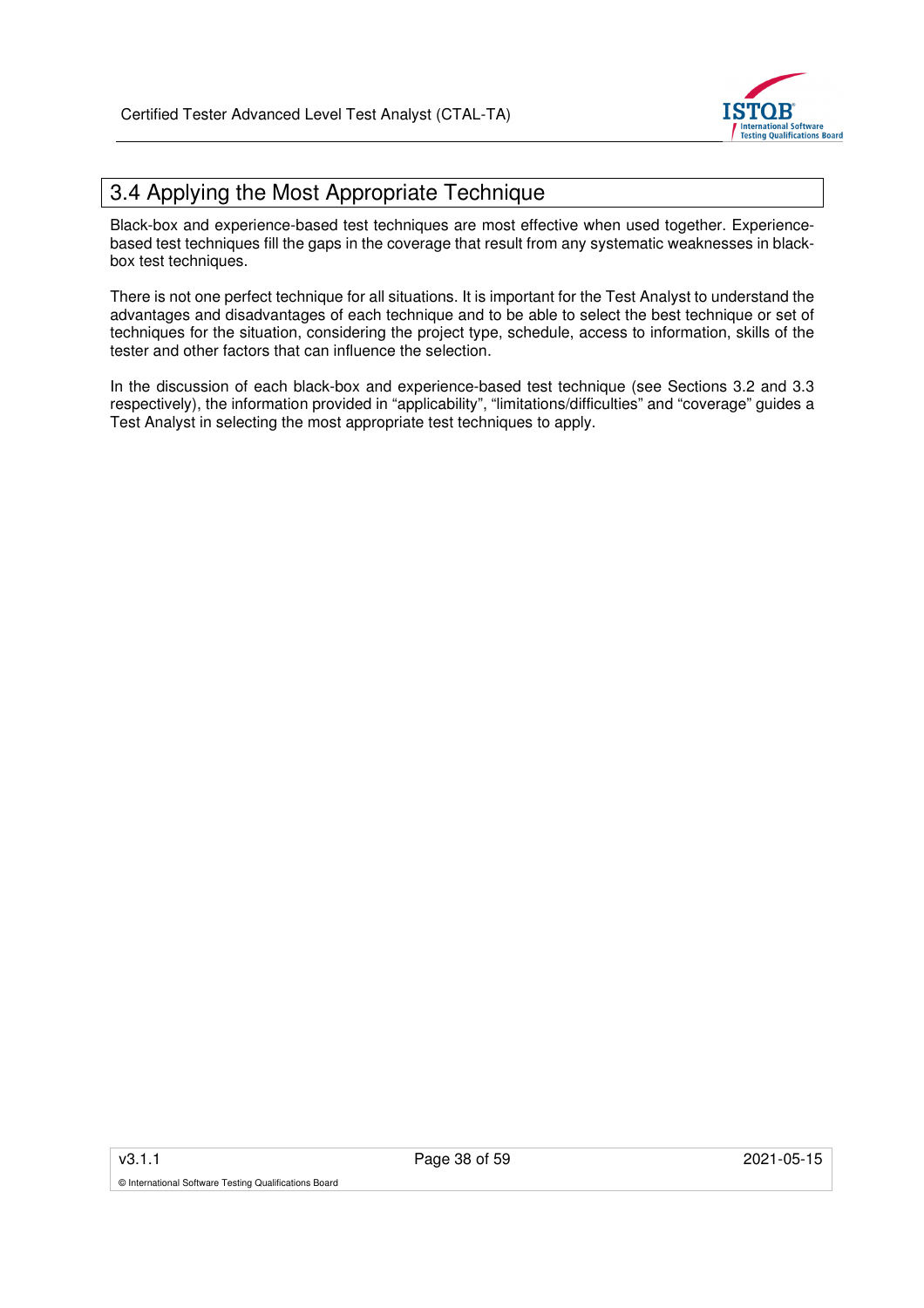## 3.4 Applying the Most Appropriate Technique

Black-box and experience-based test techniques are most effective when used together. Experience-based test techniques fill the gaps in the coverage that result from any systematic weaknesses in black-box test techniques.

There is not one perfect technique for all situations. It is important for the Test Analyst to understand the advantages and disadvantages of each technique and to be able to select the best technique or set of techniques for the situation, considering the project type, schedule, access to information, skills of the tester and other factors that can influence the selection.

In the discussion of each black-box and experience-based test technique (see Sections 3.2 and 3.3 respectively), the information provided in "applicability", "limitations/difficulties" and "coverage" guides a Test Analyst in selecting the most appropriate test techniques to apply.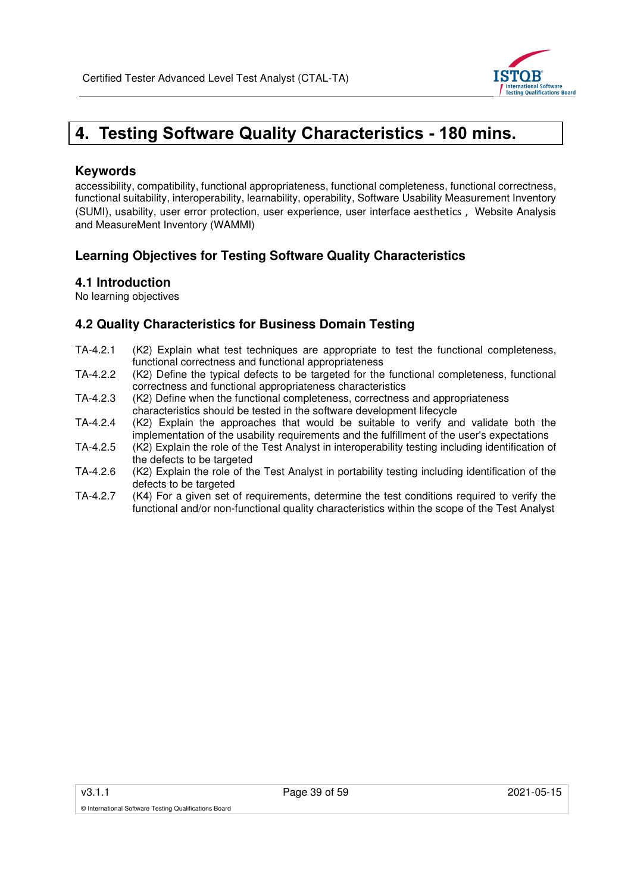# 4. Testing Software Quality Characteristics - 180 mins.

### Keywords

accessibility, compatibility, functional appropriateness, functional completeness, functional correctness, functional suitability, interoperability, learnability, operability, Software Usability Measurement Inventory (SUMI), usability, user error protection, user experience, user interface aesthetics, Website Analysis and MeasureMent Inventory (WAMMI)

### Learning Objectives for Testing Software Quality Characteristics

### 4.1 Introduction

No learning objectives

### 4.2 Quality Characteristics for Business Domain Testing

TA-4.2.1 (K2) Explain what test techniques are appropriate to test the functional completeness, functional correctness and functional appropriateness

TA-4.2.2 (K2) Define the typical defects to be targeted for the functional completeness, functional correctness and functional appropriateness characteristics

TA-4.2.3 (K2) Define when the functional completeness, correctness and appropriateness characteristics should be tested in the software development lifecycle

TA-4.2.4 (K2) Explain the approaches that would be suitable to verify and validate both the implementation of the usability requirements and the fulfillment of the user's expectations

TA-4.2.5 (K2) Explain the role of the Test Analyst in interoperability testing including identification of the defects to be targeted

TA-4.2.6 (K2) Explain the role of the Test Analyst in portability testing including identification of the defects to be targeted

TA-4.2.7 (K4) For a given set of requirements, determine the test conditions required to verify the functional and/or non-functional quality characteristics within the scope of the Test Analyst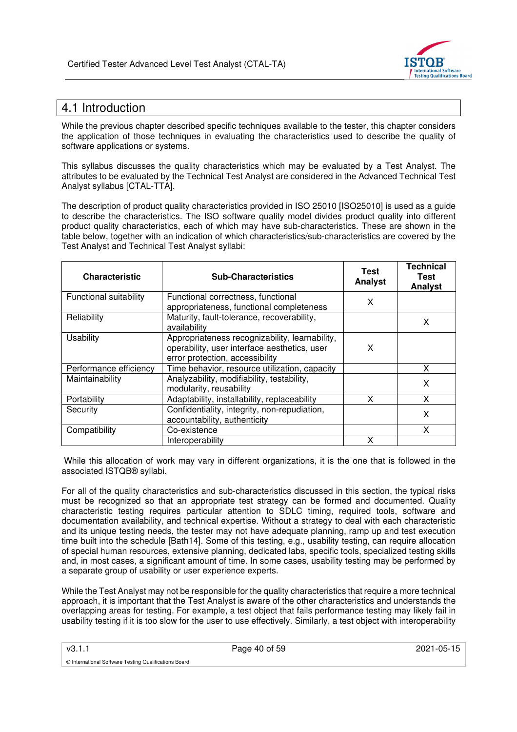## 4.1 Introduction

While the previous chapter described specific techniques available to the tester, this chapter considers the application of those techniques in evaluating the characteristics used to describe the quality of software applications or systems.

This syllabus discusses the quality characteristics which may be evaluated by a Test Analyst. The attributes to be evaluated by the Technical Test Analyst are considered in the Advanced Technical Test Analyst syllabus [CTAL-TTA].

The description of product quality characteristics provided in ISO 25010 [ISO25010] is used as a guide to describe the characteristics. The ISO software quality model divides product quality into different product quality characteristics, each of which may have sub-characteristics. These are shown in the table below, together with an indication of which characteristics/sub-characteristics are covered by the Test Analyst and Technical Test Analyst syllabi:

| Characteristic | Sub-Characteristics | Test Analyst | Technical Test Analyst |
|---|---|---|---|
| Functional suitability | Functional correctness, functional appropriateness, functional completeness | X | |
| Reliability | Maturity, fault-tolerance, recoverability, availability | | X |
| Usability | Appropriateness recognizability, learnability, operability, user interface aesthetics, user error protection, accessibility | X | |
| Performance efficiency | Time behavior, resource utilization, capacity | | X |
| Maintainability | Analyzability, modifiability, testability, modularity, reusability | | X |
| Portability | Adaptability, installability, replaceability | X | X |
| Security | Confidentiality, integrity, non-repudiation, accountability, authenticity | | X |
| Compatibility | Co-existence | | X |
| | Interoperability | X | |

While this allocation of work may vary in different organizations, it is the one that is followed in the associated ISTQB® syllabi.

For all of the quality characteristics and sub-characteristics discussed in this section, the typical risks must be recognized so that an appropriate test strategy can be formed and documented. Quality characteristic testing requires particular attention to SDLC timing, required tools, software and documentation availability, and technical expertise. Without a strategy to deal with each characteristic and its unique testing needs, the tester may not have adequate planning, ramp up and test execution time built into the schedule [Bath14]. Some of this testing, e.g., usability testing, can require allocation of special human resources, extensive planning, dedicated labs, specific tools, specialized testing skills and, in most cases, a significant amount of time. In some cases, usability testing may be performed by a separate group of usability or user experience experts.

While the Test Analyst may not be responsible for the quality characteristics that require a more technical approach, it is important that the Test Analyst is aware of the other characteristics and understands the overlapping areas for testing. For example, a test object that fails performance testing may likely fail in usability testing if it is too slow for the user to use effectively. Similarly, a test object with interoperability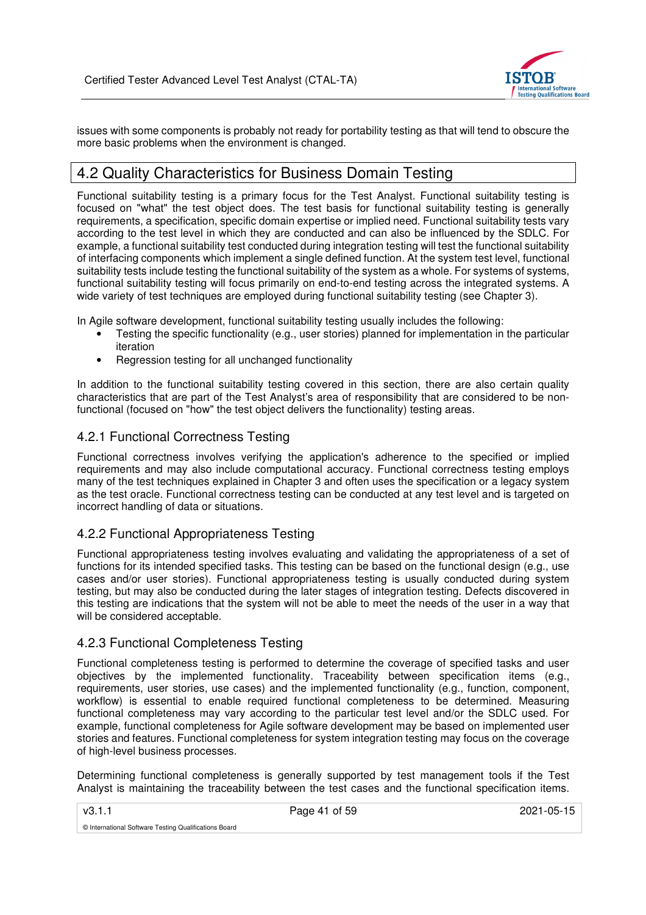issues with some components is probably not ready for portability testing as that will tend to obscure the more basic problems when the environment is changed.

## 4.2 Quality Characteristics for Business Domain Testing

Functional suitability testing is a primary focus for the Test Analyst. Functional suitability testing is focused on "what" the test object does. The test basis for functional suitability testing is generally requirements, a specification, specific domain expertise or implied need. Functional suitability tests vary according to the test level in which they are conducted and can also be influenced by the SDLC. For example, a functional suitability test conducted during integration testing will test the functional suitability of interfacing components which implement a single defined function. At the system test level, functional suitability tests include testing the functional suitability of the system as a whole. For systems of systems, functional suitability testing will focus primarily on end-to-end testing across the integrated systems. A wide variety of test techniques are employed during functional suitability testing (see Chapter 3).

In Agile software development, functional suitability testing usually includes the following:

- Testing the specific functionality (e.g., user stories) planned for implementation in the particular iteration
- Regression testing for all unchanged functionality

In addition to the functional suitability testing covered in this section, there are also certain quality characteristics that are part of the Test Analyst's area of responsibility that are considered to be non-functional (focused on "how" the test object delivers the functionality) testing areas.

### 4.2.1 Functional Correctness Testing

Functional correctness involves verifying the application's adherence to the specified or implied requirements and may also include computational accuracy. Functional correctness testing employs many of the test techniques explained in Chapter 3 and often uses the specification or a legacy system as the test oracle. Functional correctness testing can be conducted at any test level and is targeted on incorrect handling of data or situations.

### 4.2.2 Functional Appropriateness Testing

Functional appropriateness testing involves evaluating and validating the appropriateness of a set of functions for its intended specified tasks. This testing can be based on the functional design (e.g., use cases and/or user stories). Functional appropriateness testing is usually conducted during system testing, but may also be conducted during the later stages of integration testing. Defects discovered in this testing are indications that the system will not be able to meet the needs of the user in a way that will be considered acceptable.

### 4.2.3 Functional Completeness Testing

Functional completeness testing is performed to determine the coverage of specified tasks and user objectives by the implemented functionality. Traceability between specification items (e.g., requirements, user stories, use cases) and the implemented functionality (e.g., function, component, workflow) is essential to enable required functional completeness to be determined. Measuring functional completeness may vary according to the particular test level and/or the SDLC used. For example, functional completeness for Agile software development may be based on implemented user stories and features. Functional completeness for system integration testing may focus on the coverage of high-level business processes.

Determining functional completeness is generally supported by test management tools if the Test Analyst is maintaining the traceability between the test cases and the functional specification items.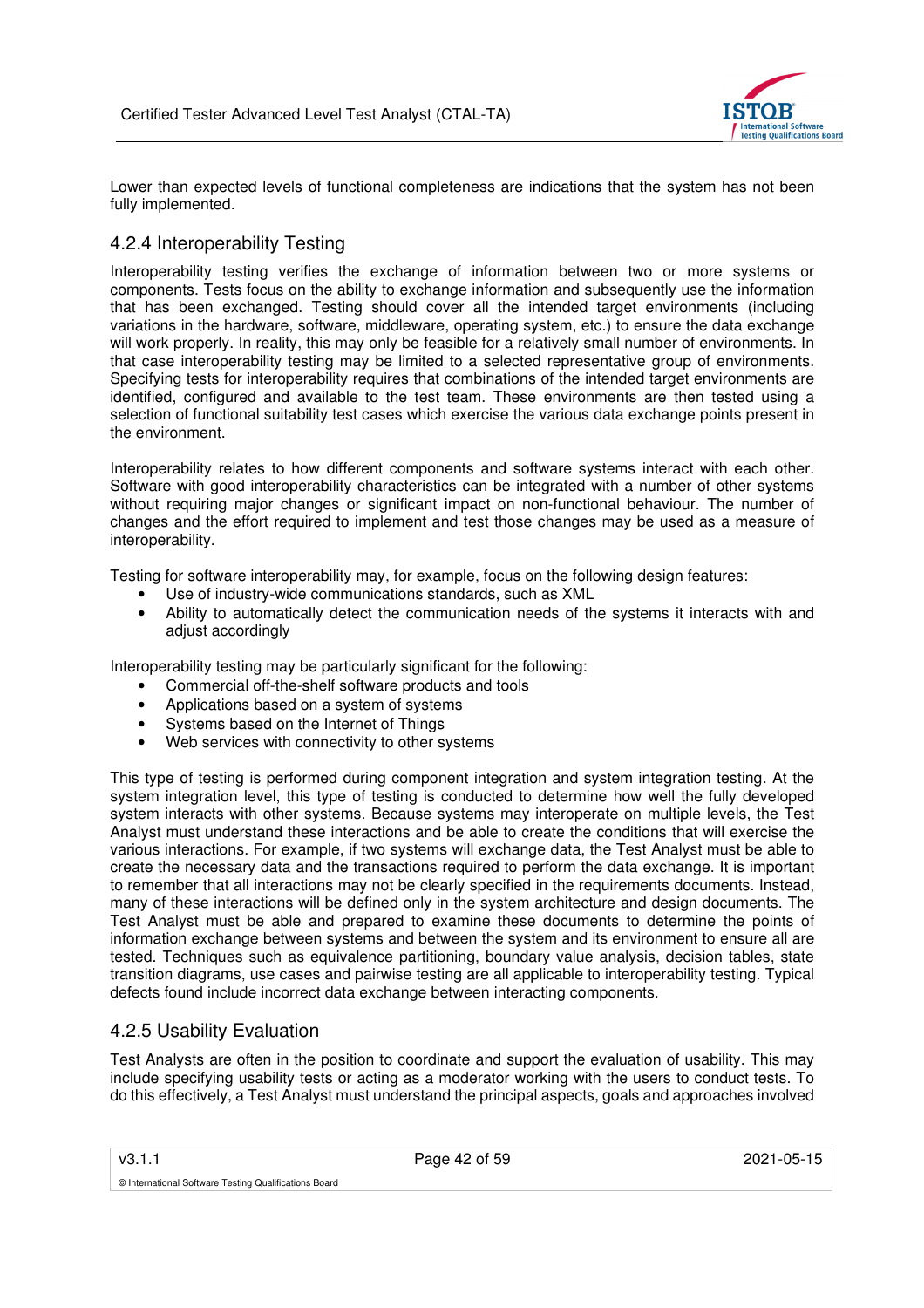Lower than expected levels of functional completeness are indications that the system has not been fully implemented.

### 4.2.4 Interoperability Testing

Interoperability testing verifies the exchange of information between two or more systems or components. Tests focus on the ability to exchange information and subsequently use the information that has been exchanged. Testing should cover all the intended target environments (including variations in the hardware, software, middleware, operating system, etc.) to ensure the data exchange will work properly. In reality, this may only be feasible for a relatively small number of environments. In that case interoperability testing may be limited to a selected representative group of environments. Specifying tests for interoperability requires that combinations of the intended target environments are identified, configured and available to the test team. These environments are then tested using a selection of functional suitability test cases which exercise the various data exchange points present in the environment.

Interoperability relates to how different components and software systems interact with each other. Software with good interoperability characteristics can be integrated with a number of other systems without requiring major changes or significant impact on non-functional behaviour. The number of changes and the effort required to implement and test those changes may be used as a measure of interoperability.

Testing for software interoperability may, for example, focus on the following design features:

- Use of industry-wide communications standards, such as XML
- Ability to automatically detect the communication needs of the systems it interacts with and adjust accordingly

Interoperability testing may be particularly significant for the following:

- Commercial off-the-shelf software products and tools
- Applications based on a system of systems
- Systems based on the Internet of Things
- Web services with connectivity to other systems

This type of testing is performed during component integration and system integration testing. At the system integration level, this type of testing is conducted to determine how well the fully developed system interacts with other systems. Because systems may interoperate on multiple levels, the Test Analyst must understand these interactions and be able to create the conditions that will exercise the various interactions. For example, if two systems will exchange data, the Test Analyst must be able to create the necessary data and the transactions required to perform the data exchange. It is important to remember that all interactions may not be clearly specified in the requirements documents. Instead, many of these interactions will be defined only in the system architecture and design documents. The Test Analyst must be able and prepared to examine these documents to determine the points of information exchange between systems and between the system and its environment to ensure all are tested. Techniques such as equivalence partitioning, boundary value analysis, decision tables, state transition diagrams, use cases and pairwise testing are all applicable to interoperability testing. Typical defects found include incorrect data exchange between interacting components.

### 4.2.5 Usability Evaluation

Test Analysts are often in the position to coordinate and support the evaluation of usability. This may include specifying usability tests or acting as a moderator working with the users to conduct tests. To do this effectively, a Test Analyst must understand the principal aspects, goals and approaches involved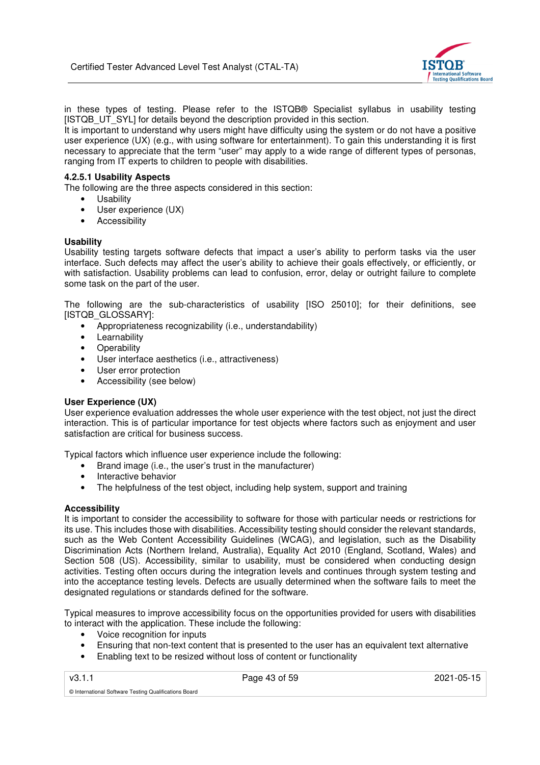in these types of testing. Please refer to the ISTQB® Specialist syllabus in usability testing [ISTQB_UT_SYL] for details beyond the description provided in this section.
It is important to understand why users might have difficulty using the system or do not have a positive user experience (UX) (e.g., with using software for entertainment). To gain this understanding it is first necessary to appreciate that the term "user" may apply to a wide range of different types of personas, ranging from IT experts to children to people with disabilities.

#### 4.2.5.1 Usability Aspects

The following are the three aspects considered in this section:

- Usability
- User experience (UX)
- Accessibility

**Usability**

Usability testing targets software defects that impact a user's ability to perform tasks via the user interface. Such defects may affect the user's ability to achieve their goals effectively, or efficiently, or with satisfaction. Usability problems can lead to confusion, error, delay or outright failure to complete some task on the part of the user.

The following are the sub-characteristics of usability [ISO 25010]; for their definitions, see [ISTQB_GLOSSARY]:

- Appropriateness recognizability (i.e., understandability)
- Learnability
- Operability
- User interface aesthetics (i.e., attractiveness)
- User error protection
- Accessibility (see below)

**User Experience (UX)**

User experience evaluation addresses the whole user experience with the test object, not just the direct interaction. This is of particular importance for test objects where factors such as enjoyment and user satisfaction are critical for business success.

Typical factors which influence user experience include the following:

- Brand image (i.e., the user's trust in the manufacturer)
- Interactive behavior
- The helpfulness of the test object, including help system, support and training

**Accessibility**

It is important to consider the accessibility to software for those with particular needs or restrictions for its use. This includes those with disabilities. Accessibility testing should consider the relevant standards, such as the Web Content Accessibility Guidelines (WCAG), and legislation, such as the Disability Discrimination Acts (Northern Ireland, Australia), Equality Act 2010 (England, Scotland, Wales) and Section 508 (US). Accessibility, similar to usability, must be considered when conducting design activities. Testing often occurs during the integration levels and continues through system testing and into the acceptance testing levels. Defects are usually determined when the software fails to meet the designated regulations or standards defined for the software.

Typical measures to improve accessibility focus on the opportunities provided for users with disabilities to interact with the application. These include the following:

- Voice recognition for inputs
- Ensuring that non-text content that is presented to the user has an equivalent text alternative
- Enabling text to be resized without loss of content or functionality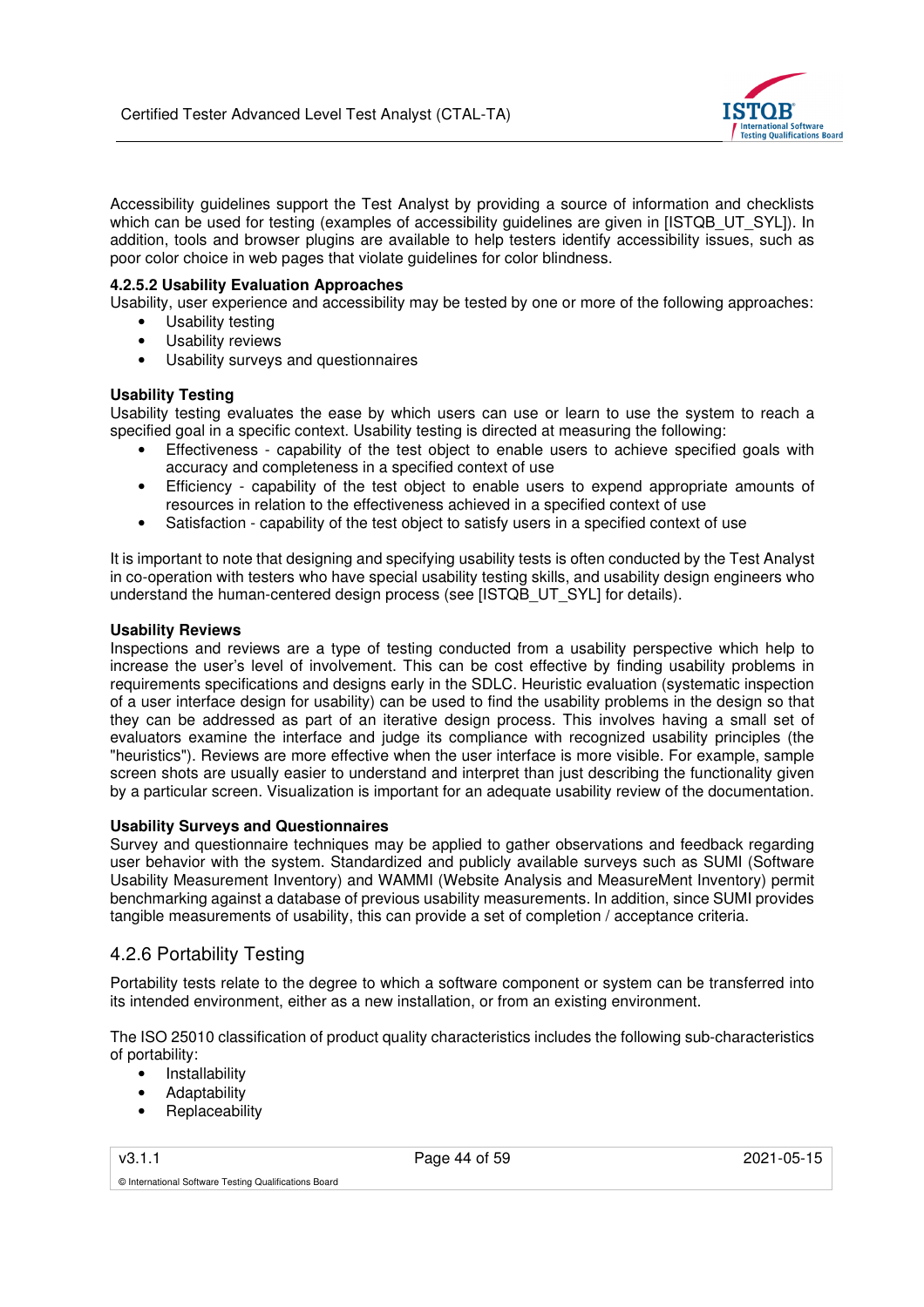Accessibility guidelines support the Test Analyst by providing a source of information and checklists which can be used for testing (examples of accessibility guidelines are given in [ISTQB_UT_SYL]). In addition, tools and browser plugins are available to help testers identify accessibility issues, such as poor color choice in web pages that violate guidelines for color blindness.

#### 4.2.5.2 Usability Evaluation Approaches

Usability, user experience and accessibility may be tested by one or more of the following approaches:

- Usability testing
- Usability reviews
- Usability surveys and questionnaires

**Usability Testing**

Usability testing evaluates the ease by which users can use or learn to use the system to reach a specified goal in a specific context. Usability testing is directed at measuring the following:

- Effectiveness - capability of the test object to enable users to achieve specified goals with accuracy and completeness in a specified context of use
- Efficiency - capability of the test object to enable users to expend appropriate amounts of resources in relation to the effectiveness achieved in a specified context of use
- Satisfaction - capability of the test object to satisfy users in a specified context of use

It is important to note that designing and specifying usability tests is often conducted by the Test Analyst in co-operation with testers who have special usability testing skills, and usability design engineers who understand the human-centered design process (see [ISTQB_UT_SYL] for details).

**Usability Reviews**

Inspections and reviews are a type of testing conducted from a usability perspective which help to increase the user's level of involvement. This can be cost effective by finding usability problems in requirements specifications and designs early in the SDLC. Heuristic evaluation (systematic inspection of a user interface design for usability) can be used to find the usability problems in the design so that they can be addressed as part of an iterative design process. This involves having a small set of evaluators examine the interface and judge its compliance with recognized usability principles (the "heuristics"). Reviews are more effective when the user interface is more visible. For example, sample screen shots are usually easier to understand and interpret than just describing the functionality given by a particular screen. Visualization is important for an adequate usability review of the documentation.

**Usability Surveys and Questionnaires**

Survey and questionnaire techniques may be applied to gather observations and feedback regarding user behavior with the system. Standardized and publicly available surveys such as SUMI (Software Usability Measurement Inventory) and WAMMI (Website Analysis and MeasureMent Inventory) permit benchmarking against a database of previous usability measurements. In addition, since SUMI provides tangible measurements of usability, this can provide a set of completion / acceptance criteria.

### 4.2.6 Portability Testing

Portability tests relate to the degree to which a software component or system can be transferred into its intended environment, either as a new installation, or from an existing environment.

The ISO 25010 classification of product quality characteristics includes the following sub-characteristics of portability:

- Installability
- Adaptability
- Replaceability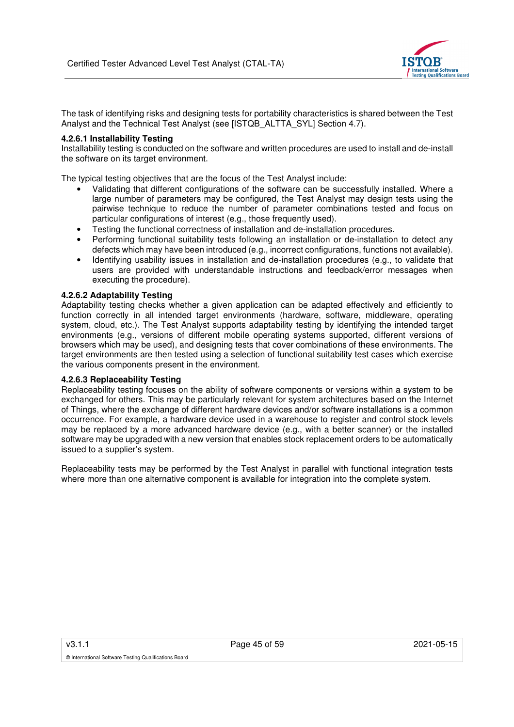The task of identifying risks and designing tests for portability characteristics is shared between the Test Analyst and the Technical Test Analyst (see [ISTQB_ALTTA_SYL] Section 4.7).

#### 4.2.6.1 Installability Testing

Installability testing is conducted on the software and written procedures are used to install and de-install the software on its target environment.

The typical testing objectives that are the focus of the Test Analyst include:

- Validating that different configurations of the software can be successfully installed. Where a large number of parameters may be configured, the Test Analyst may design tests using the pairwise technique to reduce the number of parameter combinations tested and focus on particular configurations of interest (e.g., those frequently used).
- Testing the functional correctness of installation and de-installation procedures.
- Performing functional suitability tests following an installation or de-installation to detect any defects which may have been introduced (e.g., incorrect configurations, functions not available).
- Identifying usability issues in installation and de-installation procedures (e.g., to validate that users are provided with understandable instructions and feedback/error messages when executing the procedure).

#### 4.2.6.2 Adaptability Testing

Adaptability testing checks whether a given application can be adapted effectively and efficiently to function correctly in all intended target environments (hardware, software, middleware, operating system, cloud, etc.). The Test Analyst supports adaptability testing by identifying the intended target environments (e.g., versions of different mobile operating systems supported, different versions of browsers which may be used), and designing tests that cover combinations of these environments. The target environments are then tested using a selection of functional suitability test cases which exercise the various components present in the environment.

#### 4.2.6.3 Replaceability Testing

Replaceability testing focuses on the ability of software components or versions within a system to be exchanged for others. This may be particularly relevant for system architectures based on the Internet of Things, where the exchange of different hardware devices and/or software installations is a common occurrence. For example, a hardware device used in a warehouse to register and control stock levels may be replaced by a more advanced hardware device (e.g., with a better scanner) or the installed software may be upgraded with a new version that enables stock replacement orders to be automatically issued to a supplier's system.

Replaceability tests may be performed by the Test Analyst in parallel with functional integration tests where more than one alternative component is available for integration into the complete system.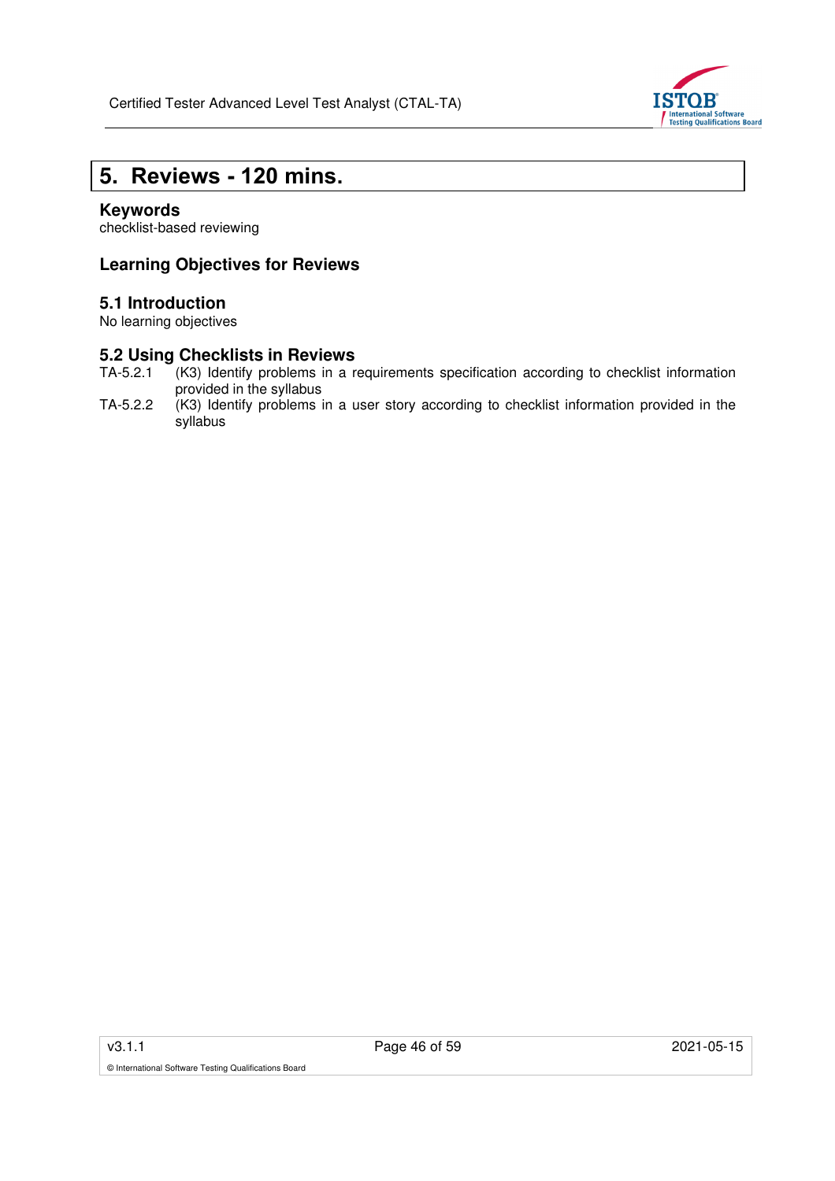# 5. Reviews - 120 mins.

### Keywords

checklist-based reviewing

### Learning Objectives for Reviews

### 5.1 Introduction

No learning objectives

### 5.2 Using Checklists in Reviews

TA-5.2.1 (K3) Identify problems in a requirements specification according to checklist information provided in the syllabus

TA-5.2.2 (K3) Identify problems in a user story according to checklist information provided in the syllabus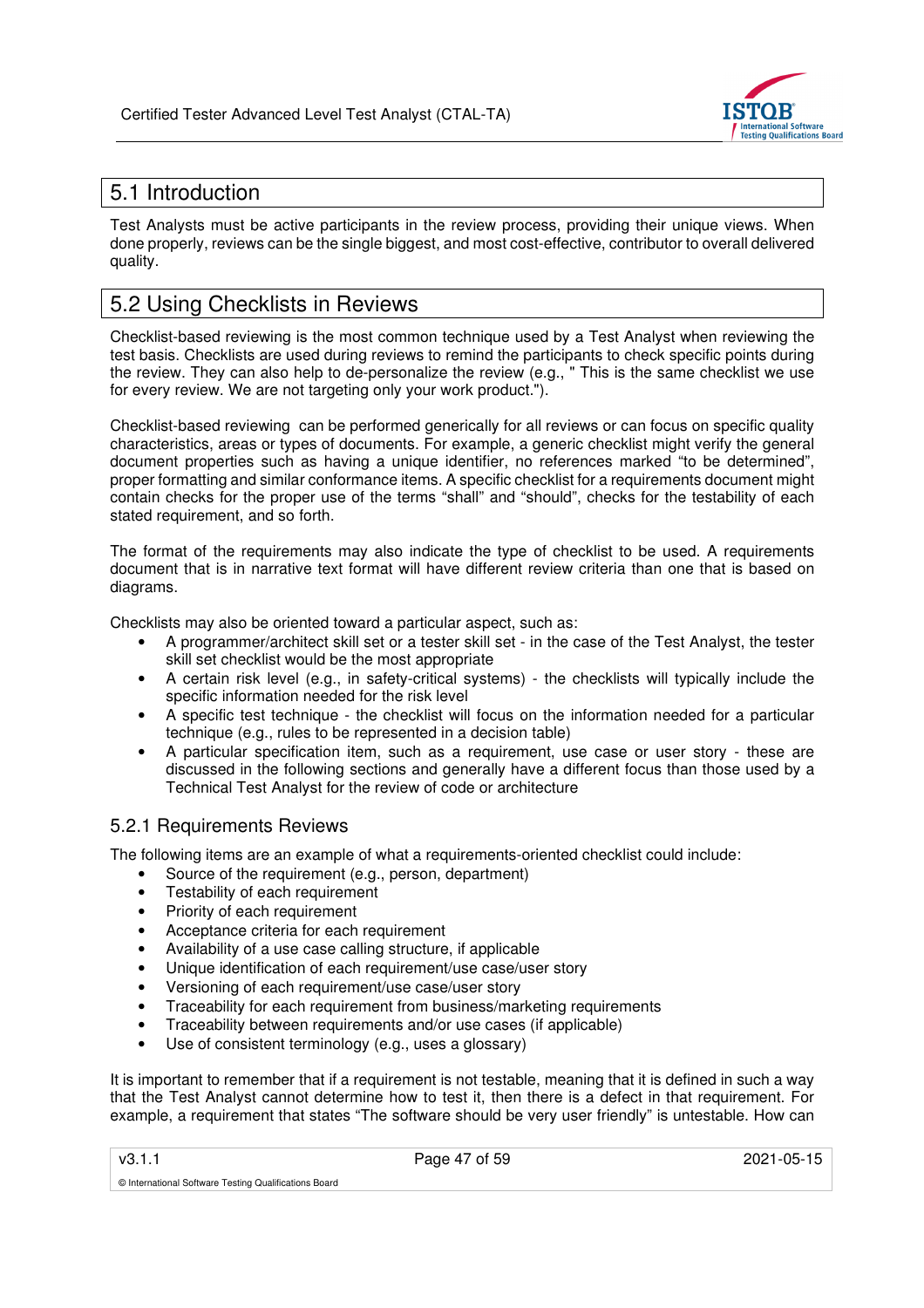## 5.1 Introduction

Test Analysts must be active participants in the review process, providing their unique views. When done properly, reviews can be the single biggest, and most cost-effective, contributor to overall delivered quality.

## 5.2 Using Checklists in Reviews

Checklist-based reviewing is the most common technique used by a Test Analyst when reviewing the test basis. Checklists are used during reviews to remind the participants to check specific points during the review. They can also help to de-personalize the review (e.g., " This is the same checklist we use for every review. We are not targeting only your work product.").

Checklist-based reviewing can be performed generically for all reviews or can focus on specific quality characteristics, areas or types of documents. For example, a generic checklist might verify the general document properties such as having a unique identifier, no references marked "to be determined", proper formatting and similar conformance items. A specific checklist for a requirements document might contain checks for the proper use of the terms "shall" and "should", checks for the testability of each stated requirement, and so forth.

The format of the requirements may also indicate the type of checklist to be used. A requirements document that is in narrative text format will have different review criteria than one that is based on diagrams.

Checklists may also be oriented toward a particular aspect, such as:

- A programmer/architect skill set or a tester skill set - in the case of the Test Analyst, the tester skill set checklist would be the most appropriate
- A certain risk level (e.g., in safety-critical systems) - the checklists will typically include the specific information needed for the risk level
- A specific test technique - the checklist will focus on the information needed for a particular technique (e.g., rules to be represented in a decision table)
- A particular specification item, such as a requirement, use case or user story - these are discussed in the following sections and generally have a different focus than those used by a Technical Test Analyst for the review of code or architecture

### 5.2.1 Requirements Reviews

The following items are an example of what a requirements-oriented checklist could include:

- Source of the requirement (e.g., person, department)
- Testability of each requirement
- Priority of each requirement
- Acceptance criteria for each requirement
- Availability of a use case calling structure, if applicable
- Unique identification of each requirement/use case/user story
- Versioning of each requirement/use case/user story
- Traceability for each requirement from business/marketing requirements
- Traceability between requirements and/or use cases (if applicable)
- Use of consistent terminology (e.g., uses a glossary)

It is important to remember that if a requirement is not testable, meaning that it is defined in such a way that the Test Analyst cannot determine how to test it, then there is a defect in that requirement. For example, a requirement that states "The software should be very user friendly" is untestable. How can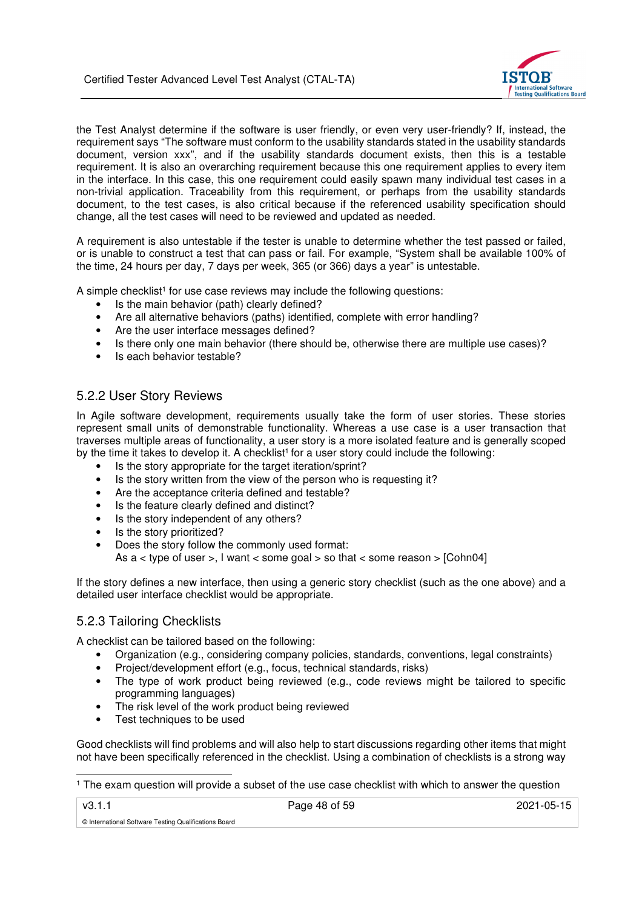the Test Analyst determine if the software is user friendly, or even very user-friendly? If, instead, the requirement says "The software must conform to the usability standards stated in the usability standards document, version xxx", and if the usability standards document exists, then this is a testable requirement. It is also an overarching requirement because this one requirement applies to every item in the interface. In this case, this one requirement could easily spawn many individual test cases in a non-trivial application. Traceability from this requirement, or perhaps from the usability standards document, to the test cases, is also critical because if the referenced usability specification should change, all the test cases will need to be reviewed and updated as needed.

A requirement is also untestable if the tester is unable to determine whether the test passed or failed, or is unable to construct a test that can pass or fail. For example, "System shall be available 100% of the time, 24 hours per day, 7 days per week, 365 (or 366) days a year" is untestable.

A simple checklist[1] for use case reviews may include the following questions:

- Is the main behavior (path) clearly defined?
- Are all alternative behaviors (paths) identified, complete with error handling?
- Are the user interface messages defined?
- Is there only one main behavior (there should be, otherwise there are multiple use cases)?
- Is each behavior testable?

### 5.2.2 User Story Reviews

In Agile software development, requirements usually take the form of user stories. These stories represent small units of demonstrable functionality. Whereas a use case is a user transaction that traverses multiple areas of functionality, a user story is a more isolated feature and is generally scoped by the time it takes to develop it. A checklist[1] for a user story could include the following:

- Is the story appropriate for the target iteration/sprint?
- Is the story written from the view of the person who is requesting it?
- Are the acceptance criteria defined and testable?
- Is the feature clearly defined and distinct?
- Is the story independent of any others?
- Is the story prioritized?
- Does the story follow the commonly used format:
  As a < type of user >, I want < some goal > so that < some reason > [Cohn04]

If the story defines a new interface, then using a generic story checklist (such as the one above) and a detailed user interface checklist would be appropriate.

### 5.2.3 Tailoring Checklists

A checklist can be tailored based on the following:

- Organization (e.g., considering company policies, standards, conventions, legal constraints)
- Project/development effort (e.g., focus, technical standards, risks)
- The type of work product being reviewed (e.g., code reviews might be tailored to specific programming languages)
- The risk level of the work product being reviewed
- Test techniques to be used

Good checklists will find problems and will also help to start discussions regarding other items that might not have been specifically referenced in the checklist. Using a combination of checklists is a strong way

[1] The exam question will provide a subset of the use case checklist with which to answer the question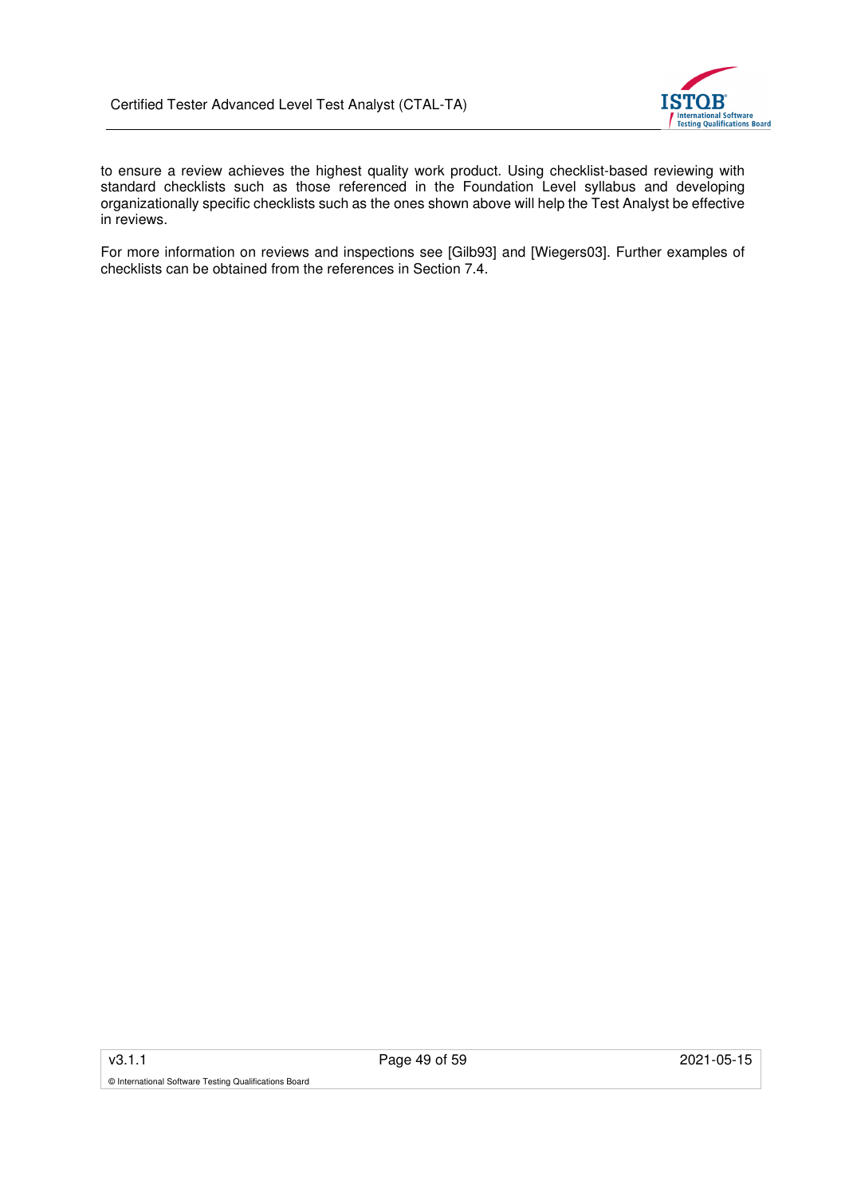to ensure a review achieves the highest quality work product. Using checklist-based reviewing with standard checklists such as those referenced in the Foundation Level syllabus and developing organizationally specific checklists such as the ones shown above will help the Test Analyst be effective in reviews.

For more information on reviews and inspections see [Gilb93] and [Wiegers03]. Further examples of checklists can be obtained from the references in Section 7.4.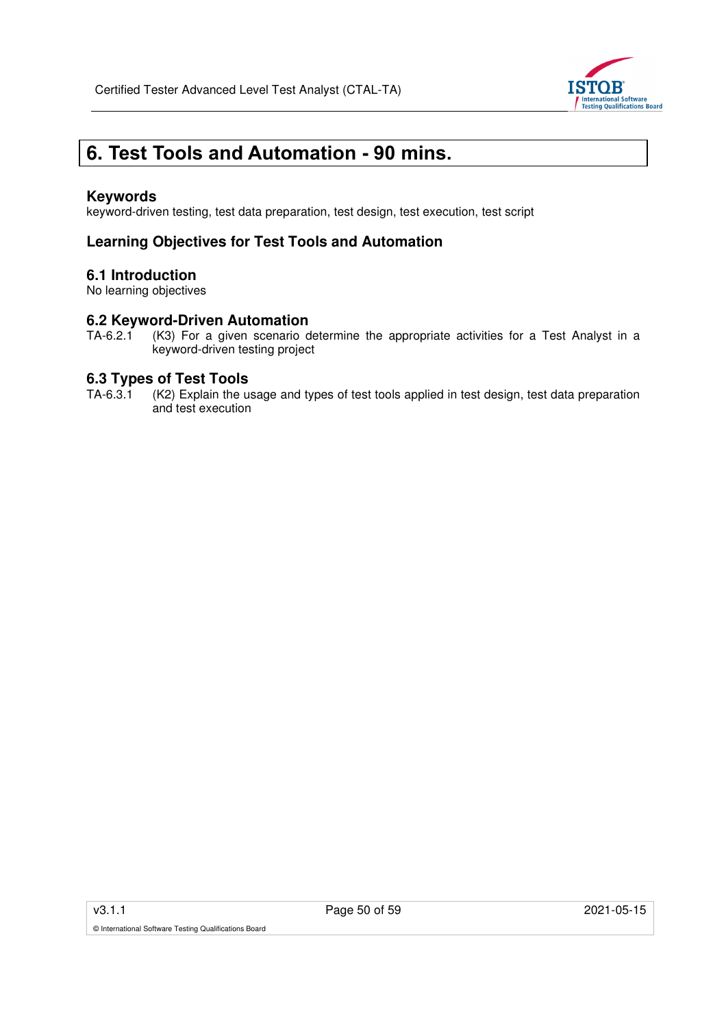# 6. Test Tools and Automation - 90 mins.

### Keywords

keyword-driven testing, test data preparation, test design, test execution, test script

### Learning Objectives for Test Tools and Automation

### 6.1 Introduction

No learning objectives

### 6.2 Keyword-Driven Automation

TA-6.2.1 (K3) For a given scenario determine the appropriate activities for a Test Analyst in a keyword-driven testing project

### 6.3 Types of Test Tools

TA-6.3.1 (K2) Explain the usage and types of test tools applied in test design, test data preparation and test execution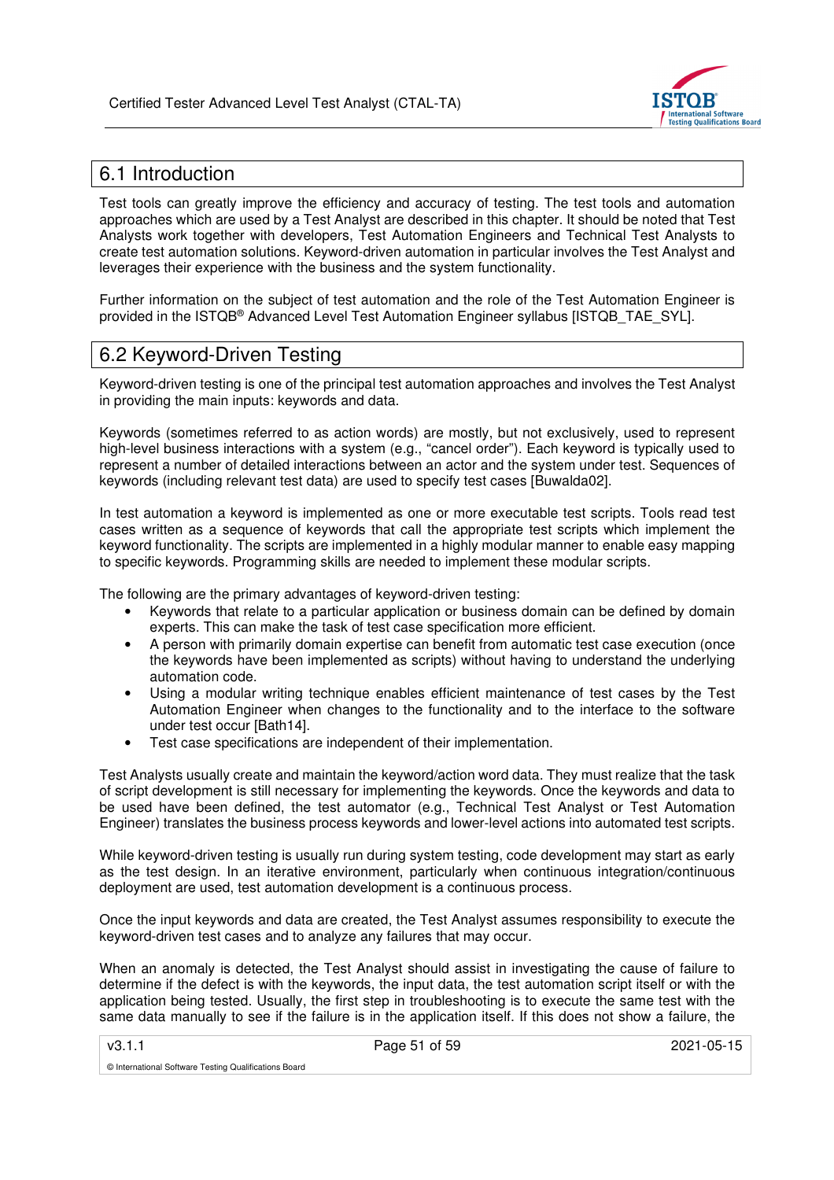## 6.1 Introduction

Test tools can greatly improve the efficiency and accuracy of testing. The test tools and automation approaches which are used by a Test Analyst are described in this chapter. It should be noted that Test Analysts work together with developers, Test Automation Engineers and Technical Test Analysts to create test automation solutions. Keyword-driven automation in particular involves the Test Analyst and leverages their experience with the business and the system functionality.

Further information on the subject of test automation and the role of the Test Automation Engineer is provided in the ISTQB® Advanced Level Test Automation Engineer syllabus [ISTQB_TAE_SYL].

## 6.2 Keyword-Driven Testing

Keyword-driven testing is one of the principal test automation approaches and involves the Test Analyst in providing the main inputs: keywords and data.

Keywords (sometimes referred to as action words) are mostly, but not exclusively, used to represent high-level business interactions with a system (e.g., "cancel order"). Each keyword is typically used to represent a number of detailed interactions between an actor and the system under test. Sequences of keywords (including relevant test data) are used to specify test cases [Buwalda02].

In test automation a keyword is implemented as one or more executable test scripts. Tools read test cases written as a sequence of keywords that call the appropriate test scripts which implement the keyword functionality. The scripts are implemented in a highly modular manner to enable easy mapping to specific keywords. Programming skills are needed to implement these modular scripts.

The following are the primary advantages of keyword-driven testing:

- Keywords that relate to a particular application or business domain can be defined by domain experts. This can make the task of test case specification more efficient.
- A person with primarily domain expertise can benefit from automatic test case execution (once the keywords have been implemented as scripts) without having to understand the underlying automation code.
- Using a modular writing technique enables efficient maintenance of test cases by the Test Automation Engineer when changes to the functionality and to the interface to the software under test occur [Bath14].
- Test case specifications are independent of their implementation.

Test Analysts usually create and maintain the keyword/action word data. They must realize that the task of script development is still necessary for implementing the keywords. Once the keywords and data to be used have been defined, the test automator (e.g., Technical Test Analyst or Test Automation Engineer) translates the business process keywords and lower-level actions into automated test scripts.

While keyword-driven testing is usually run during system testing, code development may start as early as the test design. In an iterative environment, particularly when continuous integration/continuous deployment are used, test automation development is a continuous process.

Once the input keywords and data are created, the Test Analyst assumes responsibility to execute the keyword-driven test cases and to analyze any failures that may occur.

When an anomaly is detected, the Test Analyst should assist in investigating the cause of failure to determine if the defect is with the keywords, the input data, the test automation script itself or with the application being tested. Usually, the first step in troubleshooting is to execute the same test with the same data manually to see if the failure is in the application itself. If this does not show a failure, the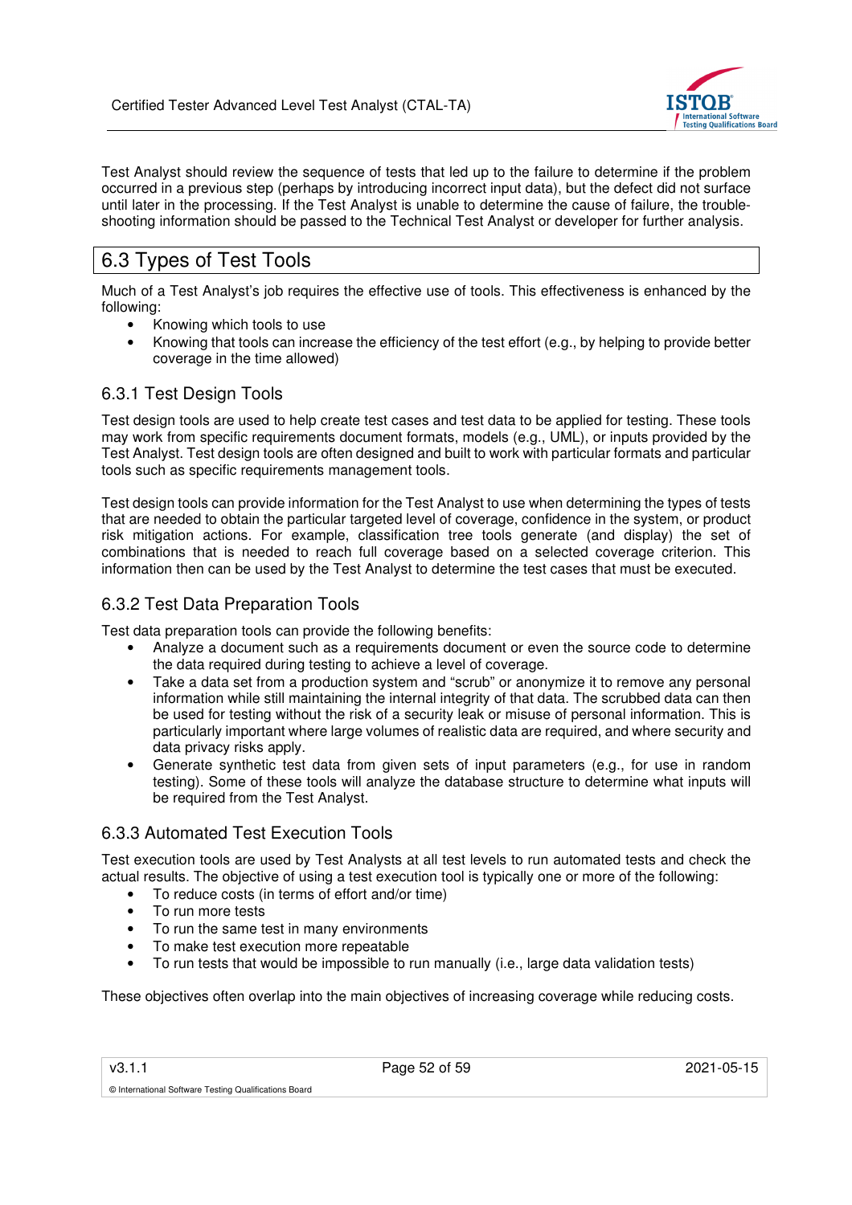Test Analyst should review the sequence of tests that led up to the failure to determine if the problem occurred in a previous step (perhaps by introducing incorrect input data), but the defect did not surface until later in the processing. If the Test Analyst is unable to determine the cause of failure, the trouble-shooting information should be passed to the Technical Test Analyst or developer for further analysis.

## 6.3 Types of Test Tools

Much of a Test Analyst's job requires the effective use of tools. This effectiveness is enhanced by the following:

- Knowing which tools to use
- Knowing that tools can increase the efficiency of the test effort (e.g., by helping to provide better coverage in the time allowed)

### 6.3.1 Test Design Tools

Test design tools are used to help create test cases and test data to be applied for testing. These tools may work from specific requirements document formats, models (e.g., UML), or inputs provided by the Test Analyst. Test design tools are often designed and built to work with particular formats and particular tools such as specific requirements management tools.

Test design tools can provide information for the Test Analyst to use when determining the types of tests that are needed to obtain the particular targeted level of coverage, confidence in the system, or product risk mitigation actions. For example, classification tree tools generate (and display) the set of combinations that is needed to reach full coverage based on a selected coverage criterion. This information then can be used by the Test Analyst to determine the test cases that must be executed.

### 6.3.2 Test Data Preparation Tools

Test data preparation tools can provide the following benefits:

- Analyze a document such as a requirements document or even the source code to determine the data required during testing to achieve a level of coverage.
- Take a data set from a production system and "scrub" or anonymize it to remove any personal information while still maintaining the internal integrity of that data. The scrubbed data can then be used for testing without the risk of a security leak or misuse of personal information. This is particularly important where large volumes of realistic data are required, and where security and data privacy risks apply.
- Generate synthetic test data from given sets of input parameters (e.g., for use in random testing). Some of these tools will analyze the database structure to determine what inputs will be required from the Test Analyst.

### 6.3.3 Automated Test Execution Tools

Test execution tools are used by Test Analysts at all test levels to run automated tests and check the actual results. The objective of using a test execution tool is typically one or more of the following:

- To reduce costs (in terms of effort and/or time)
- To run more tests
- To run the same test in many environments
- To make test execution more repeatable
- To run tests that would be impossible to run manually (i.e., large data validation tests)

These objectives often overlap into the main objectives of increasing coverage while reducing costs.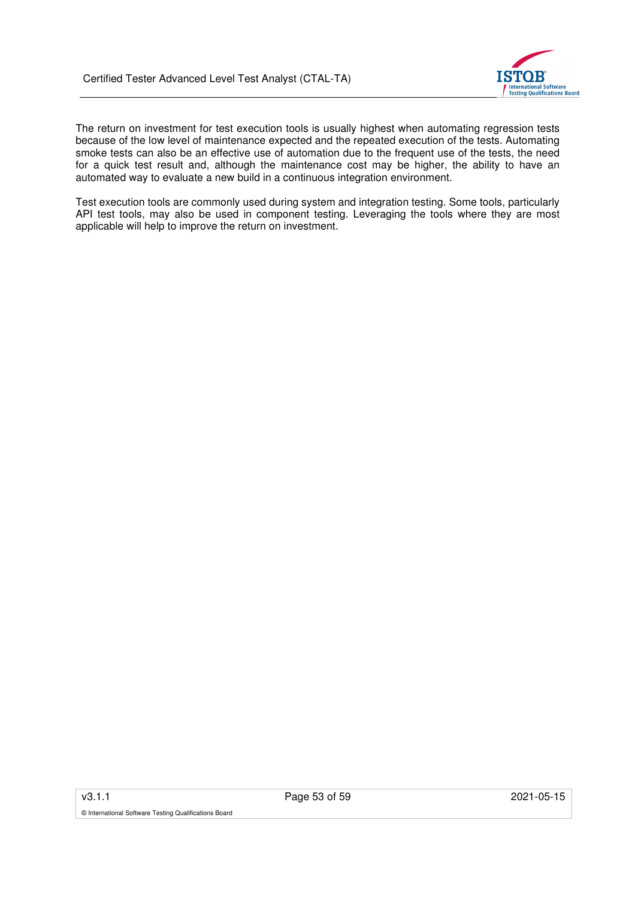The return on investment for test execution tools is usually highest when automating regression tests because of the low level of maintenance expected and the repeated execution of the tests. Automating smoke tests can also be an effective use of automation due to the frequent use of the tests, the need for a quick test result and, although the maintenance cost may be higher, the ability to have an automated way to evaluate a new build in a continuous integration environment.

Test execution tools are commonly used during system and integration testing. Some tools, particularly API test tools, may also be used in component testing. Leveraging the tools where they are most applicable will help to improve the return on investment.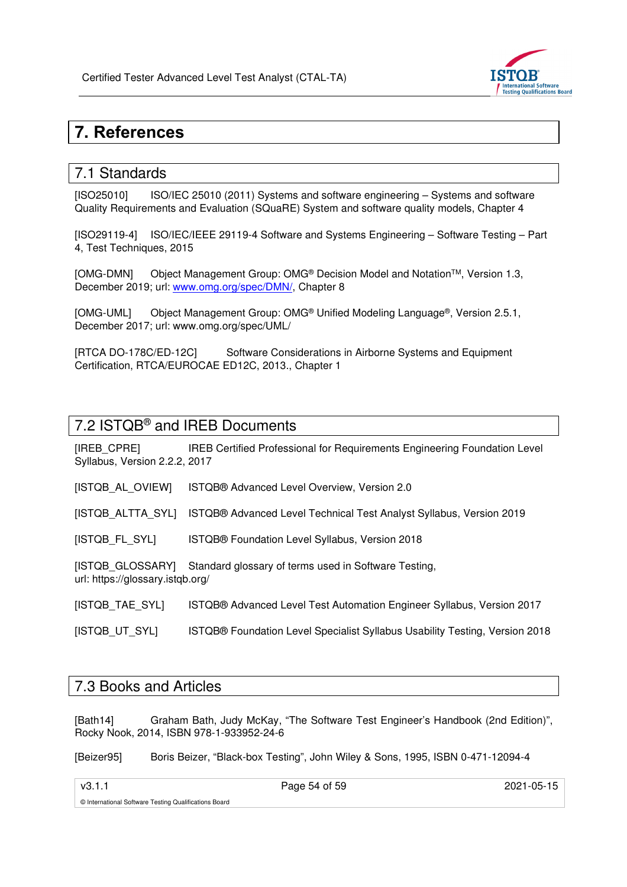# 7. References

## 7.1 Standards

[ISO25010] ISO/IEC 25010 (2011) Systems and software engineering – Systems and software Quality Requirements and Evaluation (SQuaRE) System and software quality models, Chapter 4

[ISO29119-4] ISO/IEC/IEEE 29119-4 Software and Systems Engineering – Software Testing – Part 4, Test Techniques, 2015

[OMG-DMN] Object Management Group: OMG® Decision Model and Notation™, Version 1.3, December 2019; url: www.omg.org/spec/DMN/, Chapter 8

[OMG-UML] Object Management Group: OMG® Unified Modeling Language®, Version 2.5.1, December 2017; url: www.omg.org/spec/UML/

[RTCA DO-178C/ED-12C] Software Considerations in Airborne Systems and Equipment Certification, RTCA/EUROCAE ED12C, 2013., Chapter 1

## 7.2 ISTQB® and IREB Documents

[IREB_CPRE] IREB Certified Professional for Requirements Engineering Foundation Level Syllabus, Version 2.2.2, 2017

[ISTQB_AL_OVIEW] ISTQB® Advanced Level Overview, Version 2.0

[ISTQB_ALTTA_SYL] ISTQB® Advanced Level Technical Test Analyst Syllabus, Version 2019

[ISTQB_FL_SYL] ISTQB® Foundation Level Syllabus, Version 2018

[ISTQB_GLOSSARY] Standard glossary of terms used in Software Testing, url: https://glossary.istqb.org/

[ISTQB_TAE_SYL] ISTQB® Advanced Level Test Automation Engineer Syllabus, Version 2017

[ISTQB_UT_SYL] ISTQB® Foundation Level Specialist Syllabus Usability Testing, Version 2018

## 7.3 Books and Articles

[Bath14] Graham Bath, Judy McKay, "The Software Test Engineer's Handbook (2nd Edition)", Rocky Nook, 2014, ISBN 978-1-933952-24-6

[Beizer95] Boris Beizer, "Black-box Testing", John Wiley & Sons, 1995, ISBN 0-471-12094-4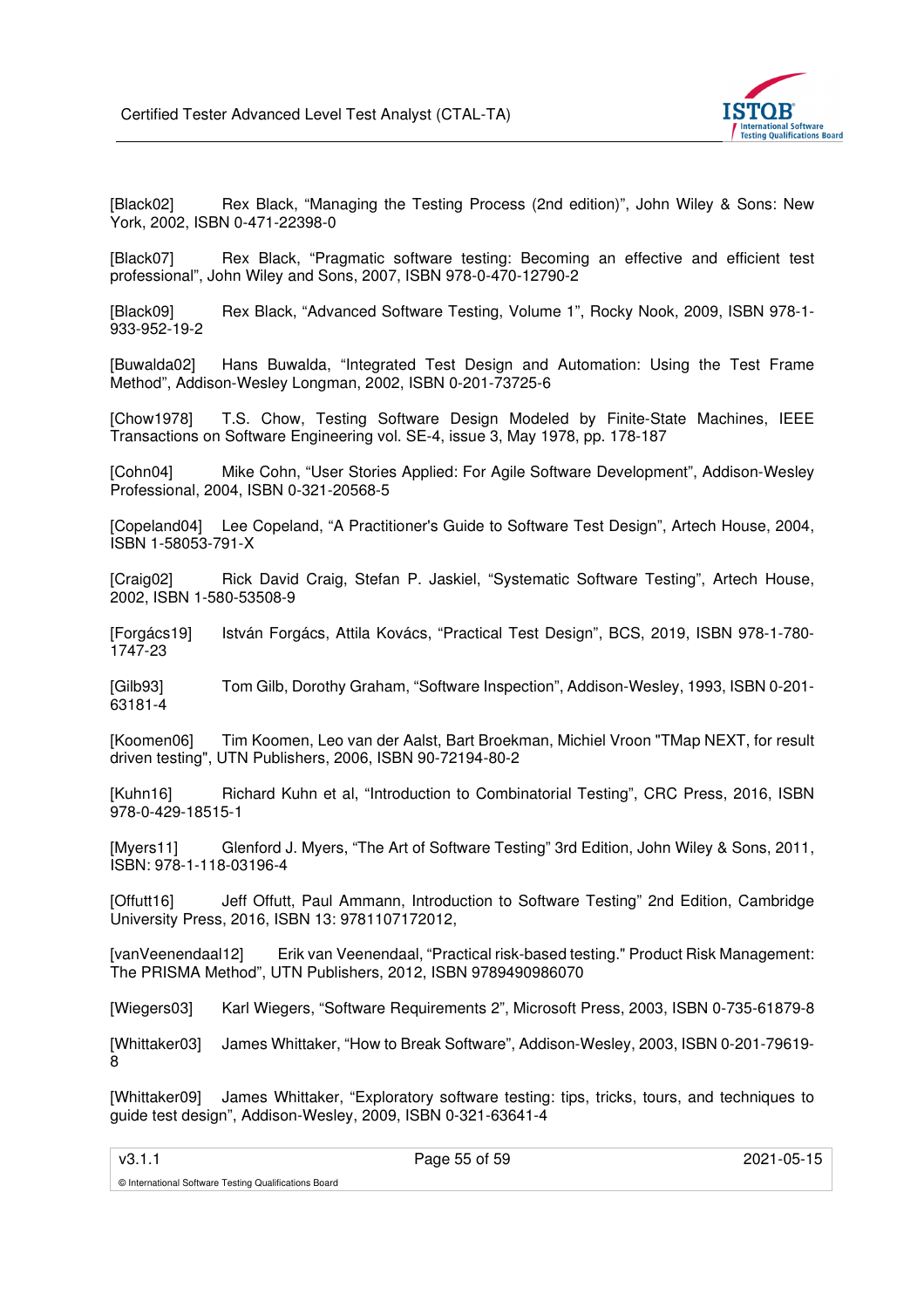[Black02] Rex Black, “Managing the Testing Process (2nd edition)”, John Wiley & Sons: New York, 2002, ISBN 0-471-22398-0

[Black07] Rex Black, “Pragmatic software testing: Becoming an effective and efficient test professional”, John Wiley and Sons, 2007, ISBN 978-0-470-12790-2

[Black09] Rex Black, “Advanced Software Testing, Volume 1”, Rocky Nook, 2009, ISBN 978-1-933-952-19-2

[Buwalda02] Hans Buwalda, “Integrated Test Design and Automation: Using the Test Frame Method”, Addison-Wesley Longman, 2002, ISBN 0-201-73725-6

[Chow1978] T.S. Chow, Testing Software Design Modeled by Finite-State Machines, IEEE Transactions on Software Engineering vol. SE-4, issue 3, May 1978, pp. 178-187

[Cohn04] Mike Cohn, “User Stories Applied: For Agile Software Development”, Addison-Wesley Professional, 2004, ISBN 0-321-20568-5

[Copeland04] Lee Copeland, “A Practitioner's Guide to Software Test Design”, Artech House, 2004, ISBN 1-58053-791-X

[Craig02] Rick David Craig, Stefan P. Jaskiel, “Systematic Software Testing”, Artech House, 2002, ISBN 1-580-53508-9

[Forgács19] István Forgács, Attila Kovács, “Practical Test Design”, BCS, 2019, ISBN 978-1-780-1747-23

[Gilb93] Tom Gilb, Dorothy Graham, “Software Inspection”, Addison-Wesley, 1993, ISBN 0-201-63181-4

[Koomen06] Tim Koomen, Leo van der Aalst, Bart Broekman, Michiel Vroon "TMap NEXT, for result driven testing", UTN Publishers, 2006, ISBN 90-72194-80-2

[Kuhn16] Richard Kuhn et al, “Introduction to Combinatorial Testing”, CRC Press, 2016, ISBN 978-0-429-18515-1

[Myers11] Glenford J. Myers, “The Art of Software Testing” 3rd Edition, John Wiley & Sons, 2011, ISBN: 978-1-118-03196-4

[Offutt16] Jeff Offutt, Paul Ammann, Introduction to Software Testing” 2nd Edition, Cambridge University Press, 2016, ISBN 13: 9781107172012,

[vanVeenendaal12] Erik van Veenendaal, “Practical risk-based testing." Product Risk Management: The PRISMA Method”, UTN Publishers, 2012, ISBN 9789490986070

[Wiegers03] Karl Wiegers, “Software Requirements 2”, Microsoft Press, 2003, ISBN 0-735-61879-8

[Whittaker03] James Whittaker, “How to Break Software”, Addison-Wesley, 2003, ISBN 0-201-79619-8

[Whittaker09] James Whittaker, “Exploratory software testing: tips, tricks, tours, and techniques to guide test design”, Addison-Wesley, 2009, ISBN 0-321-63641-4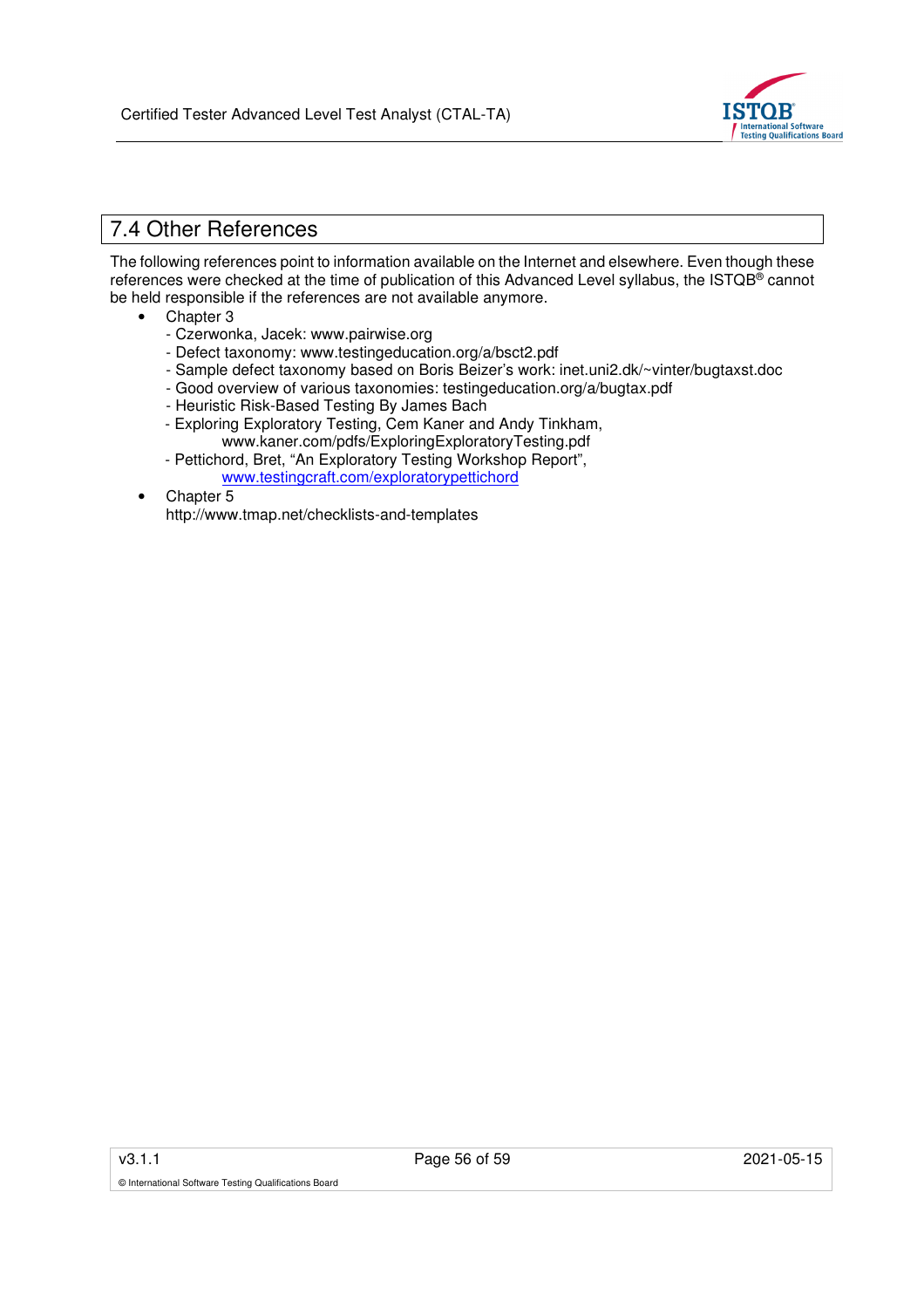## 7.4 Other References

The following references point to information available on the Internet and elsewhere. Even though these references were checked at the time of publication of this Advanced Level syllabus, the ISTQB® cannot be held responsible if the references are not available anymore.

- Chapter 3
  - Czerwonka, Jacek: www.pairwise.org
  - Defect taxonomy: www.testingeducation.org/a/bsct2.pdf
  - Sample defect taxonomy based on Boris Beizer's work: inet.uni2.dk/~vinter/bugtaxst.doc
  - Good overview of various taxonomies: testingeducation.org/a/bugtax.pdf
  - Heuristic Risk-Based Testing By James Bach
  - Exploring Exploratory Testing, Cem Kaner and Andy Tinkham, www.kaner.com/pdfs/ExploringExploratoryTesting.pdf
  - Pettichord, Bret, "An Exploratory Testing Workshop Report", [www.testingcraft.com/exploratorypettichord](http://www.testingcraft.com/exploratorypettichord)
- Chapter 5
  http://www.tmap.net/checklists-and-templates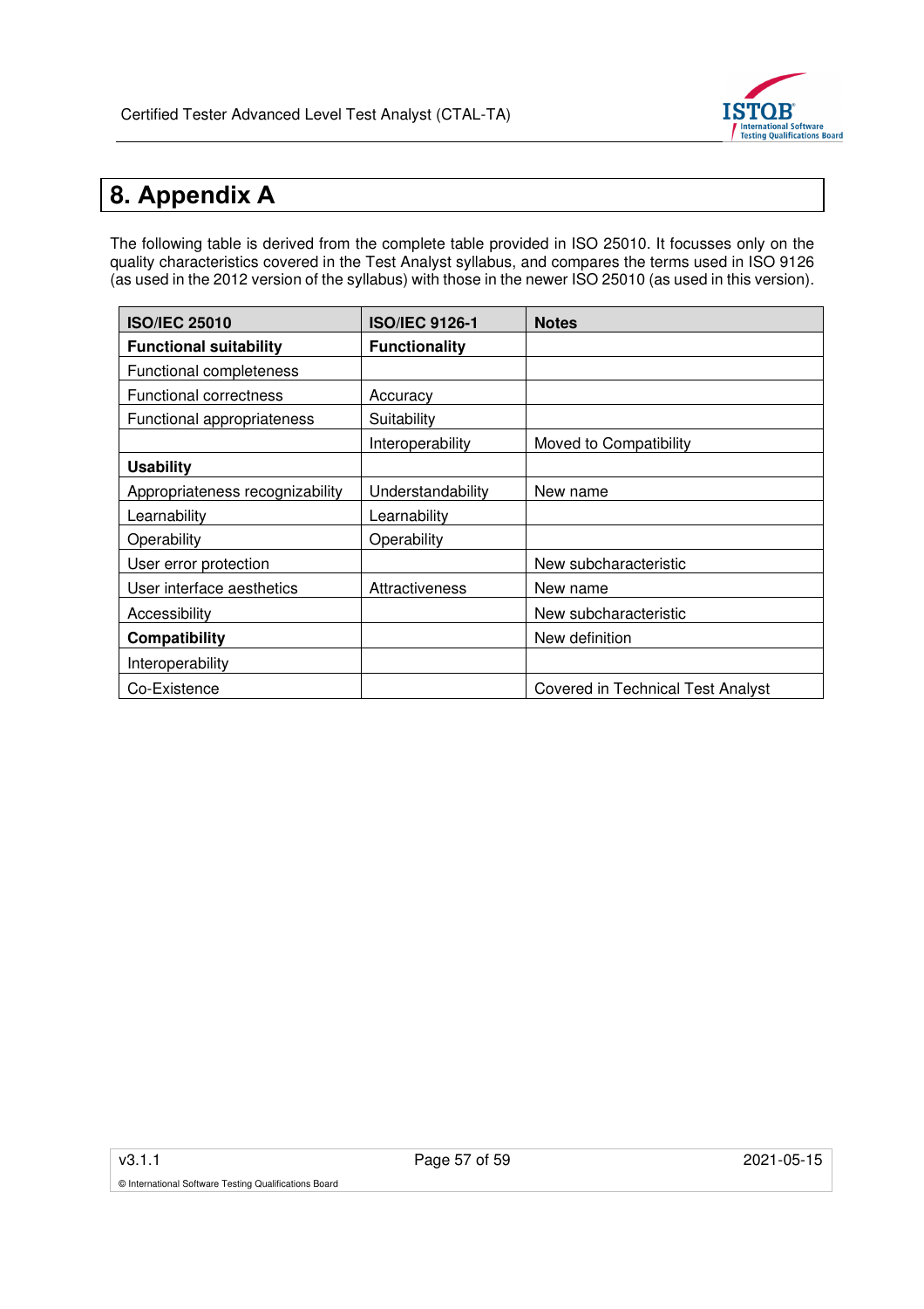# 8. Appendix A

The following table is derived from the complete table provided in ISO 25010. It focusses only on the quality characteristics covered in the Test Analyst syllabus, and compares the terms used in ISO 9126 (as used in the 2012 version of the syllabus) with those in the newer ISO 25010 (as used in this version).

| ISO/IEC 25010 | ISO/IEC 9126-1 | Notes |
|---|---|---|
| **Functional suitability** | **Functionality** | |
| Functional completeness | | |
| Functional correctness | Accuracy | |
| Functional appropriateness | Suitability | |
| | Interoperability | Moved to Compatibility |
| **Usability** | | |
| Appropriateness recognizability | Understandability | New name |
| Learnability | Learnability | |
| Operability | Operability | |
| User error protection | | New subcharacteristic |
| User interface aesthetics | Attractiveness | New name |
| Accessibility | | New subcharacteristic |
| **Compatibility** | | New definition |
| Interoperability | | |
| Co-Existence | | Covered in Technical Test Analyst |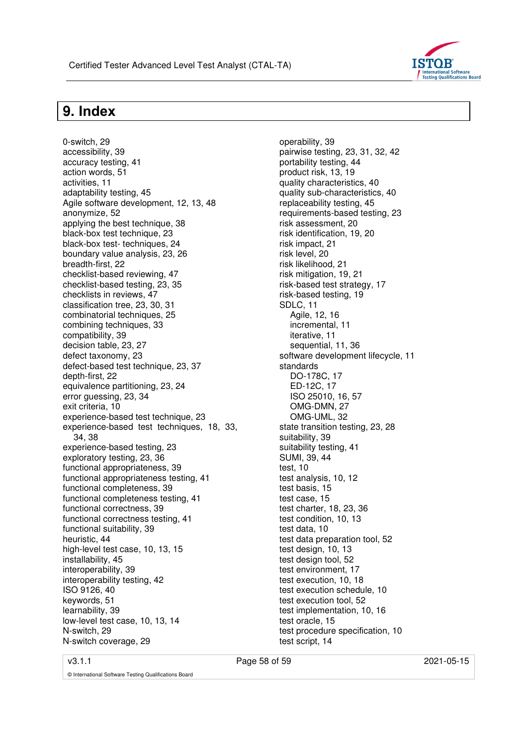# 9. Index

0-switch, 29
accessibility, 39
accuracy testing, 41
action words, 51
activities, 11
adaptability testing, 45
Agile software development, 12, 13, 48
anonymize, 52
applying the best technique, 38
black-box test technique, 23
black-box test- techniques, 24
boundary value analysis, 23, 26
breadth-first, 22
checklist-based reviewing, 47
checklist-based testing, 23, 35
checklists in reviews, 47
classification tree, 23, 30, 31
combinatorial techniques, 25
combining techniques, 33
compatibility, 39
decision table, 23, 27
defect taxonomy, 23
defect-based test technique, 23, 37
depth-first, 22
equivalence partitioning, 23, 24
error guessing, 23, 34
exit criteria, 10
experience-based test technique, 23
experience-based test techniques, 18, 33, 34, 38
experience-based testing, 23
exploratory testing, 23, 36
functional appropriateness, 39
functional appropriateness testing, 41
functional completeness, 39
functional completeness testing, 41
functional correctness, 39
functional correctness testing, 41
functional suitability, 39
heuristic, 44
high-level test case, 10, 13, 15
installability, 45
interoperability, 39
interoperability testing, 42
ISO 9126, 40
keywords, 51
learnability, 39
low-level test case, 10, 13, 14
N-switch, 29
N-switch coverage, 29
operability, 39
pairwise testing, 23, 31, 32, 42
portability testing, 44
product risk, 13, 19
quality characteristics, 40
quality sub-characteristics, 40
replaceability testing, 45
requirements-based testing, 23
risk assessment, 20
risk identification, 19, 20
risk impact, 21
risk level, 20
risk likelihood, 21
risk mitigation, 19, 21
risk-based test strategy, 17
risk-based testing, 19
SDLC, 11
- Agile, 12, 16
- incremental, 11
- iterative, 11
- sequential, 11, 36

software development lifecycle, 11
standards
- DO-178C, 17
- ED-12C, 17
- ISO 25010, 16, 57
- OMG-DMN, 27
- OMG-UML, 32

state transition testing, 23, 28
suitability, 39
suitability testing, 41
SUMI, 39, 44
test, 10
test analysis, 10, 12
test basis, 15
test case, 15
test charter, 18, 23, 36
test condition, 10, 13
test data, 10
test data preparation tool, 52
test design, 10, 13
test design tool, 52
test environment, 17
test execution, 10, 18
test execution schedule, 10
test execution tool, 52
test implementation, 10, 16
test oracle, 15
test procedure specification, 10
test script, 14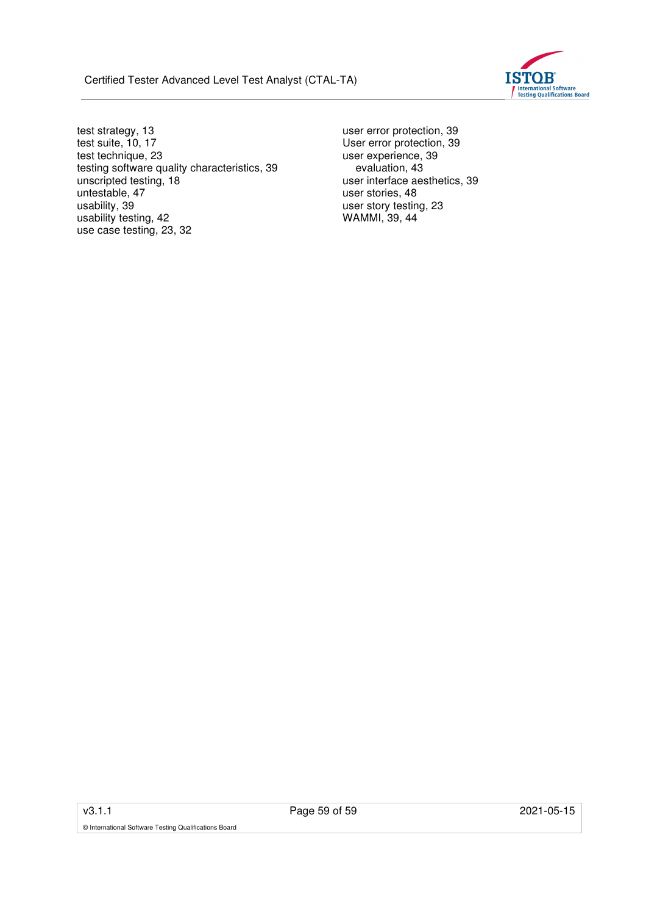test strategy, 13
test suite, 10, 17
test technique, 23
testing software quality characteristics, 39
unscripted testing, 18
untestable, 47
usability, 39
usability testing, 42
use case testing, 23, 32
user error protection, 39
User error protection, 39
user experience, 39
  evaluation, 43
user interface aesthetics, 39
user stories, 48
user story testing, 23
WAMMI, 39, 44